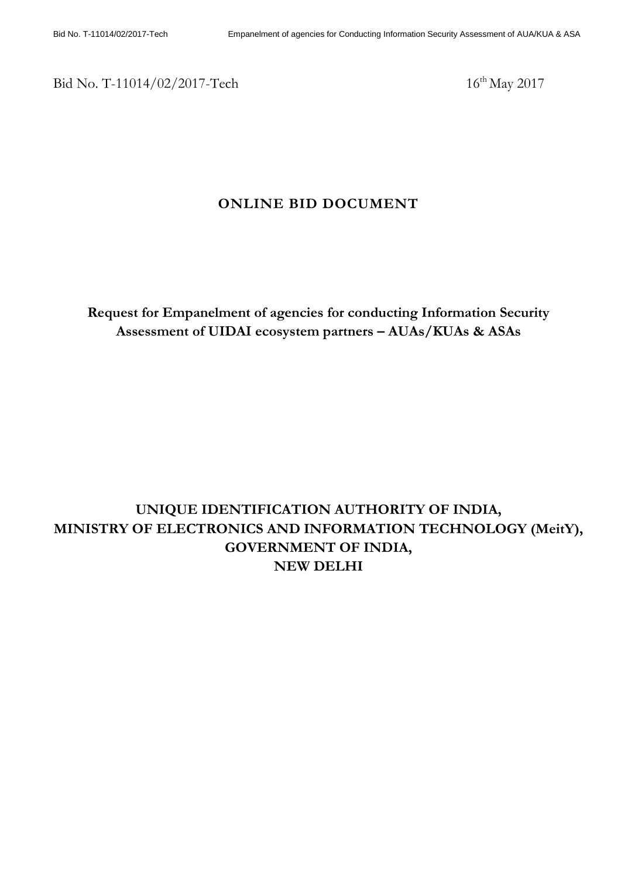Bid No. T-11014/02/2017-Tech 16th May 2017

# ONLINE BID DOCUMENT

## Request for Empanelment of agencies for conducting Information Security Assessment of UIDAI ecosystem partners – AUAs/KUAs & ASAs

**UNIQUE IDENTIFICATION AUTHORITY OF INDIA,**
**MINISTRY OF ELECTRONICS AND INFORMATION TECHNOLOGY (MeitY),**
**GOVERNMENT OF INDIA,**
**NEW DELHI**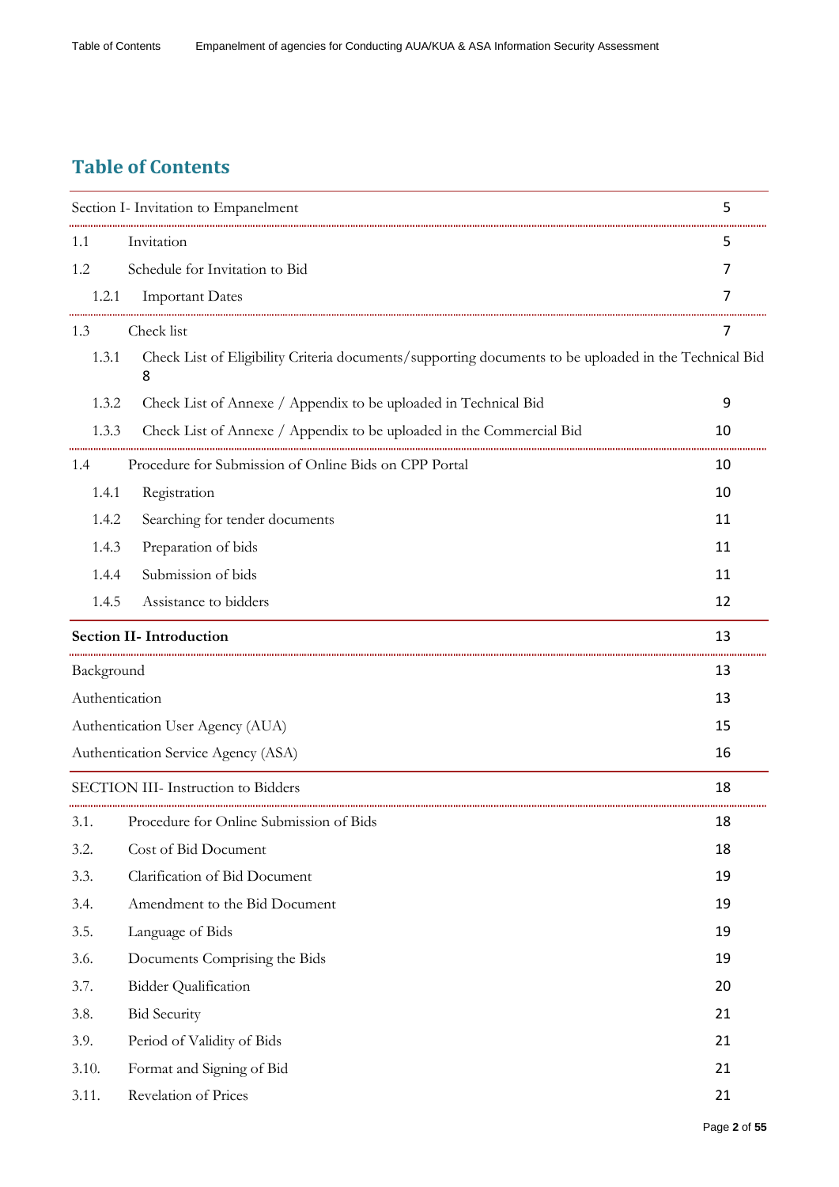## Table of Contents

| | | |
|---|---|---|
| Section I- Invitation to Empanelment | | 5 |
| 1.1 | Invitation | 5 |
| 1.2 | Schedule for Invitation to Bid | 7 |
| 1.2.1 | Important Dates | 7 |
| 1.3 | Check list | 7 |
| 1.3.1 | Check List of Eligibility Criteria documents/supporting documents to be uploaded in the Technical Bid | 8 |
| 1.3.2 | Check List of Annexe / Appendix to be uploaded in Technical Bid | 9 |
| 1.3.3 | Check List of Annexe / Appendix to be uploaded in the Commercial Bid | 10 |
| 1.4 | Procedure for Submission of Online Bids on CPP Portal | 10 |
| 1.4.1 | Registration | 10 |
| 1.4.2 | Searching for tender documents | 11 |
| 1.4.3 | Preparation of bids | 11 |
| 1.4.4 | Submission of bids | 11 |
| 1.4.5 | Assistance to bidders | 12 |
| **Section II- Introduction** | | 13 |
| Background | | 13 |
| Authentication | | 13 |
| Authentication User Agency (AUA) | | 15 |
| Authentication Service Agency (ASA) | | 16 |
| SECTION III- Instruction to Bidders | | 18 |
| 3.1. | Procedure for Online Submission of Bids | 18 |
| 3.2. | Cost of Bid Document | 18 |
| 3.3. | Clarification of Bid Document | 19 |
| 3.4. | Amendment to the Bid Document | 19 |
| 3.5. | Language of Bids | 19 |
| 3.6. | Documents Comprising the Bids | 19 |
| 3.7. | Bidder Qualification | 20 |
| 3.8. | Bid Security | 21 |
| 3.9. | Period of Validity of Bids | 21 |
| 3.10. | Format and Signing of Bid | 21 |
| 3.11. | Revelation of Prices | 21 |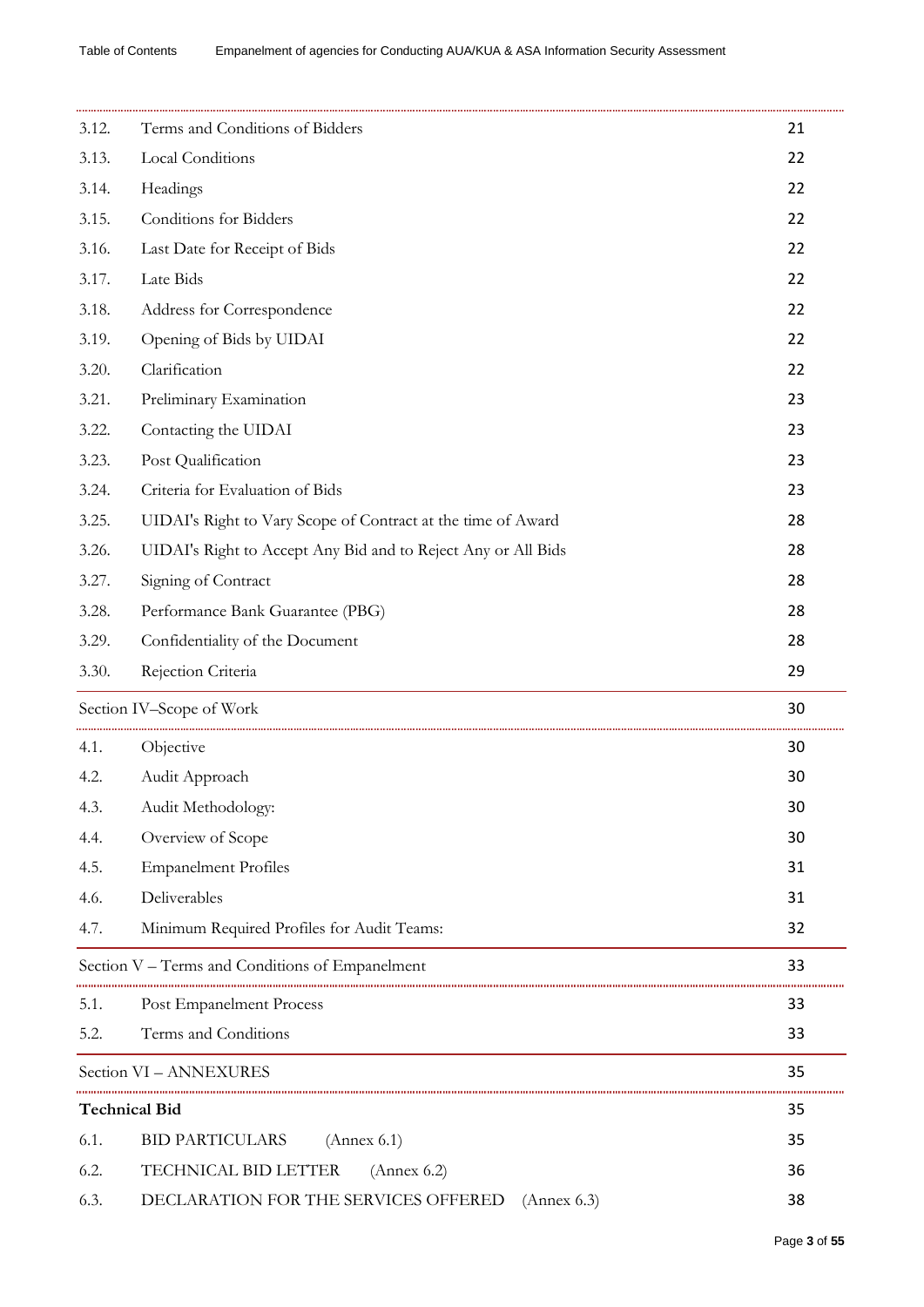| | | |
|---|---|---|
| 3.12. | Terms and Conditions of Bidders | 21 |
| 3.13. | Local Conditions | 22 |
| 3.14. | Headings | 22 |
| 3.15. | Conditions for Bidders | 22 |
| 3.16. | Last Date for Receipt of Bids | 22 |
| 3.17. | Late Bids | 22 |
| 3.18. | Address for Correspondence | 22 |
| 3.19. | Opening of Bids by UIDAI | 22 |
| 3.20. | Clarification | 22 |
| 3.21. | Preliminary Examination | 23 |
| 3.22. | Contacting the UIDAI | 23 |
| 3.23. | Post Qualification | 23 |
| 3.24. | Criteria for Evaluation of Bids | 23 |
| 3.25. | UIDAI's Right to Vary Scope of Contract at the time of Award | 28 |
| 3.26. | UIDAI's Right to Accept Any Bid and to Reject Any or All Bids | 28 |
| 3.27. | Signing of Contract | 28 |
| 3.28. | Performance Bank Guarantee (PBG) | 28 |
| 3.29. | Confidentiality of the Document | 28 |
| 3.30. | Rejection Criteria | 29 |
| Section IV–Scope of Work | | 30 |
| 4.1. | Objective | 30 |
| 4.2. | Audit Approach | 30 |
| 4.3. | Audit Methodology: | 30 |
| 4.4. | Overview of Scope | 30 |
| 4.5. | Empanelment Profiles | 31 |
| 4.6. | Deliverables | 31 |
| 4.7. | Minimum Required Profiles for Audit Teams: | 32 |
| Section V – Terms and Conditions of Empanelment | | 33 |
| 5.1. | Post Empanelment Process | 33 |
| 5.2. | Terms and Conditions | 33 |
| Section VI – ANNEXURES | | 35 |
| **Technical Bid** | | 35 |
| 6.1. | BID PARTICULARS (Annex 6.1) | 35 |
| 6.2. | TECHNICAL BID LETTER (Annex 6.2) | 36 |
| 6.3. | DECLARATION FOR THE SERVICES OFFERED (Annex 6.3) | 38 |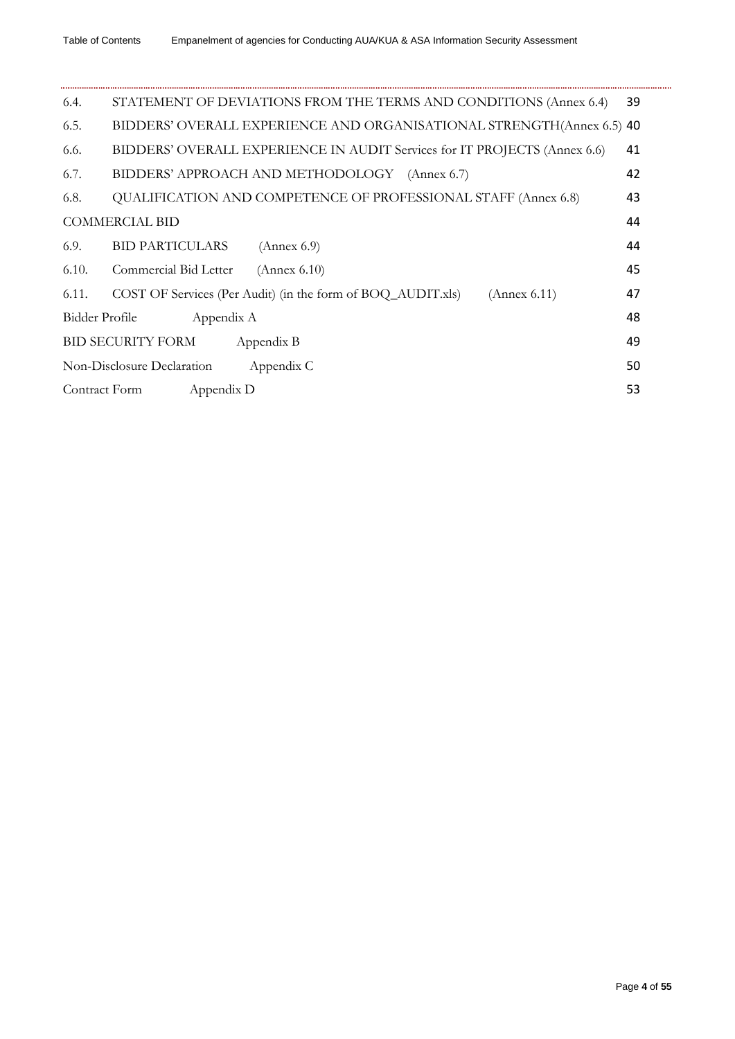| | | |
|---|---|---|
| 6.4. | STATEMENT OF DEVIATIONS FROM THE TERMS AND CONDITIONS (Annex 6.4) | 39 |
| 6.5. | BIDDERS' OVERALL EXPERIENCE AND ORGANISATIONAL STRENGTH(Annex 6.5) | 40 |
| 6.6. | BIDDERS' OVERALL EXPERIENCE IN AUDIT Services for IT PROJECTS (Annex 6.6) | 41 |
| 6.7. | BIDDERS' APPROACH AND METHODOLOGY (Annex 6.7) | 42 |
| 6.8. | QUALIFICATION AND COMPETENCE OF PROFESSIONAL STAFF (Annex 6.8) | 43 |
| COMMERCIAL BID | | 44 |
| 6.9. | BID PARTICULARS (Annex 6.9) | 44 |
| 6.10. | Commercial Bid Letter (Annex 6.10) | 45 |
| 6.11. | COST OF Services (Per Audit) (in the form of BOQ_AUDIT.xls) (Annex 6.11) | 47 |
| Bidder Profile | Appendix A | 48 |
| BID SECURITY FORM | Appendix B | 49 |
| Non-Disclosure Declaration | Appendix C | 50 |
| Contract Form | Appendix D | 53 |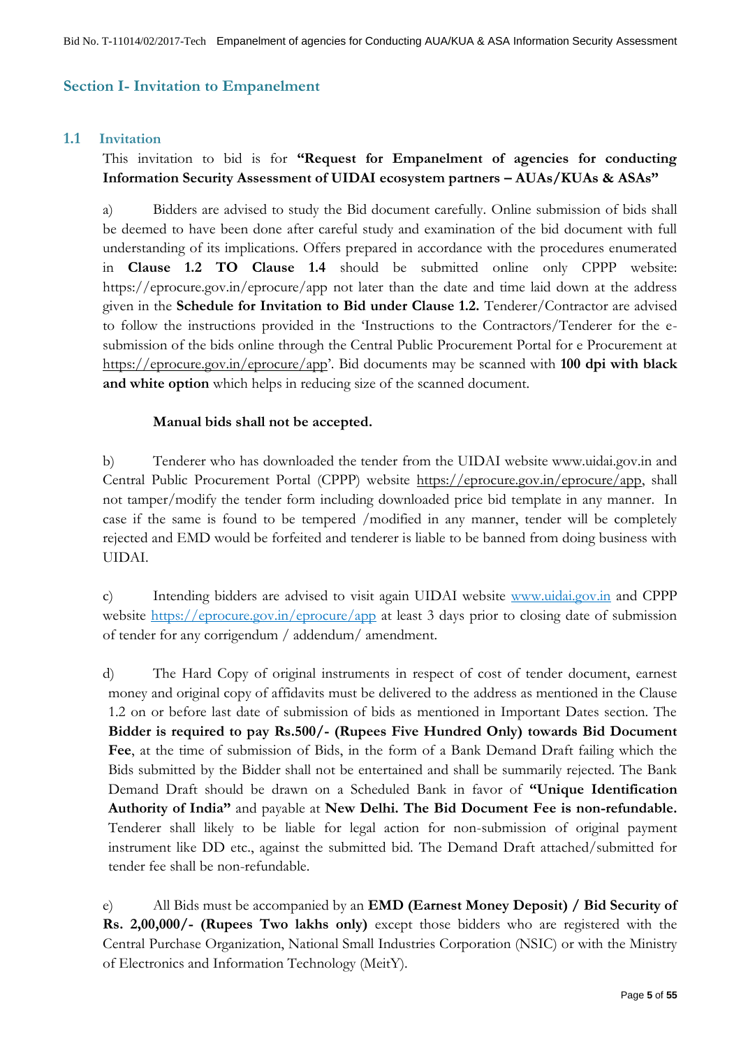## Section I- Invitation to Empanelment

### 1.1 Invitation

This invitation to bid is for **"Request for Empanelment of agencies for conducting Information Security Assessment of UIDAI ecosystem partners – AUAs/KUAs & ASAs"**

a) Bidders are advised to study the Bid document carefully. Online submission of bids shall be deemed to have been done after careful study and examination of the bid document with full understanding of its implications. Offers prepared in accordance with the procedures enumerated in **Clause 1.2 TO Clause 1.4** should be submitted online only CPPP website: https://eprocure.gov.in/eprocure/app not later than the date and time laid down at the address given in the **Schedule for Invitation to Bid under Clause 1.2.** Tenderer/Contractor are advised to follow the instructions provided in the 'Instructions to the Contractors/Tenderer for the e-submission of the bids online through the Central Public Procurement Portal for e Procurement at https://eprocure.gov.in/eprocure/app'. Bid documents may be scanned with **100 dpi with black and white option** which helps in reducing size of the scanned document.

**Manual bids shall not be accepted.**

b) Tenderer who has downloaded the tender from the UIDAI website www.uidai.gov.in and Central Public Procurement Portal (CPPP) website https://eprocure.gov.in/eprocure/app, shall not tamper/modify the tender form including downloaded price bid template in any manner. In case if the same is found to be tempered /modified in any manner, tender will be completely rejected and EMD would be forfeited and tenderer is liable to be banned from doing business with UIDAI.

c) Intending bidders are advised to visit again UIDAI website www.uidai.gov.in and CPPP website https://eprocure.gov.in/eprocure/app at least 3 days prior to closing date of submission of tender for any corrigendum / addendum/ amendment.

d) The Hard Copy of original instruments in respect of cost of tender document, earnest money and original copy of affidavits must be delivered to the address as mentioned in the Clause 1.2 on or before last date of submission of bids as mentioned in Important Dates section. The **Bidder is required to pay Rs.500/- (Rupees Five Hundred Only) towards Bid Document Fee**, at the time of submission of Bids, in the form of a Bank Demand Draft failing which the Bids submitted by the Bidder shall not be entertained and shall be summarily rejected. The Bank Demand Draft should be drawn on a Scheduled Bank in favor of **"Unique Identification Authority of India"** and payable at **New Delhi. The Bid Document Fee is non-refundable.** Tenderer shall likely to be liable for legal action for non-submission of original payment instrument like DD etc., against the submitted bid. The Demand Draft attached/submitted for tender fee shall be non-refundable.

e) All Bids must be accompanied by an **EMD (Earnest Money Deposit) / Bid Security of Rs. 2,00,000/- (Rupees Two lakhs only)** except those bidders who are registered with the Central Purchase Organization, National Small Industries Corporation (NSIC) or with the Ministry of Electronics and Information Technology (MeitY).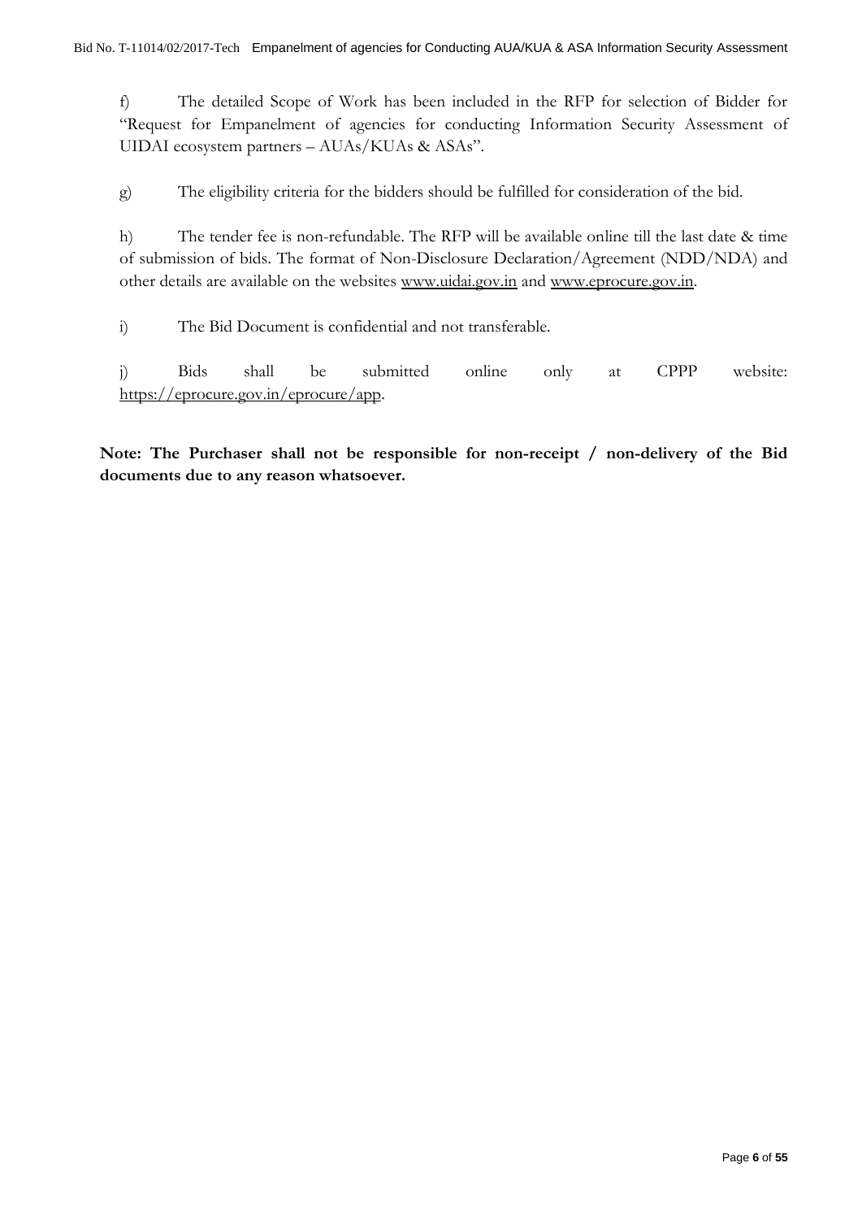f) The detailed Scope of Work has been included in the RFP for selection of Bidder for "Request for Empanelment of agencies for conducting Information Security Assessment of UIDAI ecosystem partners – AUAs/KUAs & ASAs".

g) The eligibility criteria for the bidders should be fulfilled for consideration of the bid.

h) The tender fee is non-refundable. The RFP will be available online till the last date & time of submission of bids. The format of Non-Disclosure Declaration/Agreement (NDD/NDA) and other details are available on the websites www.uidai.gov.in and www.eprocure.gov.in.

i) The Bid Document is confidential and not transferable.

j) Bids shall be submitted online only at CPPP website: https://eprocure.gov.in/eprocure/app.

**Note: The Purchaser shall not be responsible for non-receipt / non-delivery of the Bid documents due to any reason whatsoever.**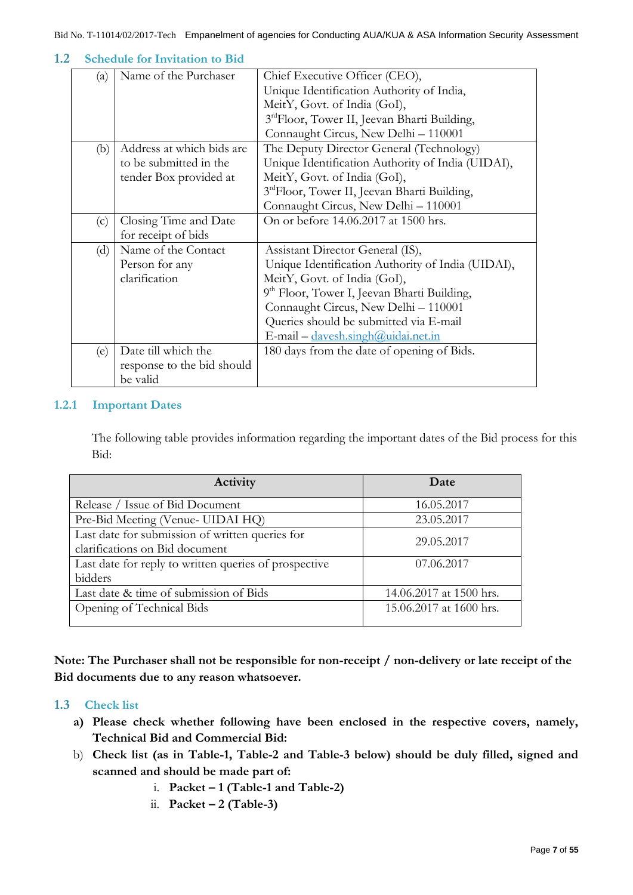### 1.2 Schedule for Invitation to Bid

| | | |
|---|---|---|
| (a) | Name of the Purchaser | Chief Executive Officer (CEO), Unique Identification Authority of India, MeitY, Govt. of India (GoI), 3rd Floor, Tower II, Jeevan Bharti Building, Connaught Circus, New Delhi – 110001 |
| (b) | Address at which bids are to be submitted in the tender Box provided at | The Deputy Director General (Technology) Unique Identification Authority of India (UIDAI), MeitY, Govt. of India (GoI), 3rd Floor, Tower II, Jeevan Bharti Building, Connaught Circus, New Delhi – 110001 |
| (c) | Closing Time and Date for receipt of bids | On or before 14.06.2017 at 1500 hrs. |
| (d) | Name of the Contact Person for any clarification | Assistant Director General (IS), Unique Identification Authority of India (UIDAI), MeitY, Govt. of India (GoI), 9th Floor, Tower I, Jeevan Bharti Building, Connaught Circus, New Delhi – 110001 Queries should be submitted via E-mail E-mail – davesh.singh@uidai.net.in |
| (e) | Date till which the response to the bid should be valid | 180 days from the date of opening of Bids. |

#### 1.2.1 Important Dates

The following table provides information regarding the important dates of the Bid process for this Bid:

| Activity | Date |
|---|---|
| Release / Issue of Bid Document | 16.05.2017 |
| Pre-Bid Meeting (Venue- UIDAI HQ) | 23.05.2017 |
| Last date for submission of written queries for clarifications on Bid document | 29.05.2017 |
| Last date for reply to written queries of prospective bidders | 07.06.2017 |
| Last date & time of submission of Bids | 14.06.2017 at 1500 hrs. |
| Opening of Technical Bids | 15.06.2017 at 1600 hrs. |

**Note: The Purchaser shall not be responsible for non-receipt / non-delivery or late receipt of the Bid documents due to any reason whatsoever.**

### 1.3 Check list

a) **Please check whether following have been enclosed in the respective covers, namely, Technical Bid and Commercial Bid:**

b) **Check list (as in Table-1, Table-2 and Table-3 below) should be duly filled, signed and scanned and should be made part of:**

   i. **Packet – 1 (Table-1 and Table-2)**

   ii. **Packet – 2 (Table-3)**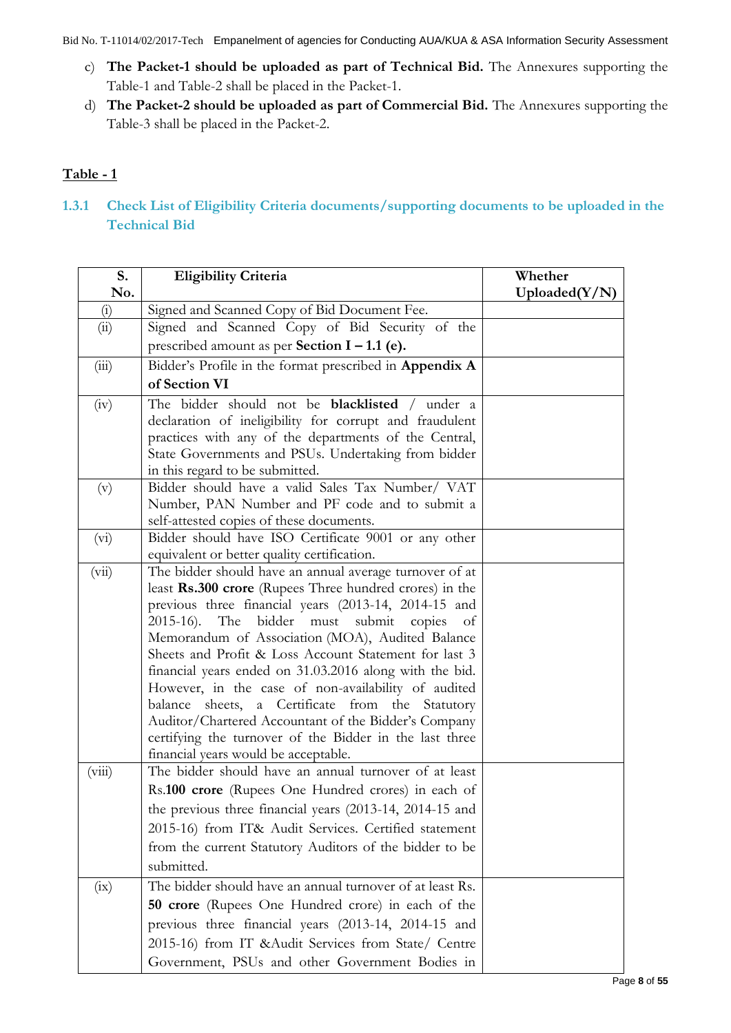c) **The Packet-1 should be uploaded as part of Technical Bid.** The Annexures supporting the Table-1 and Table-2 shall be placed in the Packet-1.

d) **The Packet-2 should be uploaded as part of Commercial Bid.** The Annexures supporting the Table-3 shall be placed in the Packet-2.

**Table - 1**

### 1.3.1 Check List of Eligibility Criteria documents/supporting documents to be uploaded in the Technical Bid

| S. No. | Eligibility Criteria | Whether Uploaded(Y/N) |
|---|---|---|
| (i) | Signed and Scanned Copy of Bid Document Fee. | |
| (ii) | Signed and Scanned Copy of Bid Security of the prescribed amount as per **Section I – 1.1 (e).** | |
| (iii) | Bidder's Profile in the format prescribed in **Appendix A of Section VI** | |
| (iv) | The bidder should not be **blacklisted** / under a declaration of ineligibility for corrupt and fraudulent practices with any of the departments of the Central, State Governments and PSUs. Undertaking from bidder in this regard to be submitted. | |
| (v) | Bidder should have a valid Sales Tax Number/ VAT Number, PAN Number and PF code and to submit a self-attested copies of these documents. | |
| (vi) | Bidder should have ISO Certificate 9001 or any other equivalent or better quality certification. | |
| (vii) | The bidder should have an annual average turnover of at least **Rs.300 crore** (Rupees Three hundred crores) in the previous three financial years (2013-14, 2014-15 and 2015-16). The bidder must submit copies of Memorandum of Association (MOA), Audited Balance Sheets and Profit & Loss Account Statement for last 3 financial years ended on 31.03.2016 along with the bid. However, in the case of non-availability of audited balance sheets, a Certificate from the Statutory Auditor/Chartered Accountant of the Bidder's Company certifying the turnover of the Bidder in the last three financial years would be acceptable. | |
| (viii) | The bidder should have an annual turnover of at least Rs.**100 crore** (Rupees One Hundred crores) in each of the previous three financial years (2013-14, 2014-15 and 2015-16) from IT& Audit Services. Certified statement from the current Statutory Auditors of the bidder to be submitted. | |
| (ix) | The bidder should have an annual turnover of at least Rs. **50 crore** (Rupees One Hundred crore) in each of the previous three financial years (2013-14, 2014-15 and 2015-16) from IT &Audit Services from State/ Centre Government, PSUs and other Government Bodies in | |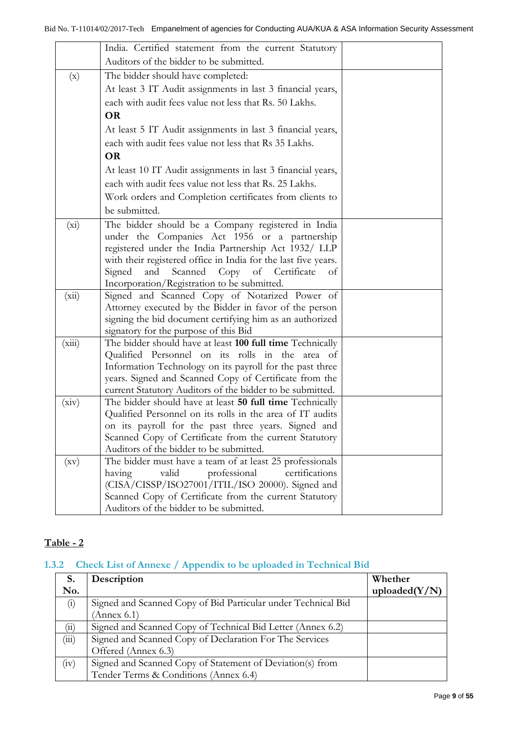| | | |
|---|---|---|
| | India. Certified statement from the current Statutory Auditors of the bidder to be submitted. | |
| (x) | The bidder should have completed:<br>At least 3 IT Audit assignments in last 3 financial years, each with audit fees value not less that Rs. 50 Lakhs.<br>**OR**<br>At least 5 IT Audit assignments in last 3 financial years, each with audit fees value not less that Rs 35 Lakhs.<br>**OR**<br>At least 10 IT Audit assignments in last 3 financial years, each with audit fees value not less that Rs. 25 Lakhs.<br>Work orders and Completion certificates from clients to be submitted. | |
| (xi) | The bidder should be a Company registered in India under the Companies Act 1956 or a partnership registered under the India Partnership Act 1932/ LLP with their registered office in India for the last five years. Signed and Scanned Copy of Certificate of Incorporation/Registration to be submitted. | |
| (xii) | Signed and Scanned Copy of Notarized Power of Attorney executed by the Bidder in favor of the person signing the bid document certifying him as an authorized signatory for the purpose of this Bid | |
| (xiii) | The bidder should have at least **100 full time** Technically Qualified Personnel on its rolls in the area of Information Technology on its payroll for the past three years. Signed and Scanned Copy of Certificate from the current Statutory Auditors of the bidder to be submitted. | |
| (xiv) | The bidder should have at least **50 full time** Technically Qualified Personnel on its rolls in the area of IT audits on its payroll for the past three years. Signed and Scanned Copy of Certificate from the current Statutory Auditors of the bidder to be submitted. | |
| (xv) | The bidder must have a team of at least 25 professionals having valid professional certifications (CISA/CISSP/ISO27001/ITIL/ISO 20000). Signed and Scanned Copy of Certificate from the current Statutory Auditors of the bidder to be submitted. | |

**Table - 2**

### 1.3.2 Check List of Annexe / Appendix to be uploaded in Technical Bid

| S. No. | Description | Whether uploaded(Y/N) |
|---|---|---|
| (i) | Signed and Scanned Copy of Bid Particular under Technical Bid (Annex 6.1) | |
| (ii) | Signed and Scanned Copy of Technical Bid Letter (Annex 6.2) | |
| (iii) | Signed and Scanned Copy of Declaration For The Services Offered (Annex 6.3) | |
| (iv) | Signed and Scanned Copy of Statement of Deviation(s) from Tender Terms & Conditions (Annex 6.4) | |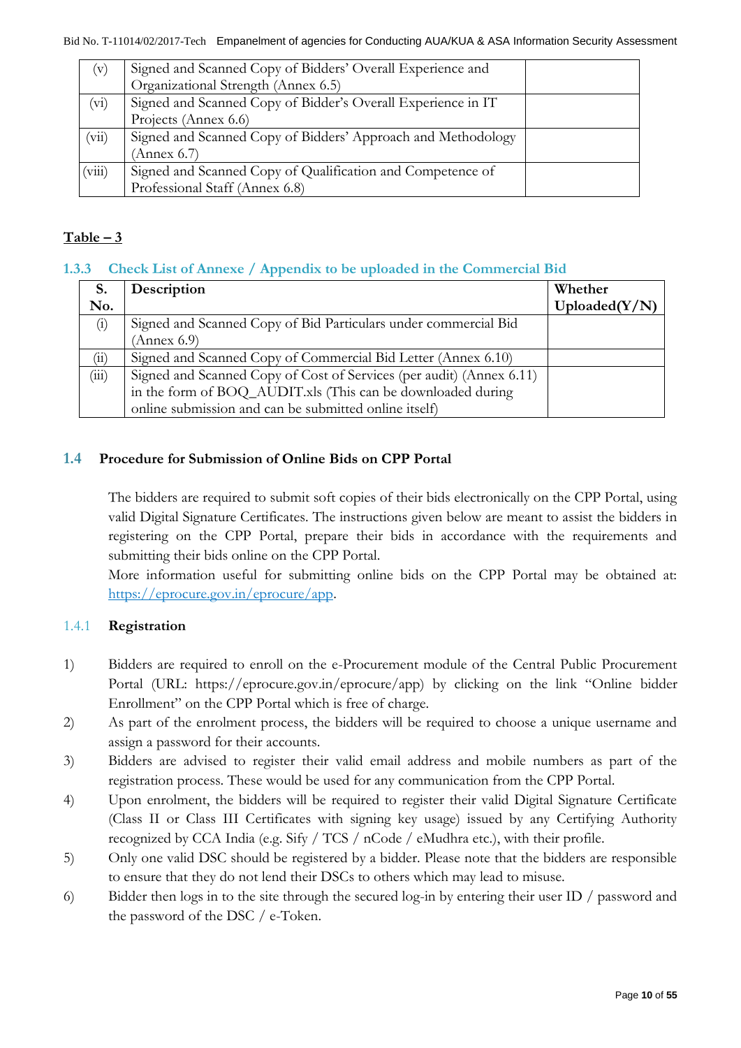| (v) | Signed and Scanned Copy of Bidders' Overall Experience and Organizational Strength (Annex 6.5) | |
|---|---|---|
| (vi) | Signed and Scanned Copy of Bidder's Overall Experience in IT Projects (Annex 6.6) | |
| (vii) | Signed and Scanned Copy of Bidders' Approach and Methodology (Annex 6.7) | |
| (viii) | Signed and Scanned Copy of Qualification and Competence of Professional Staff (Annex 6.8) | |

**Table – 3**

### 1.3.3 Check List of Annexe / Appendix to be uploaded in the Commercial Bid

| S. No. | Description | Whether Uploaded(Y/N) |
|---|---|---|
| (i) | Signed and Scanned Copy of Bid Particulars under commercial Bid (Annex 6.9) | |
| (ii) | Signed and Scanned Copy of Commercial Bid Letter (Annex 6.10) | |
| (iii) | Signed and Scanned Copy of Cost of Services (per audit) (Annex 6.11) in the form of BOQ_AUDIT.xls (This can be downloaded during online submission and can be submitted online itself) | |

## 1.4 Procedure for Submission of Online Bids on CPP Portal

The bidders are required to submit soft copies of their bids electronically on the CPP Portal, using valid Digital Signature Certificates. The instructions given below are meant to assist the bidders in registering on the CPP Portal, prepare their bids in accordance with the requirements and submitting their bids online on the CPP Portal.

More information useful for submitting online bids on the CPP Portal may be obtained at: https://eprocure.gov.in/eprocure/app.

### 1.4.1 Registration

1) Bidders are required to enroll on the e-Procurement module of the Central Public Procurement Portal (URL: https://eprocure.gov.in/eprocure/app) by clicking on the link "Online bidder Enrollment" on the CPP Portal which is free of charge.
2) As part of the enrolment process, the bidders will be required to choose a unique username and assign a password for their accounts.
3) Bidders are advised to register their valid email address and mobile numbers as part of the registration process. These would be used for any communication from the CPP Portal.
4) Upon enrolment, the bidders will be required to register their valid Digital Signature Certificate (Class II or Class III Certificates with signing key usage) issued by any Certifying Authority recognized by CCA India (e.g. Sify / TCS / nCode / eMudhra etc.), with their profile.
5) Only one valid DSC should be registered by a bidder. Please note that the bidders are responsible to ensure that they do not lend their DSCs to others which may lead to misuse.
6) Bidder then logs in to the site through the secured log-in by entering their user ID / password and the password of the DSC / e-Token.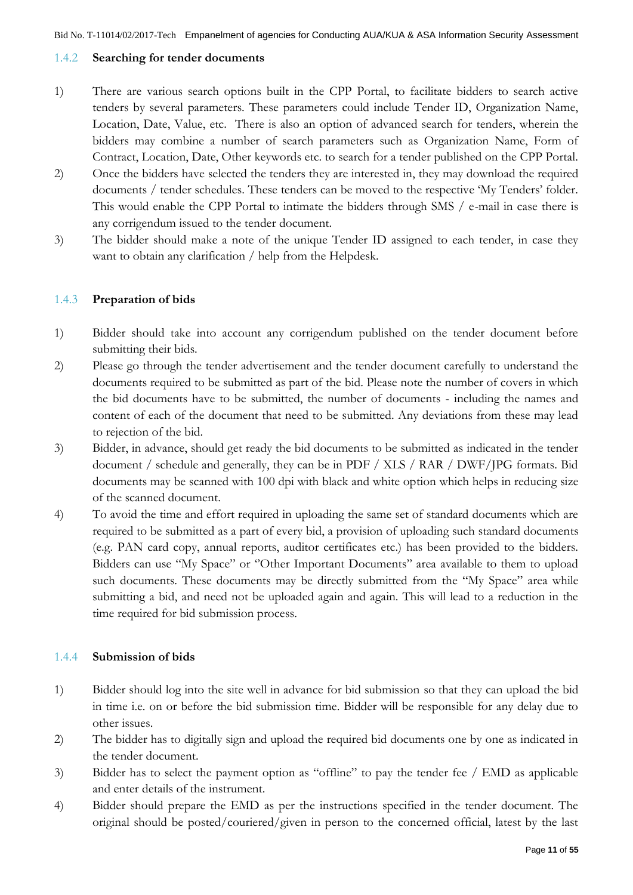### 1.4.2 Searching for tender documents

1) There are various search options built in the CPP Portal, to facilitate bidders to search active tenders by several parameters. These parameters could include Tender ID, Organization Name, Location, Date, Value, etc. There is also an option of advanced search for tenders, wherein the bidders may combine a number of search parameters such as Organization Name, Form of Contract, Location, Date, Other keywords etc. to search for a tender published on the CPP Portal.
2) Once the bidders have selected the tenders they are interested in, they may download the required documents / tender schedules. These tenders can be moved to the respective 'My Tenders' folder. This would enable the CPP Portal to intimate the bidders through SMS / e-mail in case there is any corrigendum issued to the tender document.
3) The bidder should make a note of the unique Tender ID assigned to each tender, in case they want to obtain any clarification / help from the Helpdesk.

### 1.4.3 Preparation of bids

1) Bidder should take into account any corrigendum published on the tender document before submitting their bids.
2) Please go through the tender advertisement and the tender document carefully to understand the documents required to be submitted as part of the bid. Please note the number of covers in which the bid documents have to be submitted, the number of documents - including the names and content of each of the document that need to be submitted. Any deviations from these may lead to rejection of the bid.
3) Bidder, in advance, should get ready the bid documents to be submitted as indicated in the tender document / schedule and generally, they can be in PDF / XLS / RAR / DWF/JPG formats. Bid documents may be scanned with 100 dpi with black and white option which helps in reducing size of the scanned document.
4) To avoid the time and effort required in uploading the same set of standard documents which are required to be submitted as a part of every bid, a provision of uploading such standard documents (e.g. PAN card copy, annual reports, auditor certificates etc.) has been provided to the bidders. Bidders can use "My Space" or "Other Important Documents" area available to them to upload such documents. These documents may be directly submitted from the "My Space" area while submitting a bid, and need not be uploaded again and again. This will lead to a reduction in the time required for bid submission process.

### 1.4.4 Submission of bids

1) Bidder should log into the site well in advance for bid submission so that they can upload the bid in time i.e. on or before the bid submission time. Bidder will be responsible for any delay due to other issues.
2) The bidder has to digitally sign and upload the required bid documents one by one as indicated in the tender document.
3) Bidder has to select the payment option as "offline" to pay the tender fee / EMD as applicable and enter details of the instrument.
4) Bidder should prepare the EMD as per the instructions specified in the tender document. The original should be posted/couriered/given in person to the concerned official, latest by the last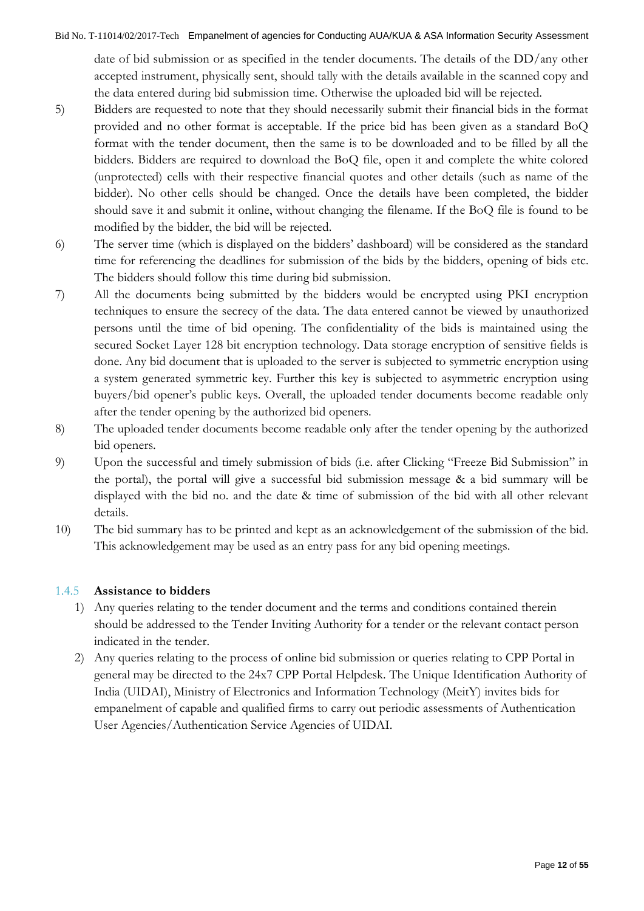date of bid submission or as specified in the tender documents. The details of the DD/any other accepted instrument, physically sent, should tally with the details available in the scanned copy and the data entered during bid submission time. Otherwise the uploaded bid will be rejected.

5) Bidders are requested to note that they should necessarily submit their financial bids in the format provided and no other format is acceptable. If the price bid has been given as a standard BoQ format with the tender document, then the same is to be downloaded and to be filled by all the bidders. Bidders are required to download the BoQ file, open it and complete the white colored (unprotected) cells with their respective financial quotes and other details (such as name of the bidder). No other cells should be changed. Once the details have been completed, the bidder should save it and submit it online, without changing the filename. If the BoQ file is found to be modified by the bidder, the bid will be rejected.

6) The server time (which is displayed on the bidders' dashboard) will be considered as the standard time for referencing the deadlines for submission of the bids by the bidders, opening of bids etc. The bidders should follow this time during bid submission.

7) All the documents being submitted by the bidders would be encrypted using PKI encryption techniques to ensure the secrecy of the data. The data entered cannot be viewed by unauthorized persons until the time of bid opening. The confidentiality of the bids is maintained using the secured Socket Layer 128 bit encryption technology. Data storage encryption of sensitive fields is done. Any bid document that is uploaded to the server is subjected to symmetric encryption using a system generated symmetric key. Further this key is subjected to asymmetric encryption using buyers/bid opener's public keys. Overall, the uploaded tender documents become readable only after the tender opening by the authorized bid openers.

8) The uploaded tender documents become readable only after the tender opening by the authorized bid openers.

9) Upon the successful and timely submission of bids (i.e. after Clicking "Freeze Bid Submission" in the portal), the portal will give a successful bid submission message & a bid summary will be displayed with the bid no. and the date & time of submission of the bid with all other relevant details.

10) The bid summary has to be printed and kept as an acknowledgement of the submission of the bid. This acknowledgement may be used as an entry pass for any bid opening meetings.

### 1.4.5 Assistance to bidders

1) Any queries relating to the tender document and the terms and conditions contained therein should be addressed to the Tender Inviting Authority for a tender or the relevant contact person indicated in the tender.
2) Any queries relating to the process of online bid submission or queries relating to CPP Portal in general may be directed to the 24x7 CPP Portal Helpdesk. The Unique Identification Authority of India (UIDAI), Ministry of Electronics and Information Technology (MeitY) invites bids for empanelment of capable and qualified firms to carry out periodic assessments of Authentication User Agencies/Authentication Service Agencies of UIDAI.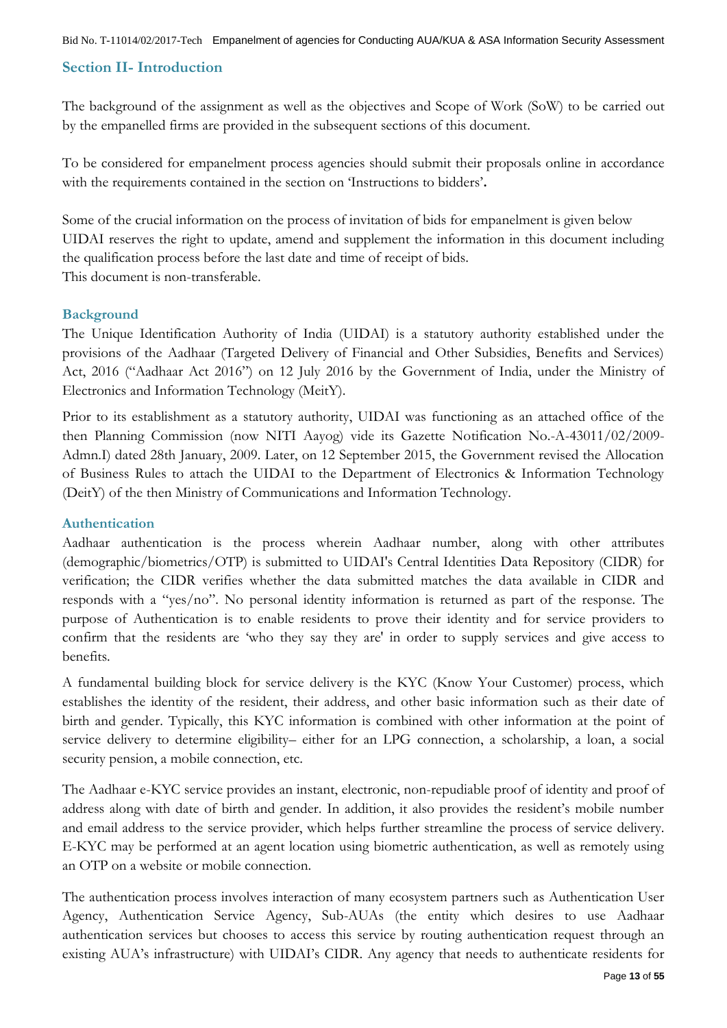## Section II- Introduction

The background of the assignment as well as the objectives and Scope of Work (SoW) to be carried out by the empanelled firms are provided in the subsequent sections of this document.

To be considered for empanelment process agencies should submit their proposals online in accordance with the requirements contained in the section on 'Instructions to bidders'**.**

Some of the crucial information on the process of invitation of bids for empanelment is given below UIDAI reserves the right to update, amend and supplement the information in this document including the qualification process before the last date and time of receipt of bids.
This document is non-transferable.

### Background

The Unique Identification Authority of India (UIDAI) is a statutory authority established under the provisions of the Aadhaar (Targeted Delivery of Financial and Other Subsidies, Benefits and Services) Act, 2016 ("Aadhaar Act 2016") on 12 July 2016 by the Government of India, under the Ministry of Electronics and Information Technology (MeitY).

Prior to its establishment as a statutory authority, UIDAI was functioning as an attached office of the then Planning Commission (now NITI Aayog) vide its Gazette Notification No.-A-43011/02/2009-Admn.I) dated 28th January, 2009. Later, on 12 September 2015, the Government revised the Allocation of Business Rules to attach the UIDAI to the Department of Electronics & Information Technology (DeitY) of the then Ministry of Communications and Information Technology.

### Authentication

Aadhaar authentication is the process wherein Aadhaar number, along with other attributes (demographic/biometrics/OTP) is submitted to UIDAI's Central Identities Data Repository (CIDR) for verification; the CIDR verifies whether the data submitted matches the data available in CIDR and responds with a "yes/no". No personal identity information is returned as part of the response. The purpose of Authentication is to enable residents to prove their identity and for service providers to confirm that the residents are 'who they say they are' in order to supply services and give access to benefits.

A fundamental building block for service delivery is the KYC (Know Your Customer) process, which establishes the identity of the resident, their address, and other basic information such as their date of birth and gender. Typically, this KYC information is combined with other information at the point of service delivery to determine eligibility– either for an LPG connection, a scholarship, a loan, a social security pension, a mobile connection, etc.

The Aadhaar e-KYC service provides an instant, electronic, non-repudiable proof of identity and proof of address along with date of birth and gender. In addition, it also provides the resident's mobile number and email address to the service provider, which helps further streamline the process of service delivery. E-KYC may be performed at an agent location using biometric authentication, as well as remotely using an OTP on a website or mobile connection.

The authentication process involves interaction of many ecosystem partners such as Authentication User Agency, Authentication Service Agency, Sub-AUAs (the entity which desires to use Aadhaar authentication services but chooses to access this service by routing authentication request through an existing AUA's infrastructure) with UIDAI's CIDR. Any agency that needs to authenticate residents for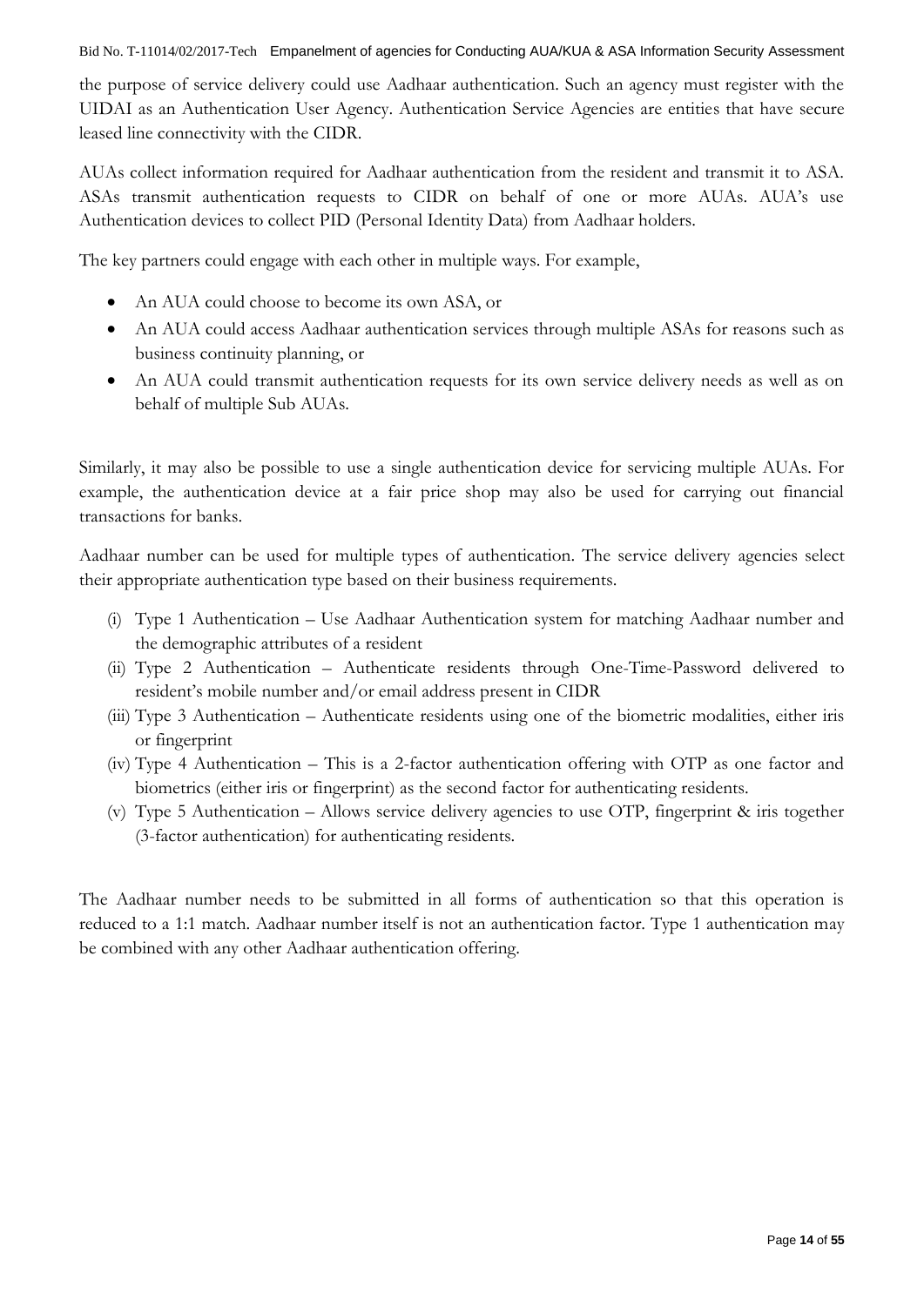the purpose of service delivery could use Aadhaar authentication. Such an agency must register with the UIDAI as an Authentication User Agency. Authentication Service Agencies are entities that have secure leased line connectivity with the CIDR.

AUAs collect information required for Aadhaar authentication from the resident and transmit it to ASA. ASAs transmit authentication requests to CIDR on behalf of one or more AUAs. AUA's use Authentication devices to collect PID (Personal Identity Data) from Aadhaar holders.

The key partners could engage with each other in multiple ways. For example,

- An AUA could choose to become its own ASA, or
- An AUA could access Aadhaar authentication services through multiple ASAs for reasons such as business continuity planning, or
- An AUA could transmit authentication requests for its own service delivery needs as well as on behalf of multiple Sub AUAs.

Similarly, it may also be possible to use a single authentication device for servicing multiple AUAs. For example, the authentication device at a fair price shop may also be used for carrying out financial transactions for banks.

Aadhaar number can be used for multiple types of authentication. The service delivery agencies select their appropriate authentication type based on their business requirements.

(i) Type 1 Authentication – Use Aadhaar Authentication system for matching Aadhaar number and the demographic attributes of a resident
(ii) Type 2 Authentication – Authenticate residents through One-Time-Password delivered to resident's mobile number and/or email address present in CIDR
(iii) Type 3 Authentication – Authenticate residents using one of the biometric modalities, either iris or fingerprint
(iv) Type 4 Authentication – This is a 2-factor authentication offering with OTP as one factor and biometrics (either iris or fingerprint) as the second factor for authenticating residents.
(v) Type 5 Authentication – Allows service delivery agencies to use OTP, fingerprint & iris together (3-factor authentication) for authenticating residents.

The Aadhaar number needs to be submitted in all forms of authentication so that this operation is reduced to a 1:1 match. Aadhaar number itself is not an authentication factor. Type 1 authentication may be combined with any other Aadhaar authentication offering.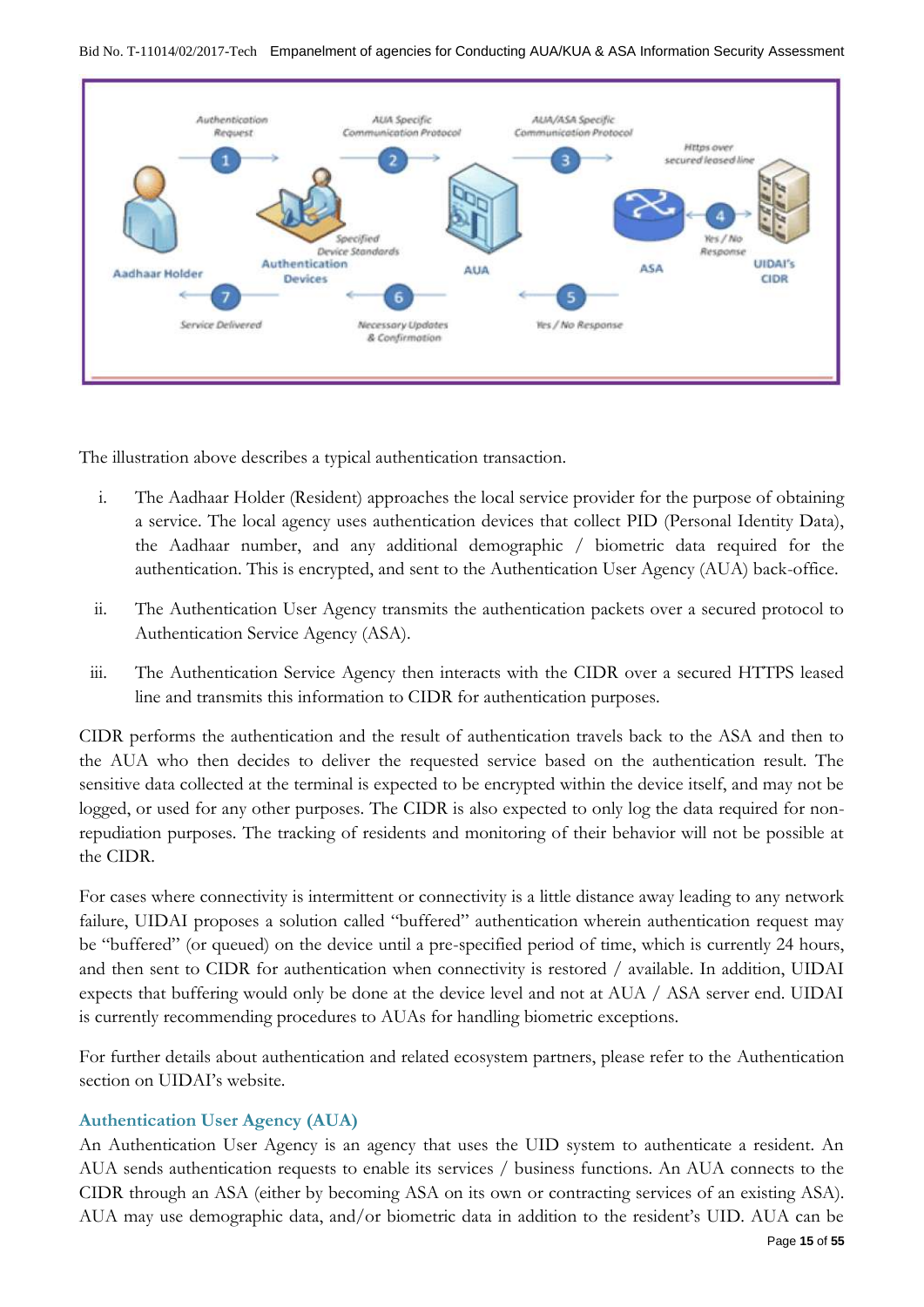The illustration above describes a typical authentication transaction.

i. The Aadhaar Holder (Resident) approaches the local service provider for the purpose of obtaining a service. The local agency uses authentication devices that collect PID (Personal Identity Data), the Aadhaar number, and any additional demographic / biometric data required for the authentication. This is encrypted, and sent to the Authentication User Agency (AUA) back-office.

ii. The Authentication User Agency transmits the authentication packets over a secured protocol to Authentication Service Agency (ASA).

iii. The Authentication Service Agency then interacts with the CIDR over a secured HTTPS leased line and transmits this information to CIDR for authentication purposes.

CIDR performs the authentication and the result of authentication travels back to the ASA and then to the AUA who then decides to deliver the requested service based on the authentication result. The sensitive data collected at the terminal is expected to be encrypted within the device itself, and may not be logged, or used for any other purposes. The CIDR is also expected to only log the data required for non-repudiation purposes. The tracking of residents and monitoring of their behavior will not be possible at the CIDR.

For cases where connectivity is intermittent or connectivity is a little distance away leading to any network failure, UIDAI proposes a solution called "buffered" authentication wherein authentication request may be "buffered" (or queued) on the device until a pre-specified period of time, which is currently 24 hours, and then sent to CIDR for authentication when connectivity is restored / available. In addition, UIDAI expects that buffering would only be done at the device level and not at AUA / ASA server end. UIDAI is currently recommending procedures to AUAs for handling biometric exceptions.

For further details about authentication and related ecosystem partners, please refer to the Authentication section on UIDAI's website.

### Authentication User Agency (AUA)

An Authentication User Agency is an agency that uses the UID system to authenticate a resident. An AUA sends authentication requests to enable its services / business functions. An AUA connects to the CIDR through an ASA (either by becoming ASA on its own or contracting services of an existing ASA). AUA may use demographic data, and/or biometric data in addition to the resident's UID. AUA can be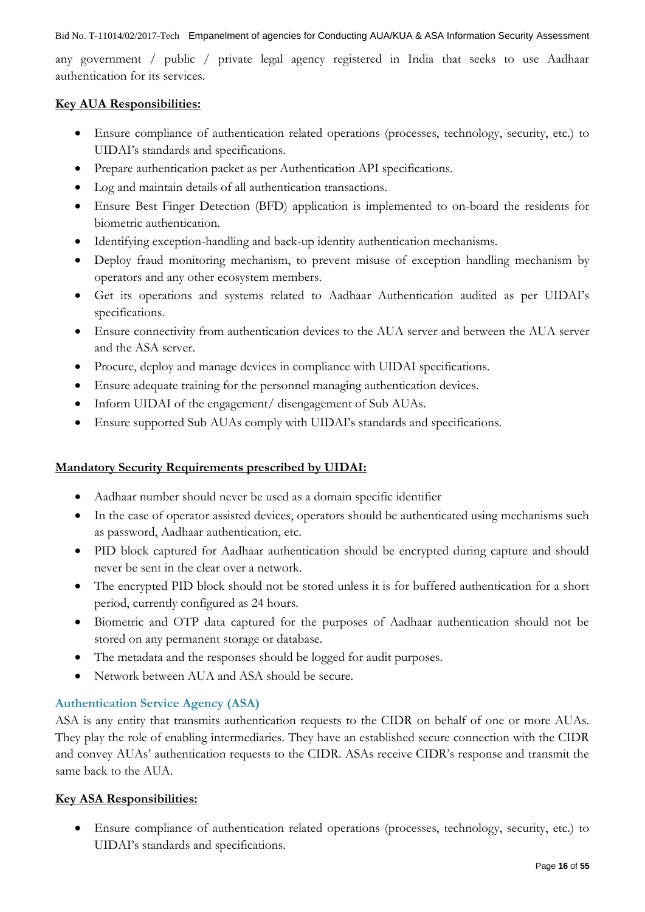any government / public / private legal agency registered in India that seeks to use Aadhaar authentication for its services.

**Key AUA Responsibilities:**

- Ensure compliance of authentication related operations (processes, technology, security, etc.) to UIDAI's standards and specifications.
- Prepare authentication packet as per Authentication API specifications.
- Log and maintain details of all authentication transactions.
- Ensure Best Finger Detection (BFD) application is implemented to on-board the residents for biometric authentication.
- Identifying exception-handling and back-up identity authentication mechanisms.
- Deploy fraud monitoring mechanism, to prevent misuse of exception handling mechanism by operators and any other ecosystem members.
- Get its operations and systems related to Aadhaar Authentication audited as per UIDAI's specifications.
- Ensure connectivity from authentication devices to the AUA server and between the AUA server and the ASA server.
- Procure, deploy and manage devices in compliance with UIDAI specifications.
- Ensure adequate training for the personnel managing authentication devices.
- Inform UIDAI of the engagement/ disengagement of Sub AUAs.
- Ensure supported Sub AUAs comply with UIDAI's standards and specifications.

**Mandatory Security Requirements prescribed by UIDAI:**

- Aadhaar number should never be used as a domain specific identifier
- In the case of operator assisted devices, operators should be authenticated using mechanisms such as password, Aadhaar authentication, etc.
- PID block captured for Aadhaar authentication should be encrypted during capture and should never be sent in the clear over a network.
- The encrypted PID block should not be stored unless it is for buffered authentication for a short period, currently configured as 24 hours.
- Biometric and OTP data captured for the purposes of Aadhaar authentication should not be stored on any permanent storage or database.
- The metadata and the responses should be logged for audit purposes.
- Network between AUA and ASA should be secure.

### Authentication Service Agency (ASA)

ASA is any entity that transmits authentication requests to the CIDR on behalf of one or more AUAs. They play the role of enabling intermediaries. They have an established secure connection with the CIDR and convey AUAs' authentication requests to the CIDR. ASAs receive CIDR's response and transmit the same back to the AUA.

**Key ASA Responsibilities:**

- Ensure compliance of authentication related operations (processes, technology, security, etc.) to UIDAI's standards and specifications.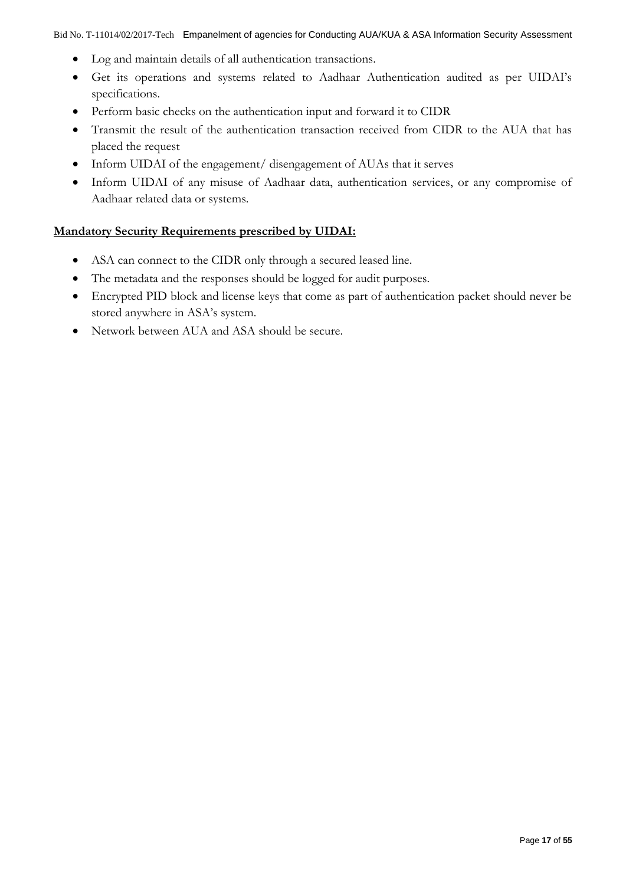- Log and maintain details of all authentication transactions.
- Get its operations and systems related to Aadhaar Authentication audited as per UIDAI's specifications.
- Perform basic checks on the authentication input and forward it to CIDR
- Transmit the result of the authentication transaction received from CIDR to the AUA that has placed the request
- Inform UIDAI of the engagement/ disengagement of AUAs that it serves
- Inform UIDAI of any misuse of Aadhaar data, authentication services, or any compromise of Aadhaar related data or systems.

**Mandatory Security Requirements prescribed by UIDAI:**

- ASA can connect to the CIDR only through a secured leased line.
- The metadata and the responses should be logged for audit purposes.
- Encrypted PID block and license keys that come as part of authentication packet should never be stored anywhere in ASA's system.
- Network between AUA and ASA should be secure.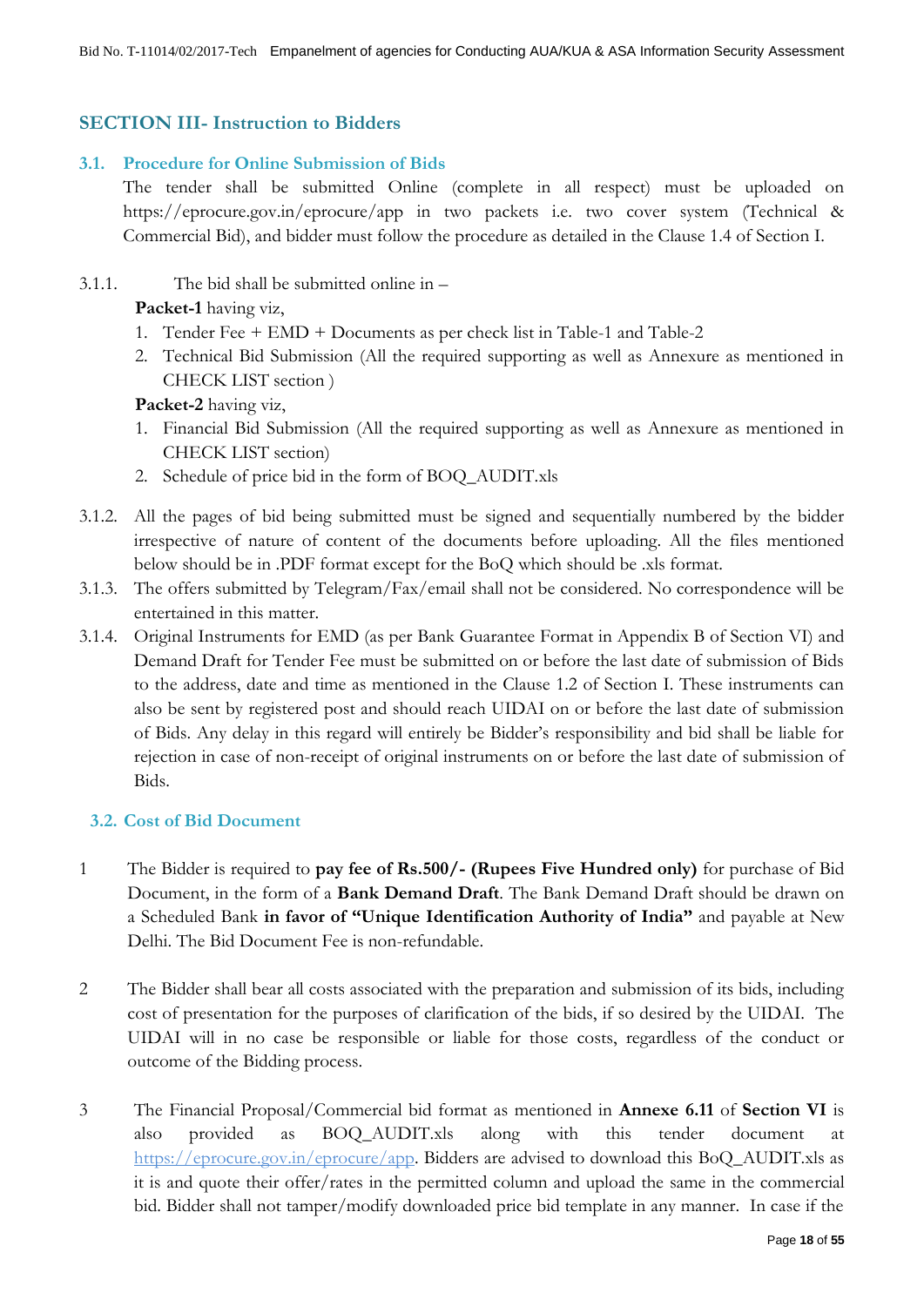## SECTION III- Instruction to Bidders

### 3.1. Procedure for Online Submission of Bids

The tender shall be submitted Online (complete in all respect) must be uploaded on https://eprocure.gov.in/eprocure/app in two packets i.e. two cover system (Technical & Commercial Bid), and bidder must follow the procedure as detailed in the Clause 1.4 of Section I.

3.1.1. The bid shall be submitted online in –

**Packet-1** having viz,

1. Tender Fee + EMD + Documents as per check list in Table-1 and Table-2
2. Technical Bid Submission (All the required supporting as well as Annexure as mentioned in CHECK LIST section )

**Packet-2** having viz,

1. Financial Bid Submission (All the required supporting as well as Annexure as mentioned in CHECK LIST section)
2. Schedule of price bid in the form of BOQ_AUDIT.xls

3.1.2. All the pages of bid being submitted must be signed and sequentially numbered by the bidder irrespective of nature of content of the documents before uploading. All the files mentioned below should be in .PDF format except for the BoQ which should be .xls format.

3.1.3. The offers submitted by Telegram/Fax/email shall not be considered. No correspondence will be entertained in this matter.

3.1.4. Original Instruments for EMD (as per Bank Guarantee Format in Appendix B of Section VI) and Demand Draft for Tender Fee must be submitted on or before the last date of submission of Bids to the address, date and time as mentioned in the Clause 1.2 of Section I. These instruments can also be sent by registered post and should reach UIDAI on or before the last date of submission of Bids. Any delay in this regard will entirely be Bidder's responsibility and bid shall be liable for rejection in case of non-receipt of original instruments on or before the last date of submission of Bids.

### 3.2. Cost of Bid Document

1 The Bidder is required to **pay fee of Rs.500/- (Rupees Five Hundred only)** for purchase of Bid Document, in the form of a **Bank Demand Draft**. The Bank Demand Draft should be drawn on a Scheduled Bank **in favor of "Unique Identification Authority of India"** and payable at New Delhi. The Bid Document Fee is non-refundable.

2 The Bidder shall bear all costs associated with the preparation and submission of its bids, including cost of presentation for the purposes of clarification of the bids, if so desired by the UIDAI. The UIDAI will in no case be responsible or liable for those costs, regardless of the conduct or outcome of the Bidding process.

3 The Financial Proposal/Commercial bid format as mentioned in **Annexe 6.11** of **Section VI** is also provided as BOQ_AUDIT.xls along with this tender document at https://eprocure.gov.in/eprocure/app. Bidders are advised to download this BoQ_AUDIT.xls as it is and quote their offer/rates in the permitted column and upload the same in the commercial bid. Bidder shall not tamper/modify downloaded price bid template in any manner. In case if the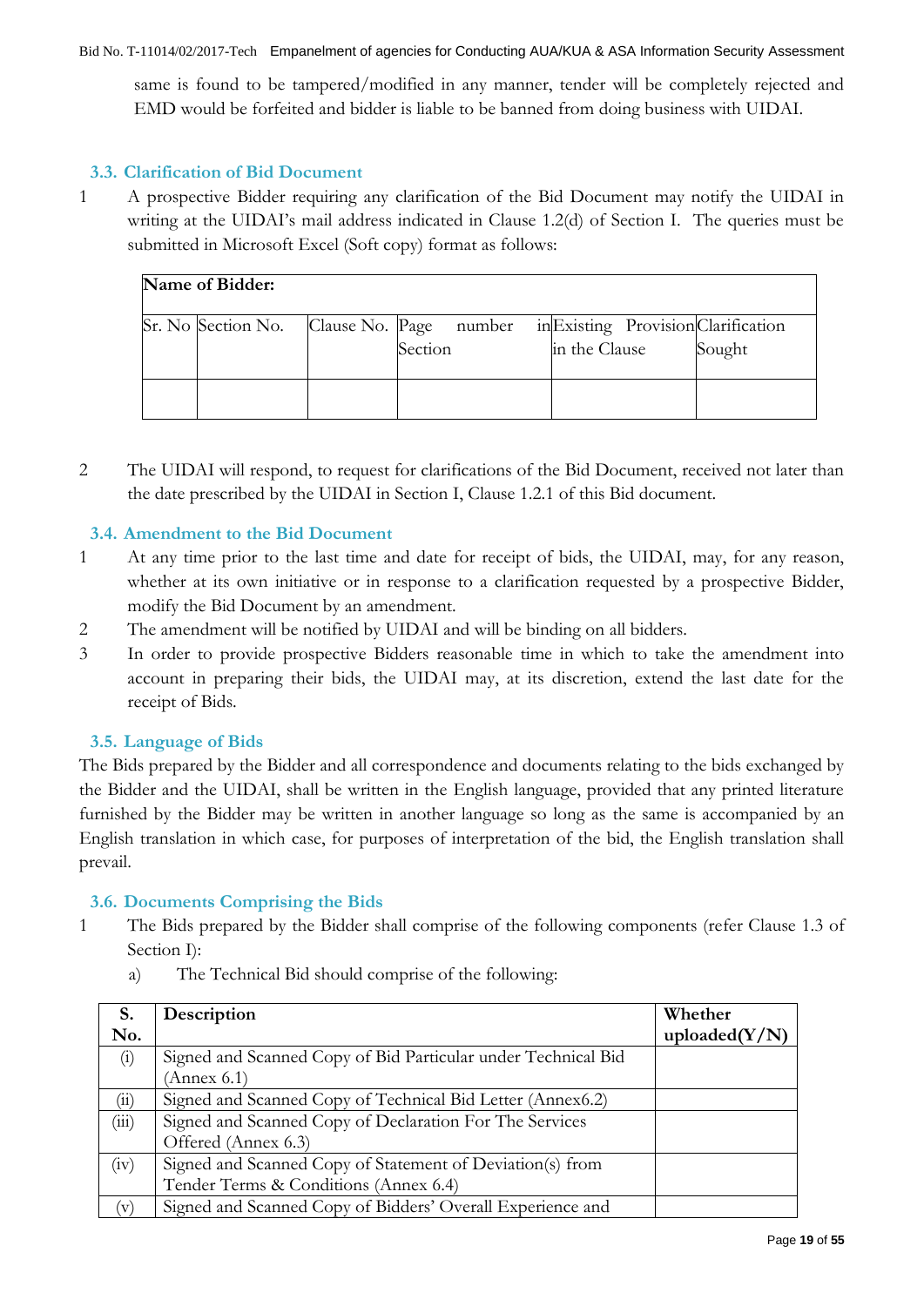same is found to be tampered/modified in any manner, tender will be completely rejected and EMD would be forfeited and bidder is liable to be banned from doing business with UIDAI.

### 3.3. Clarification of Bid Document

1. A prospective Bidder requiring any clarification of the Bid Document may notify the UIDAI in writing at the UIDAI's mail address indicated in Clause 1.2(d) of Section I. The queries must be submitted in Microsoft Excel (Soft copy) format as follows:

| Name of Bidder: | | | | | |
|---|---|---|---|---|---|
| Sr. No | Section No. | Clause No. | Page number in Section | Existing Provision in the Clause | Clarification Sought |
| | | | | | |

2. The UIDAI will respond, to request for clarifications of the Bid Document, received not later than the date prescribed by the UIDAI in Section I, Clause 1.2.1 of this Bid document.

### 3.4. Amendment to the Bid Document

1. At any time prior to the last time and date for receipt of bids, the UIDAI, may, for any reason, whether at its own initiative or in response to a clarification requested by a prospective Bidder, modify the Bid Document by an amendment.
2. The amendment will be notified by UIDAI and will be binding on all bidders.
3. In order to provide prospective Bidders reasonable time in which to take the amendment into account in preparing their bids, the UIDAI may, at its discretion, extend the last date for the receipt of Bids.

### 3.5. Language of Bids

The Bids prepared by the Bidder and all correspondence and documents relating to the bids exchanged by the Bidder and the UIDAI, shall be written in the English language, provided that any printed literature furnished by the Bidder may be written in another language so long as the same is accompanied by an English translation in which case, for purposes of interpretation of the bid, the English translation shall prevail.

### 3.6. Documents Comprising the Bids

1. The Bids prepared by the Bidder shall comprise of the following components (refer Clause 1.3 of Section I):

   a) The Technical Bid should comprise of the following:

| S. No. | Description | Whether uploaded(Y/N) |
|---|---|---|
| (i) | Signed and Scanned Copy of Bid Particular under Technical Bid (Annex 6.1) | |
| (ii) | Signed and Scanned Copy of Technical Bid Letter (Annex6.2) | |
| (iii) | Signed and Scanned Copy of Declaration For The Services Offered (Annex 6.3) | |
| (iv) | Signed and Scanned Copy of Statement of Deviation(s) from Tender Terms & Conditions (Annex 6.4) | |
| (v) | Signed and Scanned Copy of Bidders' Overall Experience and | |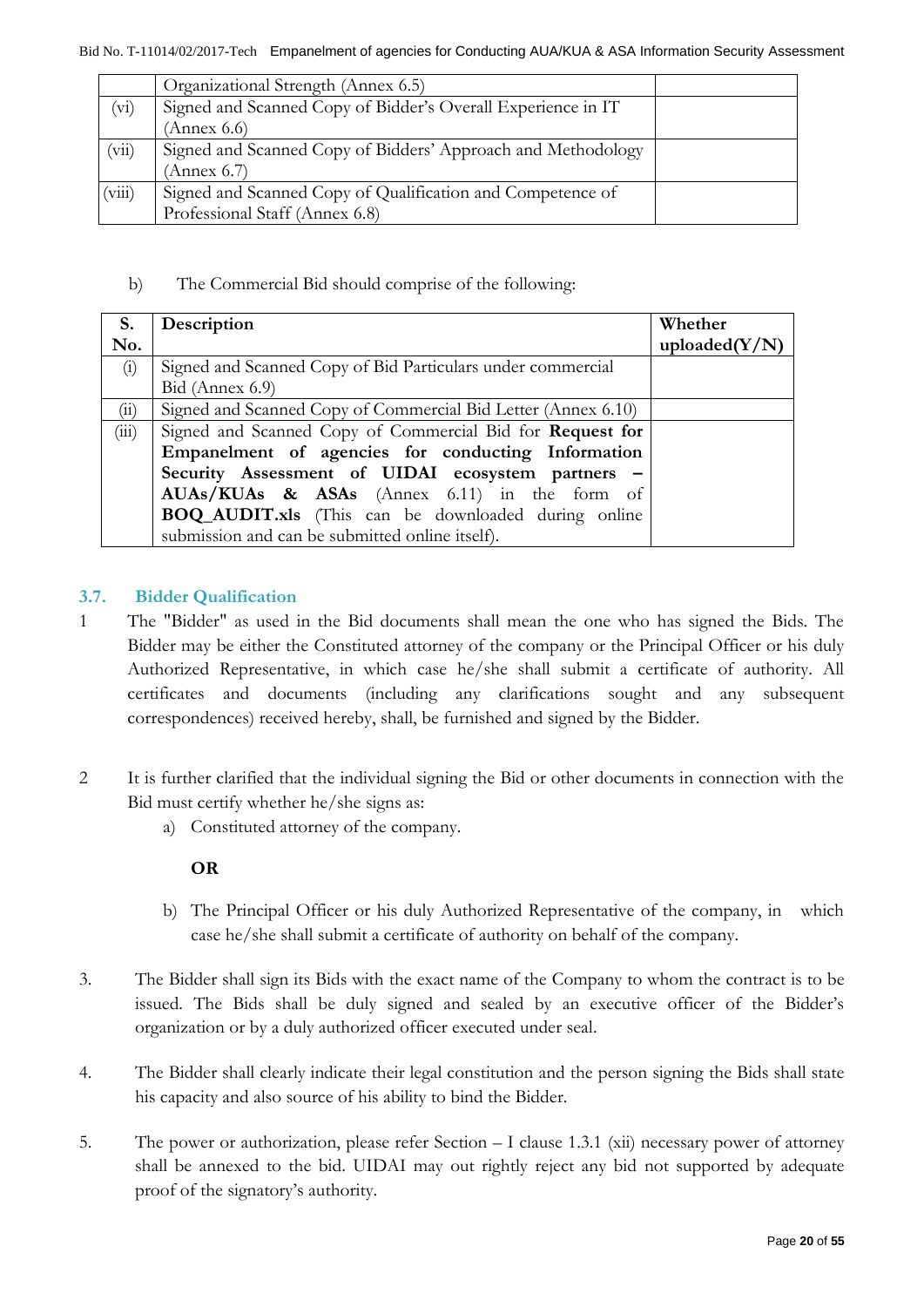|  | Organizational Strength (Annex 6.5) |  |
|---|---|---|
| (vi) | Signed and Scanned Copy of Bidder's Overall Experience in IT (Annex 6.6) |  |
| (vii) | Signed and Scanned Copy of Bidders' Approach and Methodology (Annex 6.7) |  |
| (viii) | Signed and Scanned Copy of Qualification and Competence of Professional Staff (Annex 6.8) |  |

b) The Commercial Bid should comprise of the following:

| S. No. | Description | Whether uploaded(Y/N) |
|---|---|---|
| (i) | Signed and Scanned Copy of Bid Particulars under commercial Bid (Annex 6.9) |  |
| (ii) | Signed and Scanned Copy of Commercial Bid Letter (Annex 6.10) |  |
| (iii) | Signed and Scanned Copy of Commercial Bid for **Request for Empanelment of agencies for conducting Information Security Assessment of UIDAI ecosystem partners – AUAs/KUAs & ASAs** (Annex 6.11) in the form of **BOQ_AUDIT.xls** (This can be downloaded during online submission and can be submitted online itself). |  |

### 3.7. Bidder Qualification

1 The "Bidder" as used in the Bid documents shall mean the one who has signed the Bids. The Bidder may be either the Constituted attorney of the company or the Principal Officer or his duly Authorized Representative, in which case he/she shall submit a certificate of authority. All certificates and documents (including any clarifications sought and any subsequent correspondences) received hereby, shall, be furnished and signed by the Bidder.

2 It is further clarified that the individual signing the Bid or other documents in connection with the Bid must certify whether he/she signs as:

a) Constituted attorney of the company.

**OR**

b) The Principal Officer or his duly Authorized Representative of the company, in which case he/she shall submit a certificate of authority on behalf of the company.

3. The Bidder shall sign its Bids with the exact name of the Company to whom the contract is to be issued. The Bids shall be duly signed and sealed by an executive officer of the Bidder's organization or by a duly authorized officer executed under seal.

4. The Bidder shall clearly indicate their legal constitution and the person signing the Bids shall state his capacity and also source of his ability to bind the Bidder.

5. The power or authorization, please refer Section – I clause 1.3.1 (xii) necessary power of attorney shall be annexed to the bid. UIDAI may out rightly reject any bid not supported by adequate proof of the signatory's authority.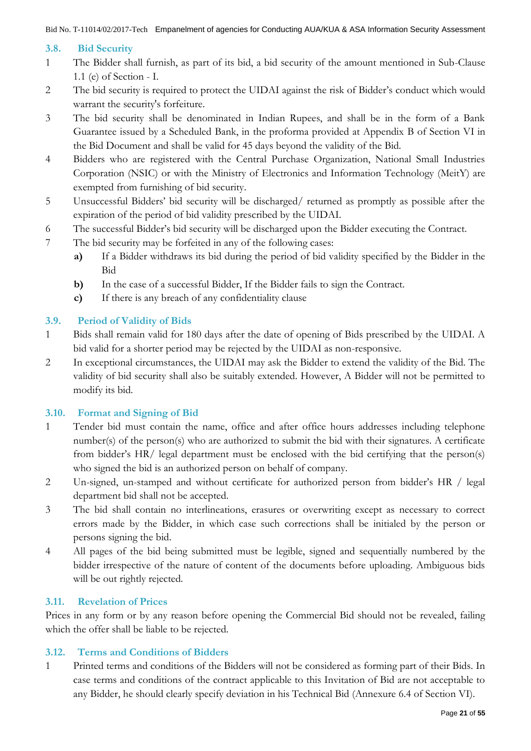### 3.8. Bid Security

1 The Bidder shall furnish, as part of its bid, a bid security of the amount mentioned in Sub-Clause 1.1 (e) of Section - I.

2 The bid security is required to protect the UIDAI against the risk of Bidder's conduct which would warrant the security's forfeiture.

3 The bid security shall be denominated in Indian Rupees, and shall be in the form of a Bank Guarantee issued by a Scheduled Bank, in the proforma provided at Appendix B of Section VI in the Bid Document and shall be valid for 45 days beyond the validity of the Bid.

4 Bidders who are registered with the Central Purchase Organization, National Small Industries Corporation (NSIC) or with the Ministry of Electronics and Information Technology (MeitY) are exempted from furnishing of bid security.

5 Unsuccessful Bidders' bid security will be discharged/ returned as promptly as possible after the expiration of the period of bid validity prescribed by the UIDAI.

6 The successful Bidder's bid security will be discharged upon the Bidder executing the Contract.

7 The bid security may be forfeited in any of the following cases:

**a)** If a Bidder withdraws its bid during the period of bid validity specified by the Bidder in the Bid

**b)** In the case of a successful Bidder, If the Bidder fails to sign the Contract.

**c)** If there is any breach of any confidentiality clause

### 3.9. Period of Validity of Bids

1 Bids shall remain valid for 180 days after the date of opening of Bids prescribed by the UIDAI. A bid valid for a shorter period may be rejected by the UIDAI as non-responsive.

2 In exceptional circumstances, the UIDAI may ask the Bidder to extend the validity of the Bid. The validity of bid security shall also be suitably extended. However, A Bidder will not be permitted to modify its bid.

### 3.10. Format and Signing of Bid

1 Tender bid must contain the name, office and after office hours addresses including telephone number(s) of the person(s) who are authorized to submit the bid with their signatures. A certificate from bidder's HR/ legal department must be enclosed with the bid certifying that the person(s) who signed the bid is an authorized person on behalf of company.

2 Un-signed, un-stamped and without certificate for authorized person from bidder's HR / legal department bid shall not be accepted.

3 The bid shall contain no interlineations, erasures or overwriting except as necessary to correct errors made by the Bidder, in which case such corrections shall be initialed by the person or persons signing the bid.

4 All pages of the bid being submitted must be legible, signed and sequentially numbered by the bidder irrespective of the nature of content of the documents before uploading. Ambiguous bids will be out rightly rejected.

### 3.11. Revelation of Prices

Prices in any form or by any reason before opening the Commercial Bid should not be revealed, failing which the offer shall be liable to be rejected.

### 3.12. Terms and Conditions of Bidders

1 Printed terms and conditions of the Bidders will not be considered as forming part of their Bids. In case terms and conditions of the contract applicable to this Invitation of Bid are not acceptable to any Bidder, he should clearly specify deviation in his Technical Bid (Annexure 6.4 of Section VI).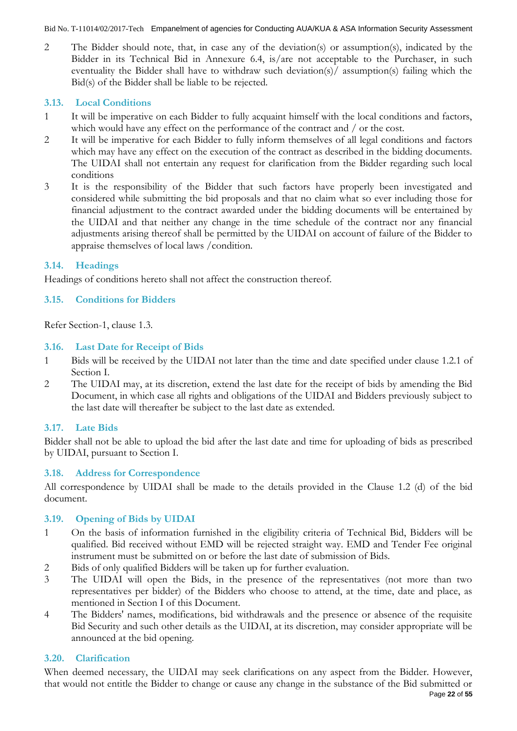2 The Bidder should note, that, in case any of the deviation(s) or assumption(s), indicated by the Bidder in its Technical Bid in Annexure 6.4, is/are not acceptable to the Purchaser, in such eventuality the Bidder shall have to withdraw such deviation(s)/ assumption(s) failing which the Bid(s) of the Bidder shall be liable to be rejected.

### 3.13. Local Conditions

1 It will be imperative on each Bidder to fully acquaint himself with the local conditions and factors, which would have any effect on the performance of the contract and / or the cost.

2 It will be imperative for each Bidder to fully inform themselves of all legal conditions and factors which may have any effect on the execution of the contract as described in the bidding documents. The UIDAI shall not entertain any request for clarification from the Bidder regarding such local conditions

3 It is the responsibility of the Bidder that such factors have properly been investigated and considered while submitting the bid proposals and that no claim what so ever including those for financial adjustment to the contract awarded under the bidding documents will be entertained by the UIDAI and that neither any change in the time schedule of the contract nor any financial adjustments arising thereof shall be permitted by the UIDAI on account of failure of the Bidder to appraise themselves of local laws /condition.

### 3.14. Headings

Headings of conditions hereto shall not affect the construction thereof.

### 3.15. Conditions for Bidders

Refer Section-1, clause 1.3.

### 3.16. Last Date for Receipt of Bids

1 Bids will be received by the UIDAI not later than the time and date specified under clause 1.2.1 of Section I.

2 The UIDAI may, at its discretion, extend the last date for the receipt of bids by amending the Bid Document, in which case all rights and obligations of the UIDAI and Bidders previously subject to the last date will thereafter be subject to the last date as extended.

### 3.17. Late Bids

Bidder shall not be able to upload the bid after the last date and time for uploading of bids as prescribed by UIDAI, pursuant to Section I.

### 3.18. Address for Correspondence

All correspondence by UIDAI shall be made to the details provided in the Clause 1.2 (d) of the bid document.

### 3.19. Opening of Bids by UIDAI

1 On the basis of information furnished in the eligibility criteria of Technical Bid, Bidders will be qualified. Bid received without EMD will be rejected straight way. EMD and Tender Fee original instrument must be submitted on or before the last date of submission of Bids.

2 Bids of only qualified Bidders will be taken up for further evaluation.

3 The UIDAI will open the Bids, in the presence of the representatives (not more than two representatives per bidder) of the Bidders who choose to attend, at the time, date and place, as mentioned in Section I of this Document.

4 The Bidders' names, modifications, bid withdrawals and the presence or absence of the requisite Bid Security and such other details as the UIDAI, at its discretion, may consider appropriate will be announced at the bid opening.

### 3.20. Clarification

When deemed necessary, the UIDAI may seek clarifications on any aspect from the Bidder. However, that would not entitle the Bidder to change or cause any change in the substance of the Bid submitted or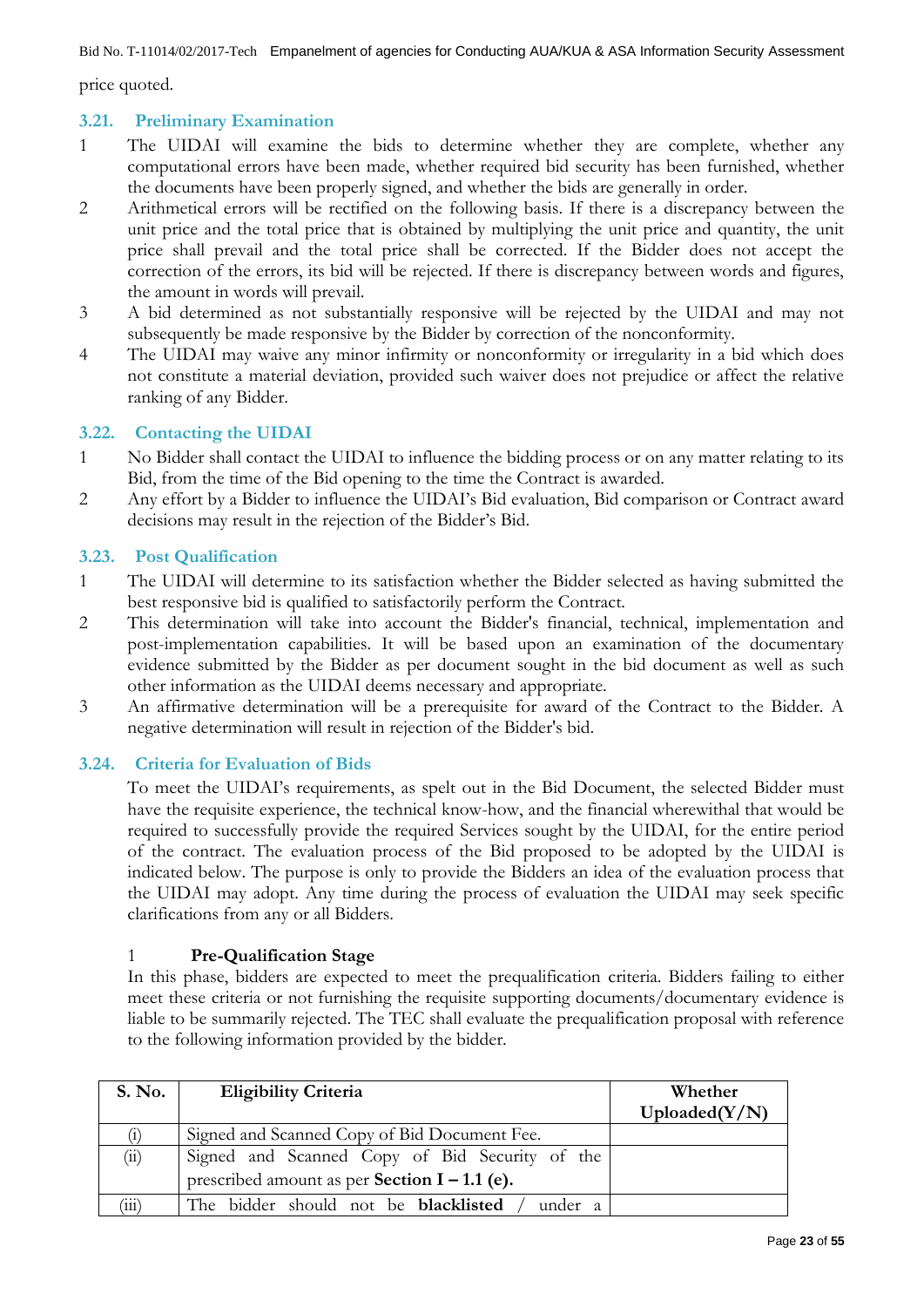price quoted.

### 3.21. Preliminary Examination

1. The UIDAI will examine the bids to determine whether they are complete, whether any computational errors have been made, whether required bid security has been furnished, whether the documents have been properly signed, and whether the bids are generally in order.
2. Arithmetical errors will be rectified on the following basis. If there is a discrepancy between the unit price and the total price that is obtained by multiplying the unit price and quantity, the unit price shall prevail and the total price shall be corrected. If the Bidder does not accept the correction of the errors, its bid will be rejected. If there is discrepancy between words and figures, the amount in words will prevail.
3. A bid determined as not substantially responsive will be rejected by the UIDAI and may not subsequently be made responsive by the Bidder by correction of the nonconformity.
4. The UIDAI may waive any minor infirmity or nonconformity or irregularity in a bid which does not constitute a material deviation, provided such waiver does not prejudice or affect the relative ranking of any Bidder.

### 3.22. Contacting the UIDAI

1. No Bidder shall contact the UIDAI to influence the bidding process or on any matter relating to its Bid, from the time of the Bid opening to the time the Contract is awarded.
2. Any effort by a Bidder to influence the UIDAI's Bid evaluation, Bid comparison or Contract award decisions may result in the rejection of the Bidder's Bid.

### 3.23. Post Qualification

1. The UIDAI will determine to its satisfaction whether the Bidder selected as having submitted the best responsive bid is qualified to satisfactorily perform the Contract.
2. This determination will take into account the Bidder's financial, technical, implementation and post-implementation capabilities. It will be based upon an examination of the documentary evidence submitted by the Bidder as per document sought in the bid document as well as such other information as the UIDAI deems necessary and appropriate.
3. An affirmative determination will be a prerequisite for award of the Contract to the Bidder. A negative determination will result in rejection of the Bidder's bid.

### 3.24. Criteria for Evaluation of Bids

To meet the UIDAI's requirements, as spelt out in the Bid Document, the selected Bidder must have the requisite experience, the technical know-how, and the financial wherewithal that would be required to successfully provide the required Services sought by the UIDAI, for the entire period of the contract. The evaluation process of the Bid proposed to be adopted by the UIDAI is indicated below. The purpose is only to provide the Bidders an idea of the evaluation process that the UIDAI may adopt. Any time during the process of evaluation the UIDAI may seek specific clarifications from any or all Bidders.

1 **Pre-Qualification Stage**

In this phase, bidders are expected to meet the prequalification criteria. Bidders failing to either meet these criteria or not furnishing the requisite supporting documents/documentary evidence is liable to be summarily rejected. The TEC shall evaluate the prequalification proposal with reference to the following information provided by the bidder.

| S. No. | Eligibility Criteria | Whether Uploaded(Y/N) |
|---|---|---|
| (i) | Signed and Scanned Copy of Bid Document Fee. | |
| (ii) | Signed and Scanned Copy of Bid Security of the prescribed amount as per **Section I – 1.1 (e).** | |
| (iii) | The bidder should not be **blacklisted** / under a | |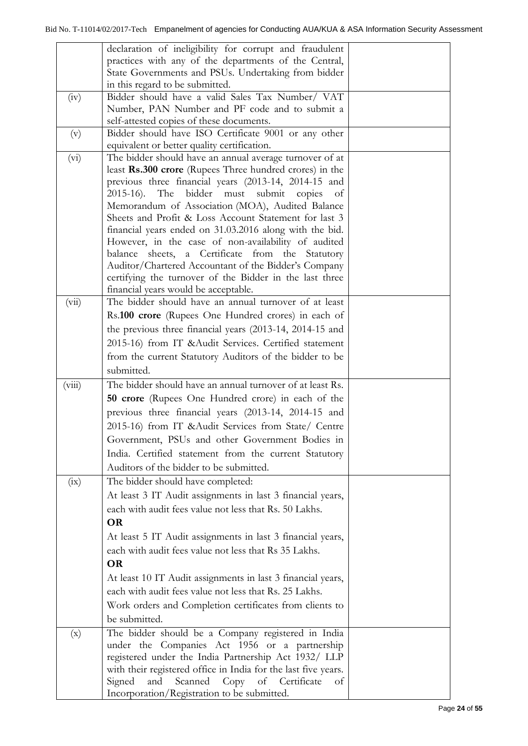|  |  |  |
|---|---|---|
|  | declaration of ineligibility for corrupt and fraudulent practices with any of the departments of the Central, State Governments and PSUs. Undertaking from bidder in this regard to be submitted. |  |
| (iv) | Bidder should have a valid Sales Tax Number/ VAT Number, PAN Number and PF code and to submit a self-attested copies of these documents. |  |
| (v) | Bidder should have ISO Certificate 9001 or any other equivalent or better quality certification. |  |
| (vi) | The bidder should have an annual average turnover of at least **Rs.300 crore** (Rupees Three hundred crores) in the previous three financial years (2013-14, 2014-15 and 2015-16). The bidder must submit copies of Memorandum of Association (MOA), Audited Balance Sheets and Profit & Loss Account Statement for last 3 financial years ended on 31.03.2016 along with the bid. However, in the case of non-availability of audited balance sheets, a Certificate from the Statutory Auditor/Chartered Accountant of the Bidder's Company certifying the turnover of the Bidder in the last three financial years would be acceptable. |  |
| (vii) | The bidder should have an annual turnover of at least Rs.**100 crore** (Rupees One Hundred crores) in each of the previous three financial years (2013-14, 2014-15 and 2015-16) from IT &Audit Services. Certified statement from the current Statutory Auditors of the bidder to be submitted. |  |
| (viii) | The bidder should have an annual turnover of at least Rs. **50 crore** (Rupees One Hundred crore) in each of the previous three financial years (2013-14, 2014-15 and 2015-16) from IT &Audit Services from State/ Centre Government, PSUs and other Government Bodies in India. Certified statement from the current Statutory Auditors of the bidder to be submitted. |  |
| (ix) | The bidder should have completed:<br>At least 3 IT Audit assignments in last 3 financial years, each with audit fees value not less that Rs. 50 Lakhs.<br>**OR**<br>At least 5 IT Audit assignments in last 3 financial years, each with audit fees value not less that Rs 35 Lakhs.<br>**OR**<br>At least 10 IT Audit assignments in last 3 financial years, each with audit fees value not less that Rs. 25 Lakhs.<br>Work orders and Completion certificates from clients to be submitted. |  |
| (x) | The bidder should be a Company registered in India under the Companies Act 1956 or a partnership registered under the India Partnership Act 1932/ LLP with their registered office in India for the last five years. Signed and Scanned Copy of Certificate of Incorporation/Registration to be submitted. |  |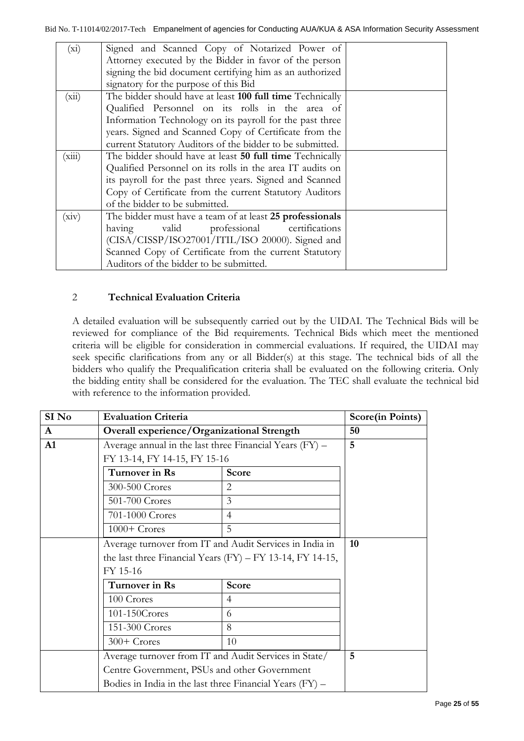| (xi) | Signed and Scanned Copy of Notarized Power of Attorney executed by the Bidder in favor of the person signing the bid document certifying him as an authorized signatory for the purpose of this Bid | |
|---|---|---|
| (xii) | The bidder should have at least **100 full time** Technically Qualified Personnel on its rolls in the area of Information Technology on its payroll for the past three years. Signed and Scanned Copy of Certificate from the current Statutory Auditors of the bidder to be submitted. | |
| (xiii) | The bidder should have at least **50 full time** Technically Qualified Personnel on its rolls in the area IT audits on its payroll for the past three years. Signed and Scanned Copy of Certificate from the current Statutory Auditors of the bidder to be submitted. | |
| (xiv) | The bidder must have a team of at least **25 professionals** having valid professional certifications (CISA/CISSP/ISO27001/ITIL/ISO 20000). Signed and Scanned Copy of Certificate from the current Statutory Auditors of the bidder to be submitted. | |

## 2 Technical Evaluation Criteria

A detailed evaluation will be subsequently carried out by the UIDAI. The Technical Bids will be reviewed for compliance of the Bid requirements. Technical Bids which meet the mentioned criteria will be eligible for consideration in commercial evaluations. If required, the UIDAI may seek specific clarifications from any or all Bidder(s) at this stage. The technical bids of all the bidders who qualify the Prequalification criteria shall be evaluated on the following criteria. Only the bidding entity shall be considered for the evaluation. The TEC shall evaluate the technical bid with reference to the information provided.

| SI No | Evaluation Criteria | | Score(in Points) |
|---|---|---|---|
| **A** | **Overall experience/Organizational Strength** | | **50** |
| **A1** | Average annual in the last three Financial Years (FY) – FY 13-14, FY 14-15, FY 15-16 | | **5** |
| | **Turnover in Rs** | **Score** | |
| | 300-500 Crores | 2 | |
| | 501-700 Crores | 3 | |
| | 701-1000 Crores | 4 | |
| | 1000+ Crores | 5 | |
| | Average turnover from IT and Audit Services in India in the last three Financial Years (FY) – FY 13-14, FY 14-15, FY 15-16 | | **10** |
| | **Turnover in Rs** | **Score** | |
| | 100 Crores | 4 | |
| | 101-150Crores | 6 | |
| | 151-300 Crores | 8 | |
| | 300+ Crores | 10 | |
| | Average turnover from IT and Audit Services in State/ Centre Government, PSUs and other Government Bodies in India in the last three Financial Years (FY) – | | **5** |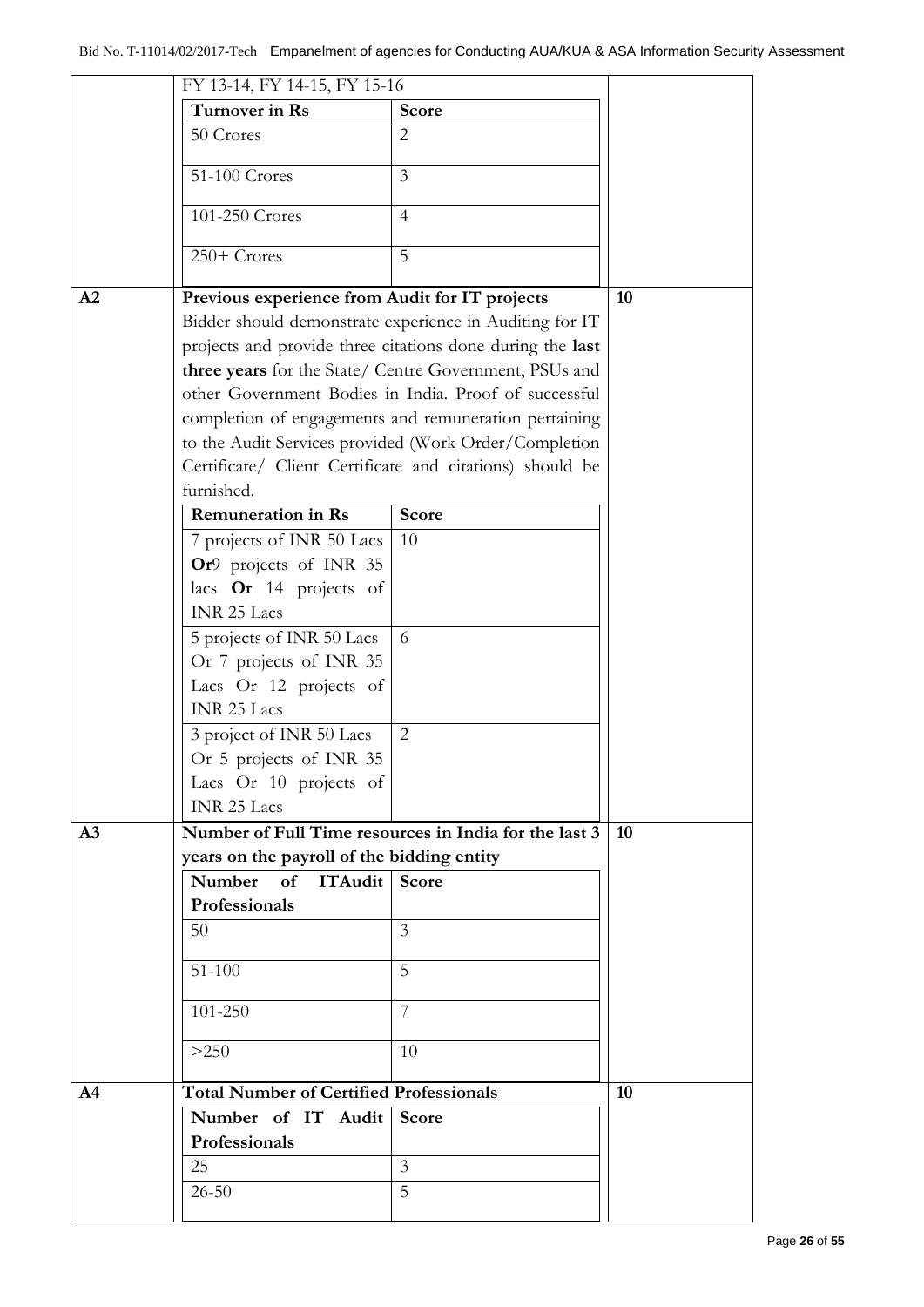| | | |
|---|---|---|
| | FY 13-14, FY 14-15, FY 15-16<br><br>**Turnover in Rs** \| **Score**<br>50 Crores \| 2<br>51-100 Crores \| 3<br>101-250 Crores \| 4<br>250+ Crores \| 5 | |
| **A2** | **Previous experience from Audit for IT projects**<br>Bidder should demonstrate experience in Auditing for IT projects and provide three citations done during the **last three years** for the State/ Centre Government, PSUs and other Government Bodies in India. Proof of successful completion of engagements and remuneration pertaining to the Audit Services provided (Work Order/Completion Certificate/ Client Certificate and citations) should be furnished.<br><br>**Remuneration in Rs** \| **Score**<br>7 projects of INR 50 Lacs **Or**9 projects of INR 35 lacs **Or** 14 projects of INR 25 Lacs \| 10<br>5 projects of INR 50 Lacs Or 7 projects of INR 35 Lacs Or 12 projects of INR 25 Lacs \| 6<br>3 project of INR 50 Lacs Or 5 projects of INR 35 Lacs Or 10 projects of INR 25 Lacs \| 2 | **10** |
| **A3** | **Number of Full Time resources in India for the last 3 years on the payroll of the bidding entity**<br><br>**Number of ITAudit Professionals** \| **Score**<br>50 \| 3<br>51-100 \| 5<br>101-250 \| 7<br>>250 \| 10 | **10** |
| **A4** | **Total Number of Certified Professionals**<br><br>**Number of IT Audit Professionals** \| **Score**<br>25 \| 3<br>26-50 \| 5 | **10** |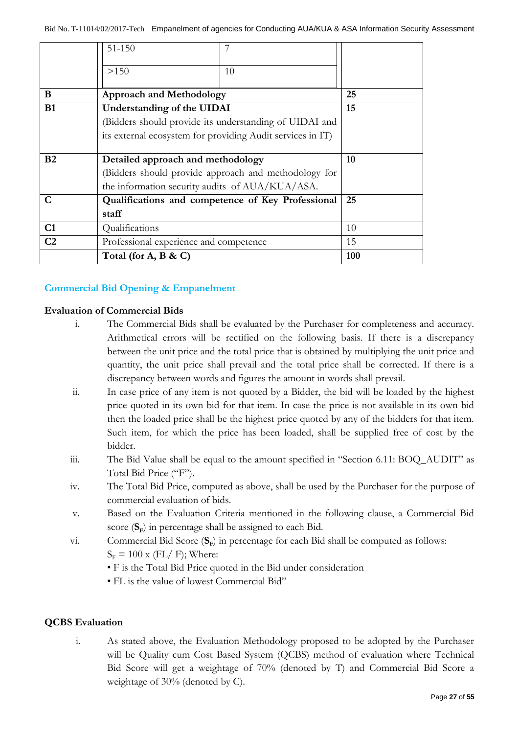|  |  |  |  |
|---|---|---|---|
|  | 51-150 | 7 |  |
|  | >150 | 10 |  |
| **B** | **Approach and Methodology** |  | **25** |
| **B1** | **Understanding of the UIDAI** (Bidders should provide its understanding of UIDAI and its external ecosystem for providing Audit services in IT) |  | **15** |
| **B2** | **Detailed approach and methodology** (Bidders should provide approach and methodology for the information security audits of AUA/KUA/ASA. |  | **10** |
| **C** | **Qualifications and competence of Key Professional staff** |  | **25** |
| **C1** | Qualifications |  | 10 |
| **C2** | Professional experience and competence |  | 15 |
|  | **Total (for A, B & C)** |  | **100** |

## Commercial Bid Opening & Empanelment

**Evaluation of Commercial Bids**

i. The Commercial Bids shall be evaluated by the Purchaser for completeness and accuracy. Arithmetical errors will be rectified on the following basis. If there is a discrepancy between the unit price and the total price that is obtained by multiplying the unit price and quantity, the unit price shall prevail and the total price shall be corrected. If there is a discrepancy between words and figures the amount in words shall prevail.

ii. In case price of any item is not quoted by a Bidder, the bid will be loaded by the highest price quoted in its own bid for that item. In case the price is not available in its own bid then the loaded price shall be the highest price quoted by any of the bidders for that item. Such item, for which the price has been loaded, shall be supplied free of cost by the bidder.

iii. The Bid Value shall be equal to the amount specified in "Section 6.11: BOQ_AUDIT" as Total Bid Price ("F").

iv. The Total Bid Price, computed as above, shall be used by the Purchaser for the purpose of commercial evaluation of bids.

v. Based on the Evaluation Criteria mentioned in the following clause, a Commercial Bid score (**$S_F$**) in percentage shall be assigned to each Bid.

vi. Commercial Bid Score (**$S_F$**) in percentage for each Bid shall be computed as follows:
$S_F = 100 \times (FL/ F)$; Where:
• F is the Total Bid Price quoted in the Bid under consideration
• FL is the value of lowest Commercial Bid"

**QCBS Evaluation**

i. As stated above, the Evaluation Methodology proposed to be adopted by the Purchaser will be Quality cum Cost Based System (QCBS) method of evaluation where Technical Bid Score will get a weightage of 70% (denoted by T) and Commercial Bid Score a weightage of 30% (denoted by C).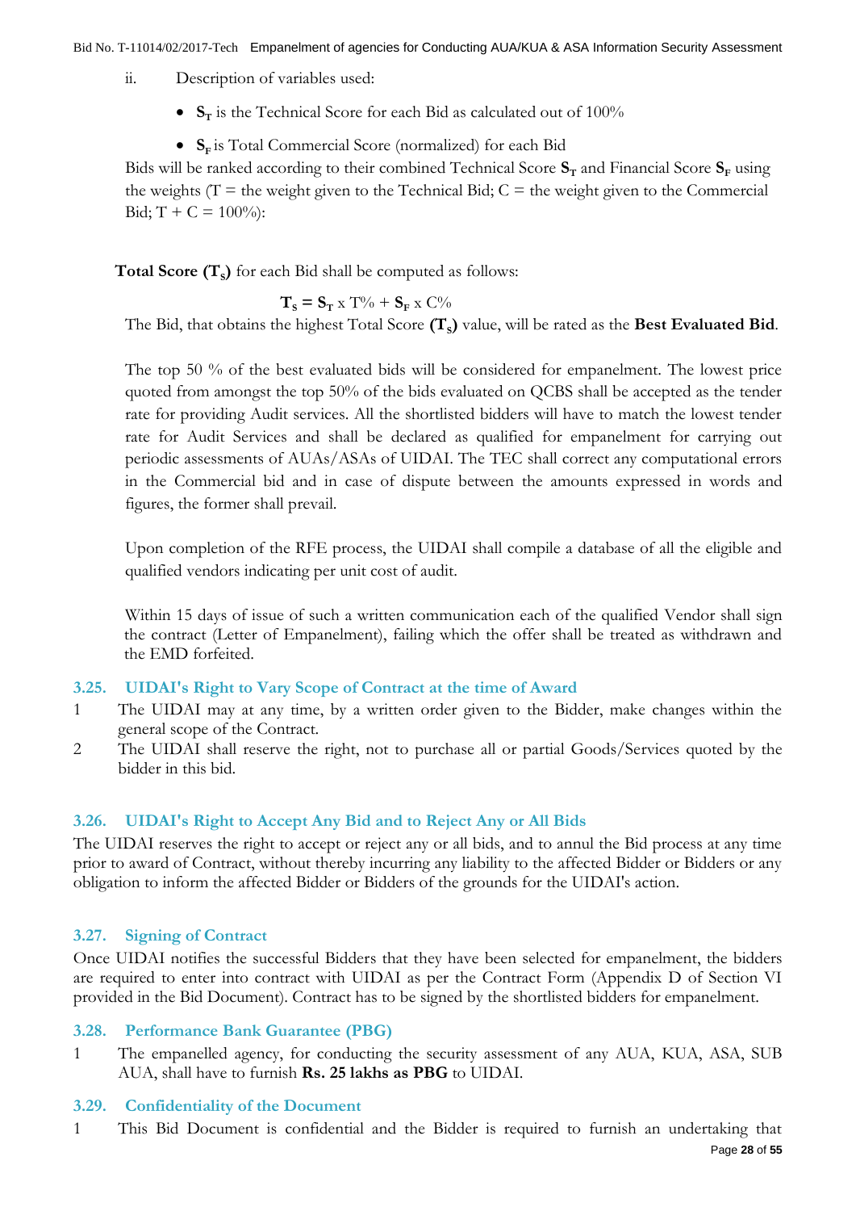ii. Description of variables used:

- $\mathbf{S_T}$ is the Technical Score for each Bid as calculated out of 100%
- $\mathbf{S_F}$ is Total Commercial Score (normalized) for each Bid

Bids will be ranked according to their combined Technical Score $\mathbf{S_T}$ and Financial Score $\mathbf{S_F}$ using the weights (T = the weight given to the Technical Bid; C = the weight given to the Commercial Bid; T + C = 100%):

**Total Score ($\mathbf{T_S}$)** for each Bid shall be computed as follows:

$$\mathbf{T_S} = \mathbf{S_T} \times T\% + \mathbf{S_F} \times C\%$$

The Bid, that obtains the highest Total Score **($\mathbf{T_S}$)** value, will be rated as the **Best Evaluated Bid**.

The top 50 % of the best evaluated bids will be considered for empanelment. The lowest price quoted from amongst the top 50% of the bids evaluated on QCBS shall be accepted as the tender rate for providing Audit services. All the shortlisted bidders will have to match the lowest tender rate for Audit Services and shall be declared as qualified for empanelment for carrying out periodic assessments of AUAs/ASAs of UIDAI. The TEC shall correct any computational errors in the Commercial bid and in case of dispute between the amounts expressed in words and figures, the former shall prevail.

Upon completion of the RFE process, the UIDAI shall compile a database of all the eligible and qualified vendors indicating per unit cost of audit.

Within 15 days of issue of such a written communication each of the qualified Vendor shall sign the contract (Letter of Empanelment), failing which the offer shall be treated as withdrawn and the EMD forfeited.

### 3.25. UIDAI's Right to Vary Scope of Contract at the time of Award

1. The UIDAI may at any time, by a written order given to the Bidder, make changes within the general scope of the Contract.
2. The UIDAI shall reserve the right, not to purchase all or partial Goods/Services quoted by the bidder in this bid.

### 3.26. UIDAI's Right to Accept Any Bid and to Reject Any or All Bids

The UIDAI reserves the right to accept or reject any or all bids, and to annul the Bid process at any time prior to award of Contract, without thereby incurring any liability to the affected Bidder or Bidders or any obligation to inform the affected Bidder or Bidders of the grounds for the UIDAI's action.

### 3.27. Signing of Contract

Once UIDAI notifies the successful Bidders that they have been selected for empanelment, the bidders are required to enter into contract with UIDAI as per the Contract Form (Appendix D of Section VI provided in the Bid Document). Contract has to be signed by the shortlisted bidders for empanelment.

### 3.28. Performance Bank Guarantee (PBG)

1. The empanelled agency, for conducting the security assessment of any AUA, KUA, ASA, SUB AUA, shall have to furnish **Rs. 25 lakhs as PBG** to UIDAI.

### 3.29. Confidentiality of the Document

1. This Bid Document is confidential and the Bidder is required to furnish an undertaking that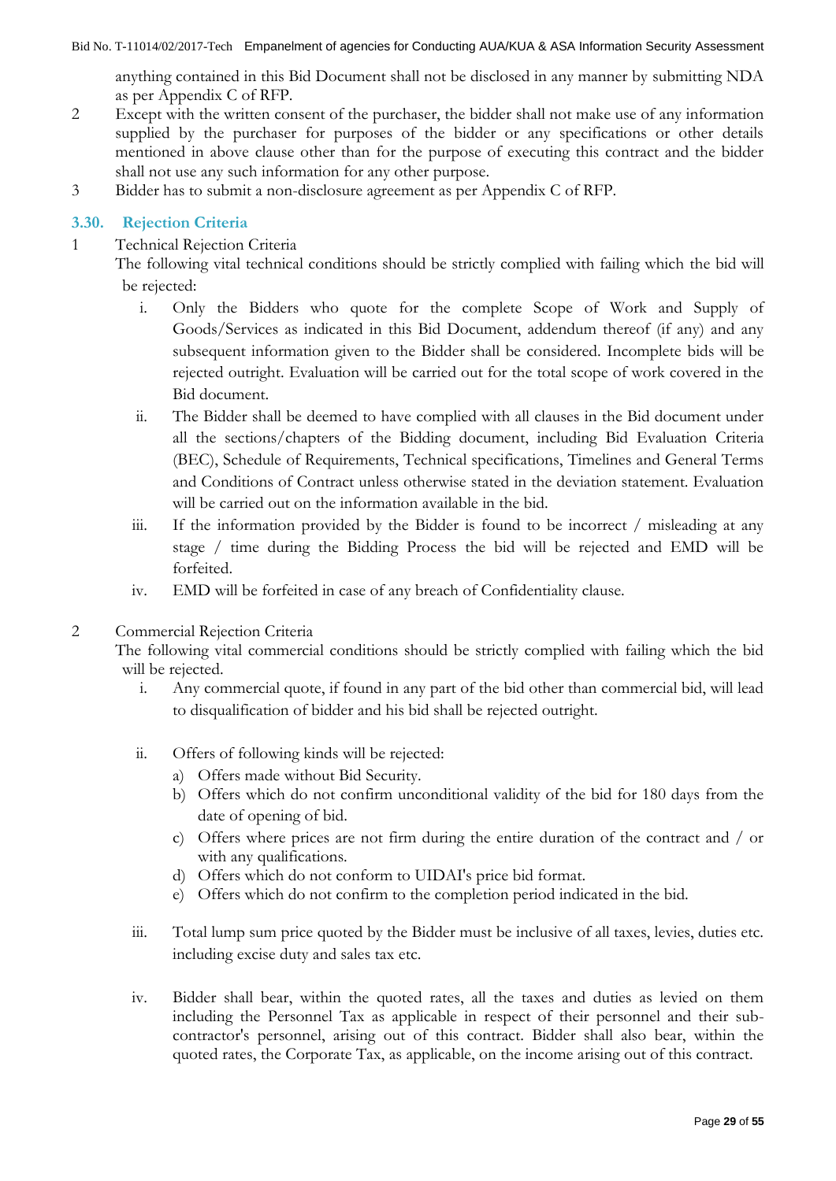anything contained in this Bid Document shall not be disclosed in any manner by submitting NDA as per Appendix C of RFP.

2. Except with the written consent of the purchaser, the bidder shall not make use of any information supplied by the purchaser for purposes of the bidder or any specifications or other details mentioned in above clause other than for the purpose of executing this contract and the bidder shall not use any such information for any other purpose.
3. Bidder has to submit a non-disclosure agreement as per Appendix C of RFP.

### 3.30. Rejection Criteria

1. Technical Rejection Criteria

   The following vital technical conditions should be strictly complied with failing which the bid will be rejected:

   i. Only the Bidders who quote for the complete Scope of Work and Supply of Goods/Services as indicated in this Bid Document, addendum thereof (if any) and any subsequent information given to the Bidder shall be considered. Incomplete bids will be rejected outright. Evaluation will be carried out for the total scope of work covered in the Bid document.

   ii. The Bidder shall be deemed to have complied with all clauses in the Bid document under all the sections/chapters of the Bidding document, including Bid Evaluation Criteria (BEC), Schedule of Requirements, Technical specifications, Timelines and General Terms and Conditions of Contract unless otherwise stated in the deviation statement. Evaluation will be carried out on the information available in the bid.

   iii. If the information provided by the Bidder is found to be incorrect / misleading at any stage / time during the Bidding Process the bid will be rejected and EMD will be forfeited.

   iv. EMD will be forfeited in case of any breach of Confidentiality clause.

2. Commercial Rejection Criteria

   The following vital commercial conditions should be strictly complied with failing which the bid will be rejected.

   i. Any commercial quote, if found in any part of the bid other than commercial bid, will lead to disqualification of bidder and his bid shall be rejected outright.

   ii. Offers of following kinds will be rejected:
      a) Offers made without Bid Security.
      b) Offers which do not confirm unconditional validity of the bid for 180 days from the date of opening of bid.
      c) Offers where prices are not firm during the entire duration of the contract and / or with any qualifications.
      d) Offers which do not conform to UIDAI's price bid format.
      e) Offers which do not confirm to the completion period indicated in the bid.

   iii. Total lump sum price quoted by the Bidder must be inclusive of all taxes, levies, duties etc. including excise duty and sales tax etc.

   iv. Bidder shall bear, within the quoted rates, all the taxes and duties as levied on them including the Personnel Tax as applicable in respect of their personnel and their sub-contractor's personnel, arising out of this contract. Bidder shall also bear, within the quoted rates, the Corporate Tax, as applicable, on the income arising out of this contract.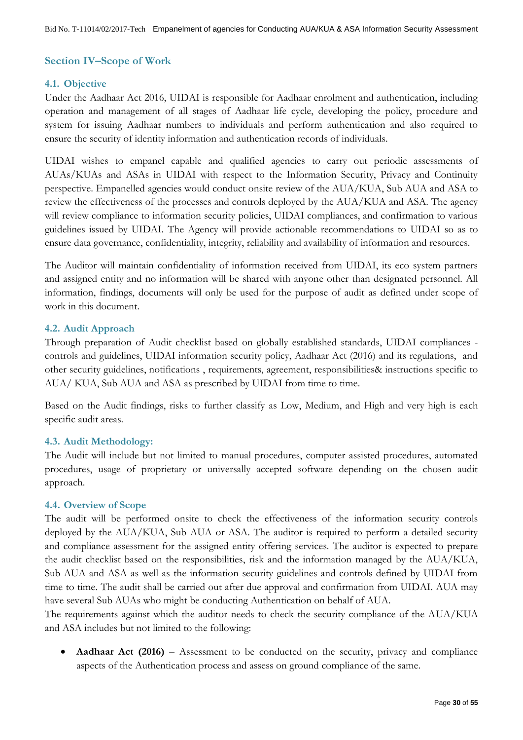## Section IV–Scope of Work

### 4.1. Objective

Under the Aadhaar Act 2016, UIDAI is responsible for Aadhaar enrolment and authentication, including operation and management of all stages of Aadhaar life cycle, developing the policy, procedure and system for issuing Aadhaar numbers to individuals and perform authentication and also required to ensure the security of identity information and authentication records of individuals.

UIDAI wishes to empanel capable and qualified agencies to carry out periodic assessments of AUAs/KUAs and ASAs in UIDAI with respect to the Information Security, Privacy and Continuity perspective. Empanelled agencies would conduct onsite review of the AUA/KUA, Sub AUA and ASA to review the effectiveness of the processes and controls deployed by the AUA/KUA and ASA. The agency will review compliance to information security policies, UIDAI compliances, and confirmation to various guidelines issued by UIDAI. The Agency will provide actionable recommendations to UIDAI so as to ensure data governance, confidentiality, integrity, reliability and availability of information and resources.

The Auditor will maintain confidentiality of information received from UIDAI, its eco system partners and assigned entity and no information will be shared with anyone other than designated personnel. All information, findings, documents will only be used for the purpose of audit as defined under scope of work in this document.

### 4.2. Audit Approach

Through preparation of Audit checklist based on globally established standards, UIDAI compliances - controls and guidelines, UIDAI information security policy, Aadhaar Act (2016) and its regulations, and other security guidelines, notifications , requirements, agreement, responsibilities& instructions specific to AUA/ KUA, Sub AUA and ASA as prescribed by UIDAI from time to time.

Based on the Audit findings, risks to further classify as Low, Medium, and High and very high is each specific audit areas.

### 4.3. Audit Methodology:

The Audit will include but not limited to manual procedures, computer assisted procedures, automated procedures, usage of proprietary or universally accepted software depending on the chosen audit approach.

### 4.4. Overview of Scope

The audit will be performed onsite to check the effectiveness of the information security controls deployed by the AUA/KUA, Sub AUA or ASA. The auditor is required to perform a detailed security and compliance assessment for the assigned entity offering services. The auditor is expected to prepare the audit checklist based on the responsibilities, risk and the information managed by the AUA/KUA, Sub AUA and ASA as well as the information security guidelines and controls defined by UIDAI from time to time. The audit shall be carried out after due approval and confirmation from UIDAI. AUA may have several Sub AUAs who might be conducting Authentication on behalf of AUA.

The requirements against which the auditor needs to check the security compliance of the AUA/KUA and ASA includes but not limited to the following:

- **Aadhaar Act (2016)** – Assessment to be conducted on the security, privacy and compliance aspects of the Authentication process and assess on ground compliance of the same.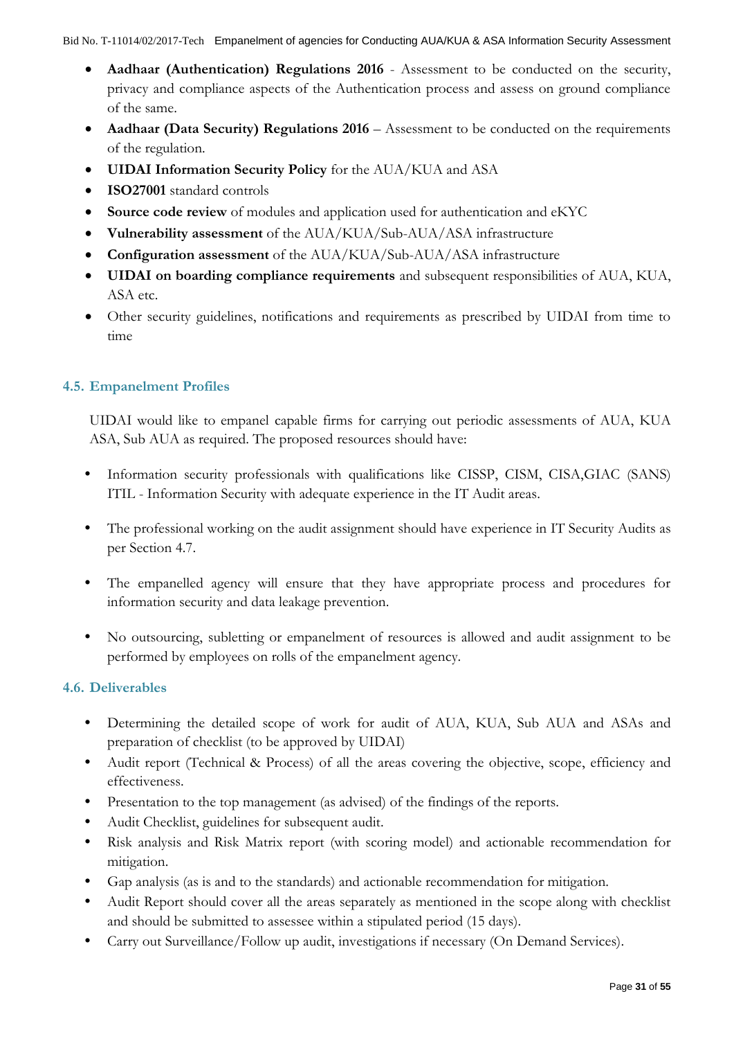- **Aadhaar (Authentication) Regulations 2016** - Assessment to be conducted on the security, privacy and compliance aspects of the Authentication process and assess on ground compliance of the same.
- **Aadhaar (Data Security) Regulations 2016** – Assessment to be conducted on the requirements of the regulation.
- **UIDAI Information Security Policy** for the AUA/KUA and ASA
- **ISO27001** standard controls
- **Source code review** of modules and application used for authentication and eKYC
- **Vulnerability assessment** of the AUA/KUA/Sub-AUA/ASA infrastructure
- **Configuration assessment** of the AUA/KUA/Sub-AUA/ASA infrastructure
- **UIDAI on boarding compliance requirements** and subsequent responsibilities of AUA, KUA, ASA etc.
- Other security guidelines, notifications and requirements as prescribed by UIDAI from time to time

## 4.5. Empanelment Profiles

UIDAI would like to empanel capable firms for carrying out periodic assessments of AUA, KUA ASA, Sub AUA as required. The proposed resources should have:

- Information security professionals with qualifications like CISSP, CISM, CISA,GIAC (SANS) ITIL - Information Security with adequate experience in the IT Audit areas.
- The professional working on the audit assignment should have experience in IT Security Audits as per Section 4.7.
- The empanelled agency will ensure that they have appropriate process and procedures for information security and data leakage prevention.
- No outsourcing, subletting or empanelment of resources is allowed and audit assignment to be performed by employees on rolls of the empanelment agency.

## 4.6. Deliverables

- Determining the detailed scope of work for audit of AUA, KUA, Sub AUA and ASAs and preparation of checklist (to be approved by UIDAI)
- Audit report (Technical & Process) of all the areas covering the objective, scope, efficiency and effectiveness.
- Presentation to the top management (as advised) of the findings of the reports.
- Audit Checklist, guidelines for subsequent audit.
- Risk analysis and Risk Matrix report (with scoring model) and actionable recommendation for mitigation.
- Gap analysis (as is and to the standards) and actionable recommendation for mitigation.
- Audit Report should cover all the areas separately as mentioned in the scope along with checklist and should be submitted to assessee within a stipulated period (15 days).
- Carry out Surveillance/Follow up audit, investigations if necessary (On Demand Services).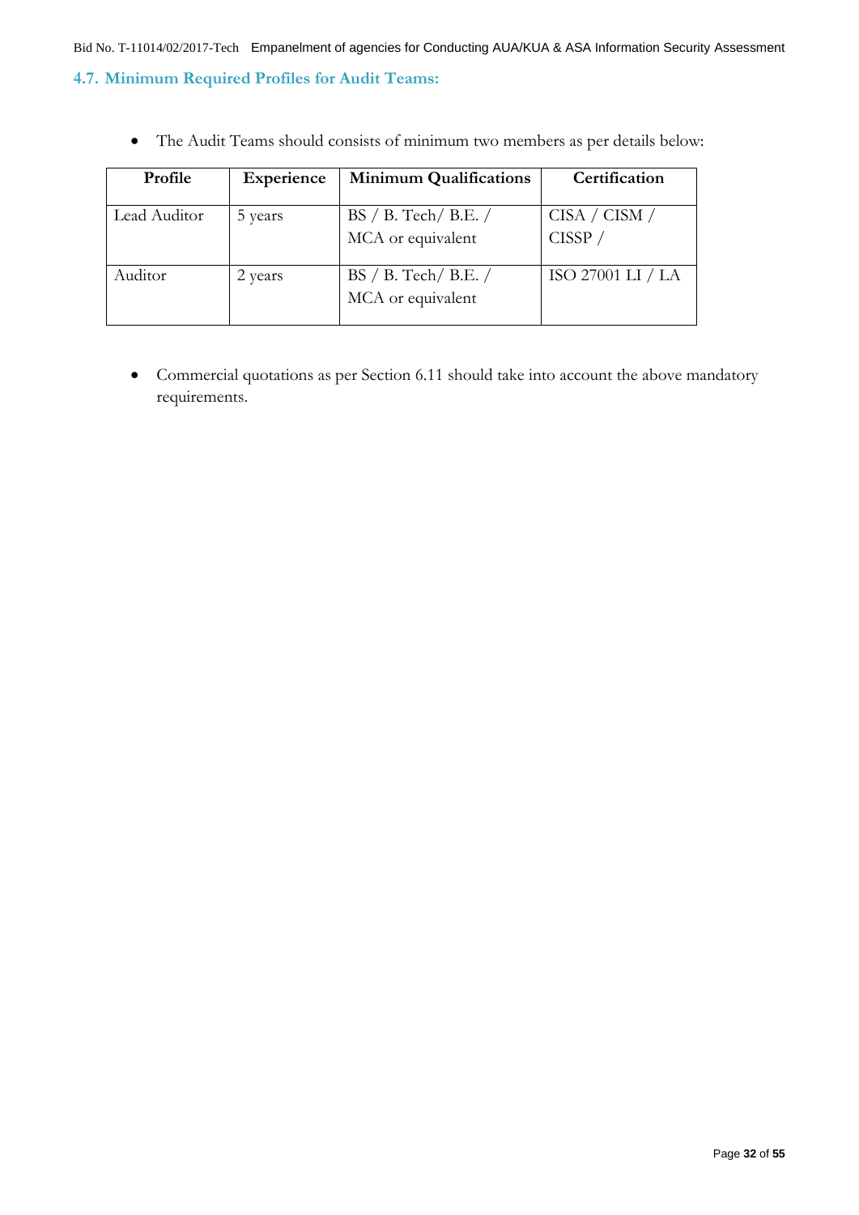## 4.7. Minimum Required Profiles for Audit Teams:

- The Audit Teams should consists of minimum two members as per details below:

| Profile | Experience | Minimum Qualifications | Certification |
|---|---|---|---|
| Lead Auditor | 5 years | BS / B. Tech/ B.E. / MCA or equivalent | CISA / CISM / CISSP / |
| Auditor | 2 years | BS / B. Tech/ B.E. / MCA or equivalent | ISO 27001 LI / LA |

- Commercial quotations as per Section 6.11 should take into account the above mandatory requirements.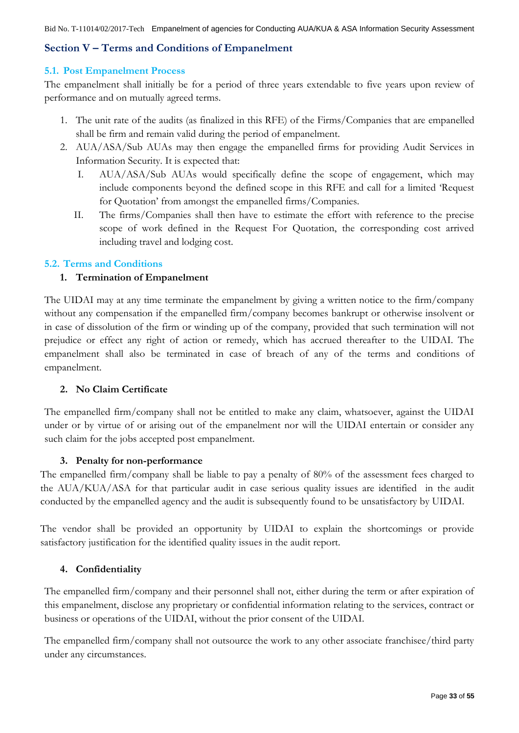## Section V – Terms and Conditions of Empanelment

### 5.1. Post Empanelment Process

The empanelment shall initially be for a period of three years extendable to five years upon review of performance and on mutually agreed terms.

1. The unit rate of the audits (as finalized in this RFE) of the Firms/Companies that are empanelled shall be firm and remain valid during the period of empanelment.
2. AUA/ASA/Sub AUAs may then engage the empanelled firms for providing Audit Services in Information Security. It is expected that:
   I. AUA/ASA/Sub AUAs would specifically define the scope of engagement, which may include components beyond the defined scope in this RFE and call for a limited 'Request for Quotation' from amongst the empanelled firms/Companies.
   II. The firms/Companies shall then have to estimate the effort with reference to the precise scope of work defined in the Request For Quotation, the corresponding cost arrived including travel and lodging cost.

### 5.2. Terms and Conditions

**1. Termination of Empanelment**

The UIDAI may at any time terminate the empanelment by giving a written notice to the firm/company without any compensation if the empanelled firm/company becomes bankrupt or otherwise insolvent or in case of dissolution of the firm or winding up of the company, provided that such termination will not prejudice or effect any right of action or remedy, which has accrued thereafter to the UIDAI. The empanelment shall also be terminated in case of breach of any of the terms and conditions of empanelment.

**2. No Claim Certificate**

The empanelled firm/company shall not be entitled to make any claim, whatsoever, against the UIDAI under or by virtue of or arising out of the empanelment nor will the UIDAI entertain or consider any such claim for the jobs accepted post empanelment.

**3. Penalty for non-performance**

The empanelled firm/company shall be liable to pay a penalty of 80% of the assessment fees charged to the AUA/KUA/ASA for that particular audit in case serious quality issues are identified in the audit conducted by the empanelled agency and the audit is subsequently found to be unsatisfactory by UIDAI.

The vendor shall be provided an opportunity by UIDAI to explain the shortcomings or provide satisfactory justification for the identified quality issues in the audit report.

**4. Confidentiality**

The empanelled firm/company and their personnel shall not, either during the term or after expiration of this empanelment, disclose any proprietary or confidential information relating to the services, contract or business or operations of the UIDAI, without the prior consent of the UIDAI.

The empanelled firm/company shall not outsource the work to any other associate franchisee/third party under any circumstances.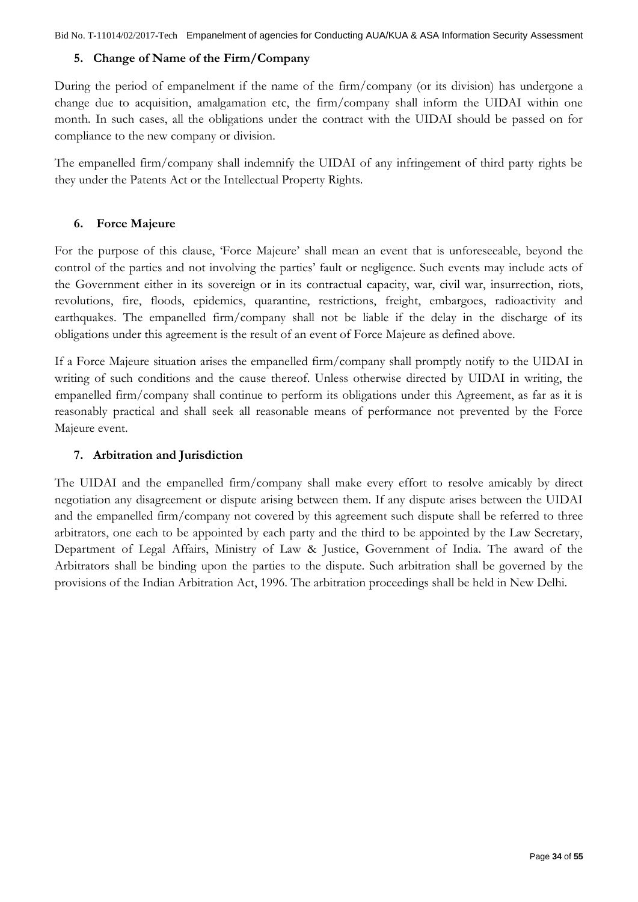## 5. Change of Name of the Firm/Company

During the period of empanelment if the name of the firm/company (or its division) has undergone a change due to acquisition, amalgamation etc, the firm/company shall inform the UIDAI within one month. In such cases, all the obligations under the contract with the UIDAI should be passed on for compliance to the new company or division.

The empanelled firm/company shall indemnify the UIDAI of any infringement of third party rights be they under the Patents Act or the Intellectual Property Rights.

## 6. Force Majeure

For the purpose of this clause, 'Force Majeure' shall mean an event that is unforeseeable, beyond the control of the parties and not involving the parties' fault or negligence. Such events may include acts of the Government either in its sovereign or in its contractual capacity, war, civil war, insurrection, riots, revolutions, fire, floods, epidemics, quarantine, restrictions, freight, embargoes, radioactivity and earthquakes. The empanelled firm/company shall not be liable if the delay in the discharge of its obligations under this agreement is the result of an event of Force Majeure as defined above.

If a Force Majeure situation arises the empanelled firm/company shall promptly notify to the UIDAI in writing of such conditions and the cause thereof. Unless otherwise directed by UIDAI in writing, the empanelled firm/company shall continue to perform its obligations under this Agreement, as far as it is reasonably practical and shall seek all reasonable means of performance not prevented by the Force Majeure event.

## 7. Arbitration and Jurisdiction

The UIDAI and the empanelled firm/company shall make every effort to resolve amicably by direct negotiation any disagreement or dispute arising between them. If any dispute arises between the UIDAI and the empanelled firm/company not covered by this agreement such dispute shall be referred to three arbitrators, one each to be appointed by each party and the third to be appointed by the Law Secretary, Department of Legal Affairs, Ministry of Law & Justice, Government of India. The award of the Arbitrators shall be binding upon the parties to the dispute. Such arbitration shall be governed by the provisions of the Indian Arbitration Act, 1996. The arbitration proceedings shall be held in New Delhi.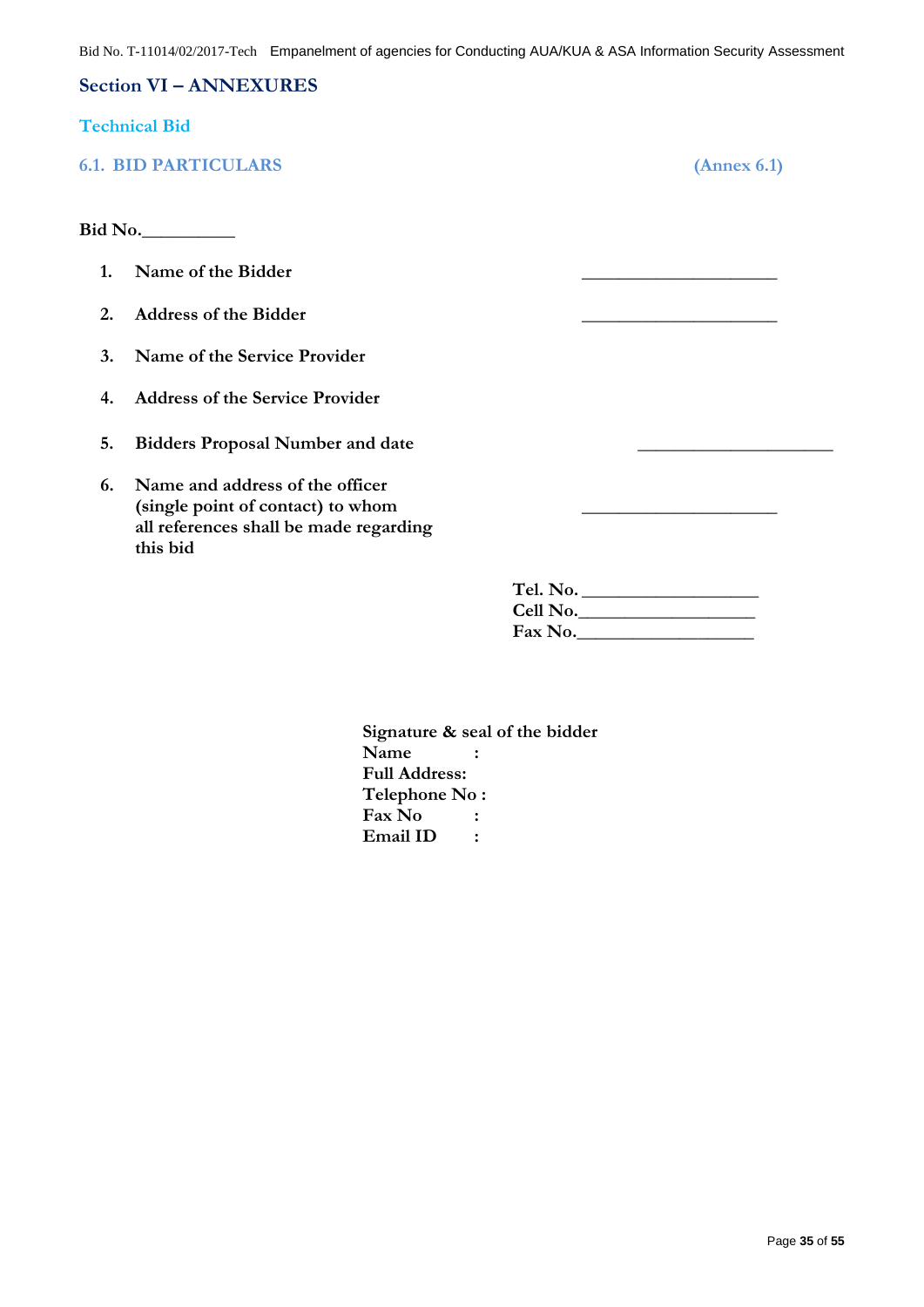## Section VI – ANNEXURES

### Technical Bid

### 6.1. BID PARTICULARS (Annex 6.1)

**Bid No.__________**

1. **Name of the Bidder** ______________________
2. **Address of the Bidder** ______________________
3. **Name of the Service Provider**
4. **Address of the Service Provider**
5. **Bidders Proposal Number and date** ______________________
6. **Name and address of the officer (single point of contact) to whom all references shall be made regarding this bid** ______________________

**Tel. No.** ____________________
**Cell No.**____________________
**Fax No.**____________________

**Signature & seal of the bidder**
**Name :**
**Full Address:**
**Telephone No :**
**Fax No :**
**Email ID :**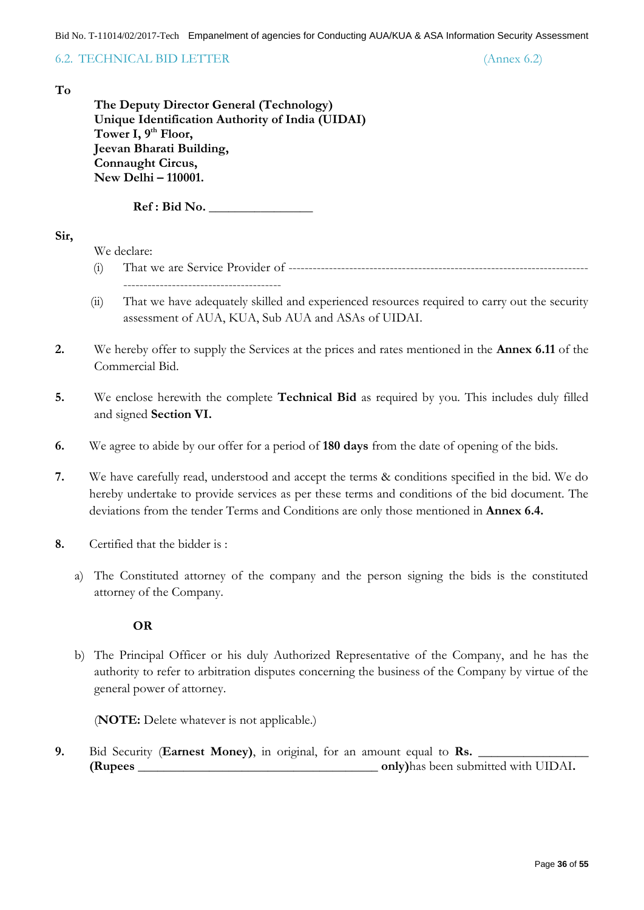## 6.2. TECHNICAL BID LETTER (Annex 6.2)

**To**

**The Deputy Director General (Technology)**
**Unique Identification Authority of India (UIDAI)**
**Tower I, 9th Floor,**
**Jeevan Bharati Building,**
**Connaught Circus,**
**New Delhi – 110001.**

**Ref : Bid No. ________________**

**Sir,**

We declare:

(i) That we are Service Provider of ------------------------------------------------------------------------ ---------------------------------------

(ii) That we have adequately skilled and experienced resources required to carry out the security assessment of AUA, KUA, Sub AUA and ASAs of UIDAI.

**2.** We hereby offer to supply the Services at the prices and rates mentioned in the **Annex 6.11** of the Commercial Bid.

**5.** We enclose herewith the complete **Technical Bid** as required by you. This includes duly filled and signed **Section VI.**

**6.** We agree to abide by our offer for a period of **180 days** from the date of opening of the bids.

**7.** We have carefully read, understood and accept the terms & conditions specified in the bid. We do hereby undertake to provide services as per these terms and conditions of the bid document. The deviations from the tender Terms and Conditions are only those mentioned in **Annex 6.4.**

**8.** Certified that the bidder is :

a) The Constituted attorney of the company and the person signing the bids is the constituted attorney of the Company.

**OR**

b) The Principal Officer or his duly Authorized Representative of the Company, and he has the authority to refer to arbitration disputes concerning the business of the Company by virtue of the general power of attorney.

(**NOTE:** Delete whatever is not applicable.)

**9.** Bid Security (**Earnest Money**), in original, for an amount equal to **Rs.** _________________ **(Rupees** ______________________________________ **only)**has been submitted with UIDAI**.**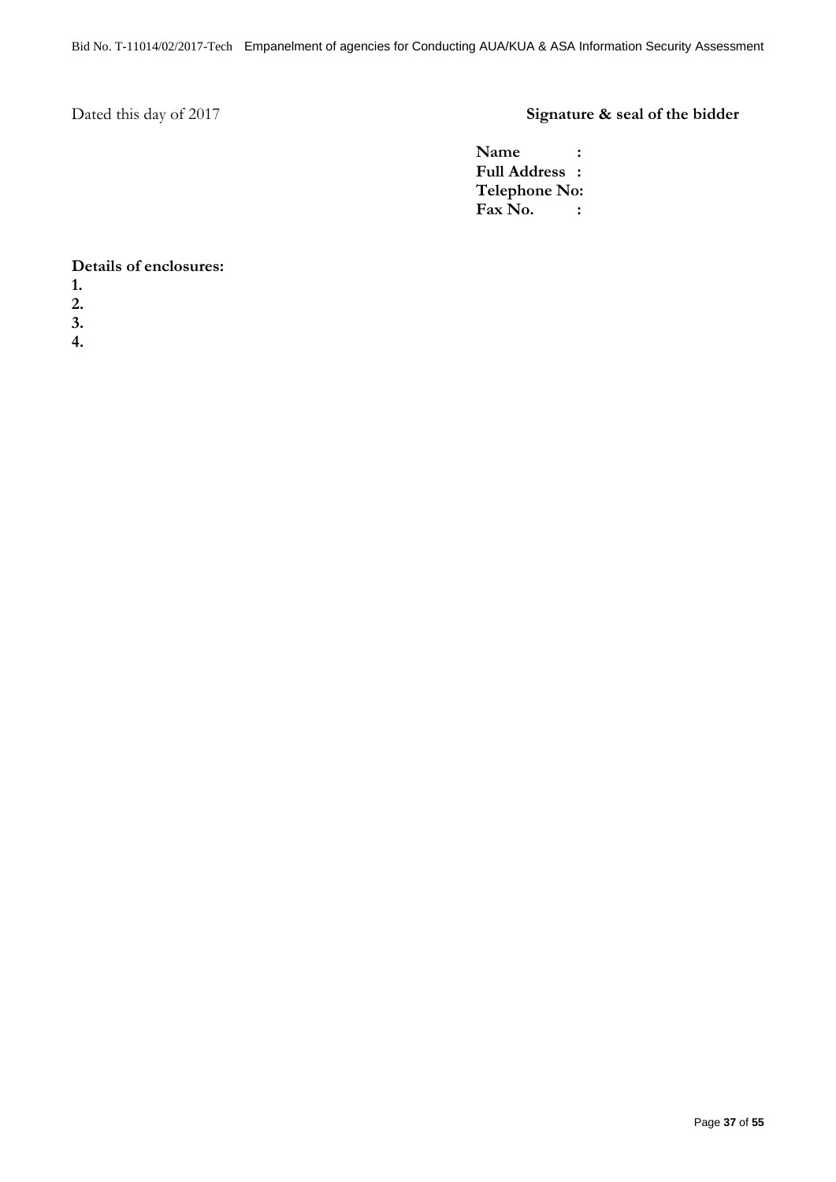Dated this day of 2017

**Signature & seal of the bidder**

**Name :**
**Full Address :**
**Telephone No:**
**Fax No. :**

**Details of enclosures:**

**1.**
**2.**
**3.**
**4.**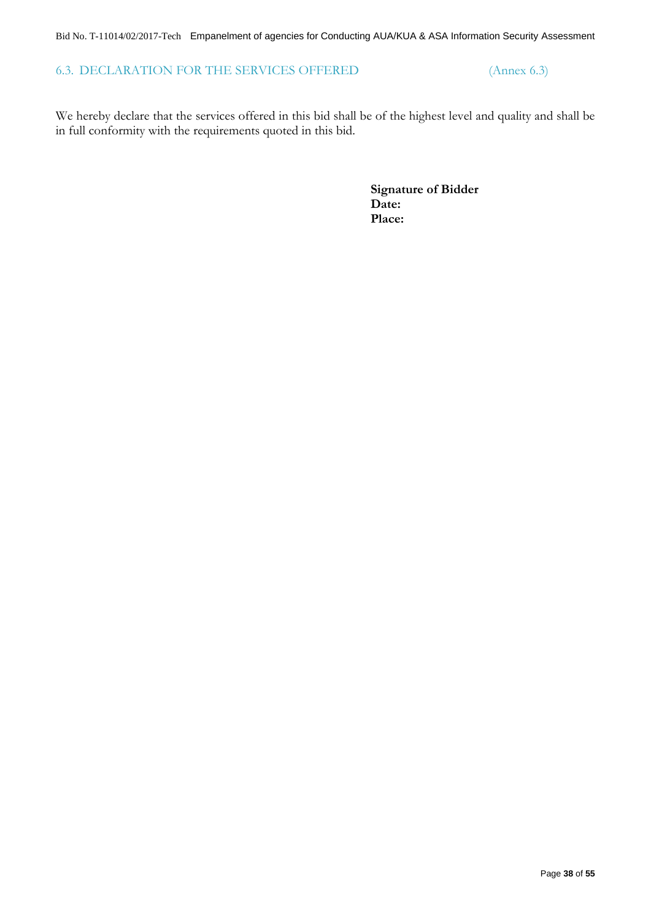## 6.3. DECLARATION FOR THE SERVICES OFFERED (Annex 6.3)

We hereby declare that the services offered in this bid shall be of the highest level and quality and shall be in full conformity with the requirements quoted in this bid.

**Signature of Bidder**
**Date:**
**Place:**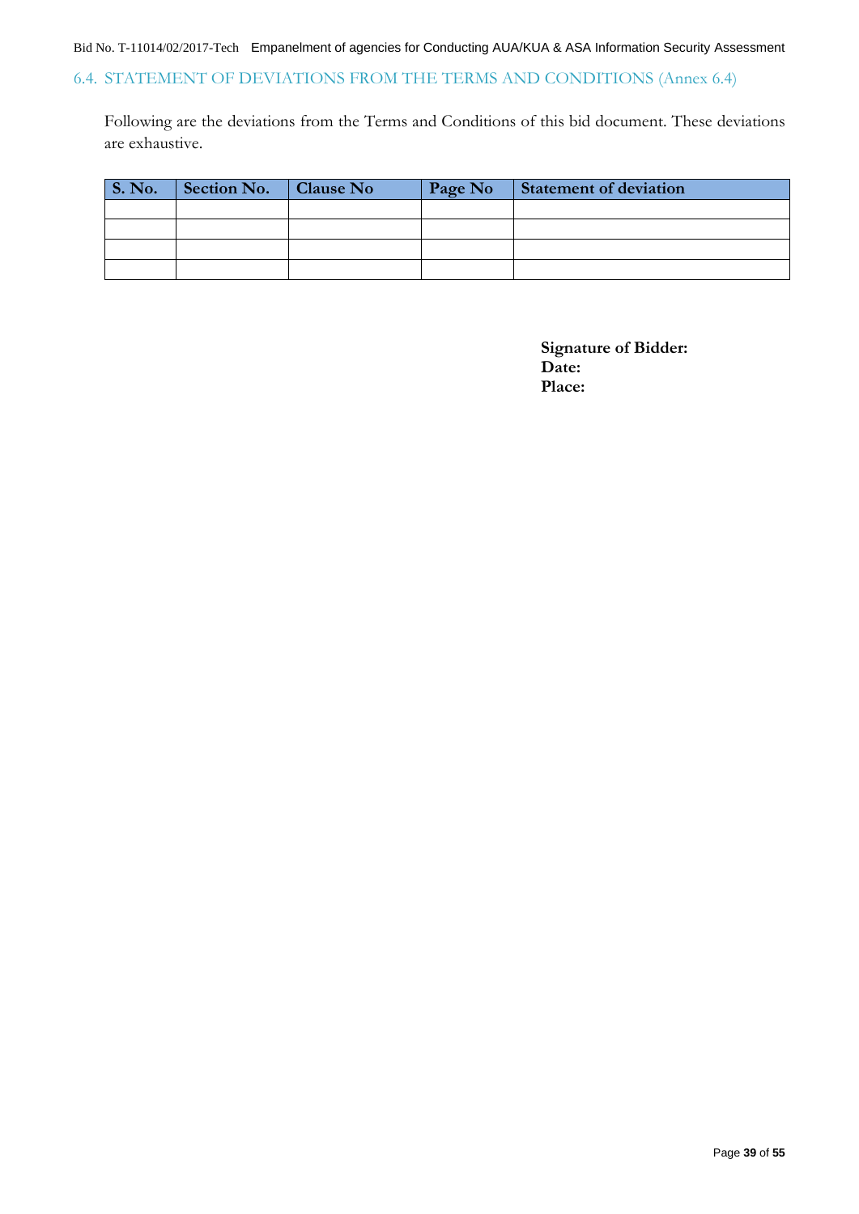## 6.4. STATEMENT OF DEVIATIONS FROM THE TERMS AND CONDITIONS (Annex 6.4)

Following are the deviations from the Terms and Conditions of this bid document. These deviations are exhaustive.

| S. No. | Section No. | Clause No | Page No | Statement of deviation |
|---|---|---|---|---|
| | | | | |
| | | | | |
| | | | | |
| | | | | |

**Signature of Bidder:**
**Date:**
**Place:**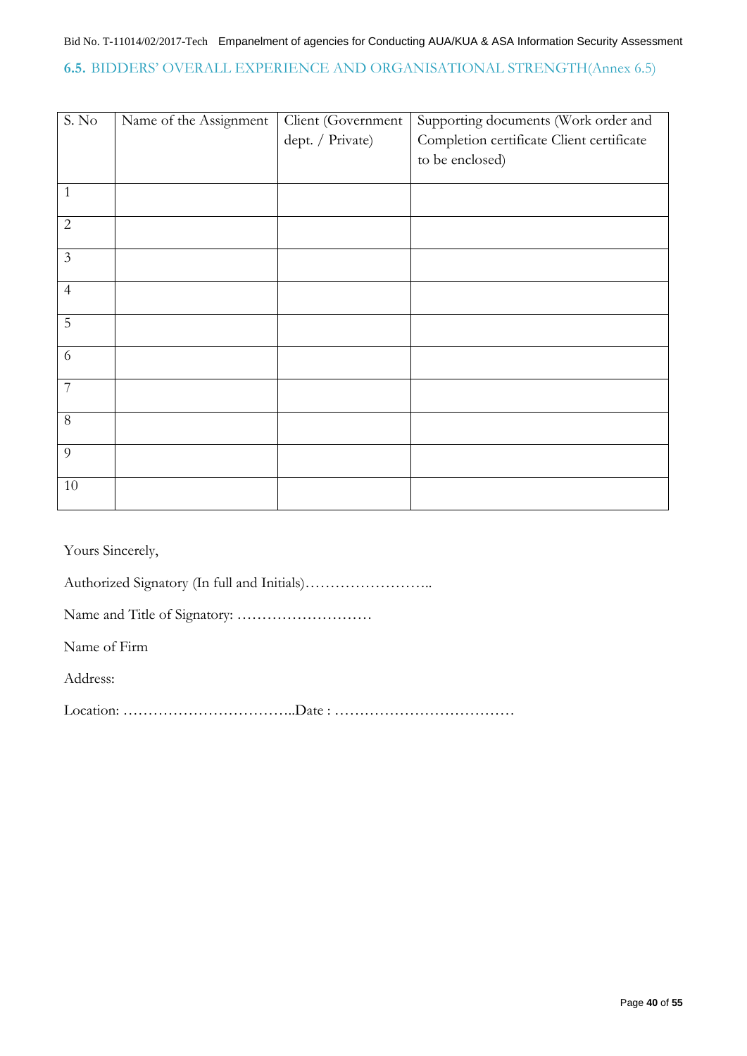### 6.5. BIDDERS' OVERALL EXPERIENCE AND ORGANISATIONAL STRENGTH(Annex 6.5)

| S. No | Name of the Assignment | Client (Government dept. / Private) | Supporting documents (Work order and Completion certificate Client certificate to be enclosed) |
|---|---|---|---|
| 1 | | | |
| 2 | | | |
| 3 | | | |
| 4 | | | |
| 5 | | | |
| 6 | | | |
| 7 | | | |
| 8 | | | |
| 9 | | | |
| 10 | | | |

Yours Sincerely,

Authorized Signatory (In full and Initials)……………………..

Name and Title of Signatory: ………………………

Name of Firm

Address:

Location: ……………………………..Date : ………………………………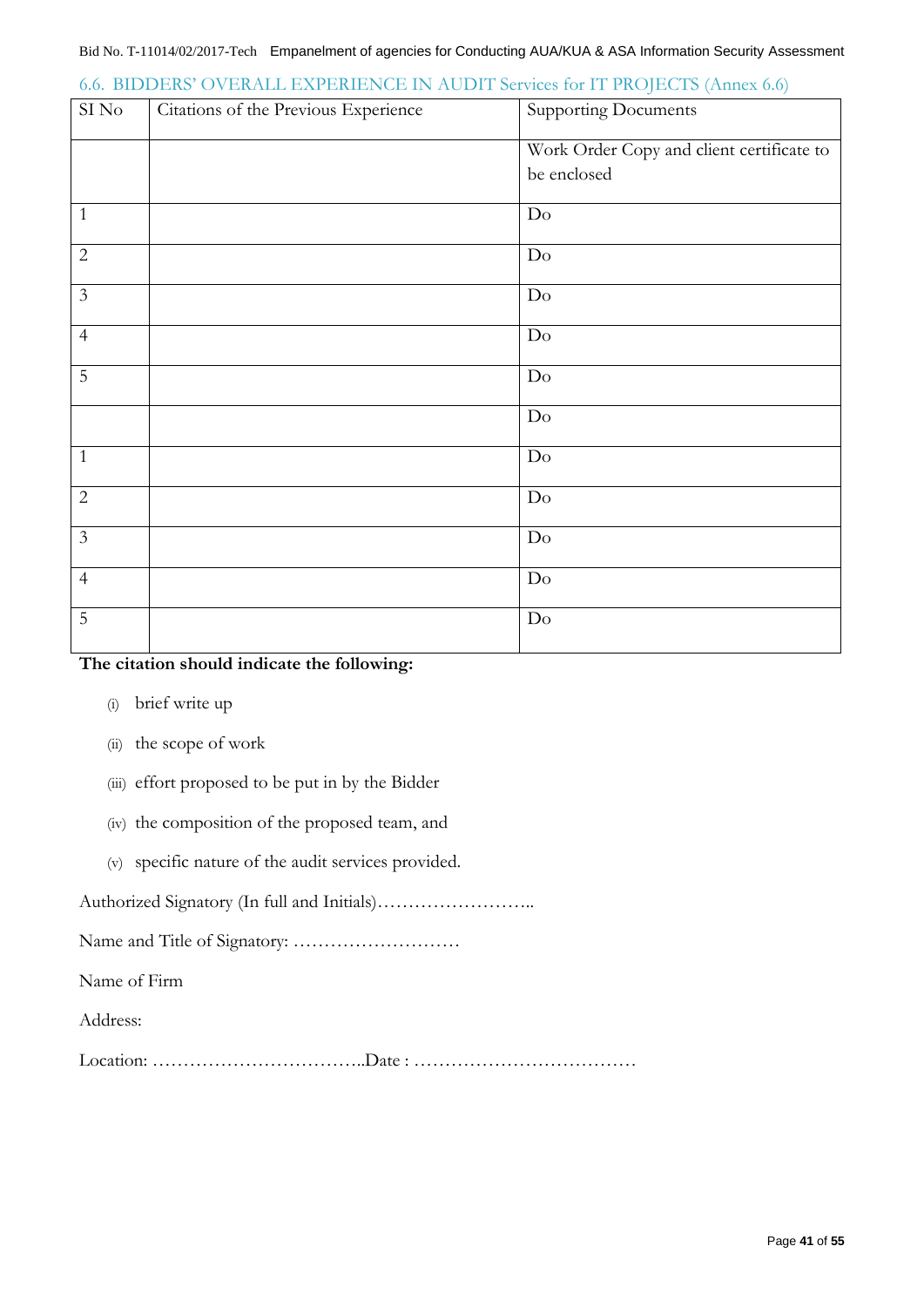## 6.6. BIDDERS' OVERALL EXPERIENCE IN AUDIT Services for IT PROJECTS (Annex 6.6)

| SI No | Citations of the Previous Experience | Supporting Documents |
|---|---|---|
| | | Work Order Copy and client certificate to be enclosed |
| 1 | | Do |
| 2 | | Do |
| 3 | | Do |
| 4 | | Do |
| 5 | | Do |
| | | Do |
| 1 | | Do |
| 2 | | Do |
| 3 | | Do |
| 4 | | Do |
| 5 | | Do |

**The citation should indicate the following:**

(i) brief write up

(ii) the scope of work

(iii) effort proposed to be put in by the Bidder

(iv) the composition of the proposed team, and

(v) specific nature of the audit services provided.

Authorized Signatory (In full and Initials)……………………..

Name and Title of Signatory: ………………………

Name of Firm

Address:

Location: ……………………………..Date : ………………………………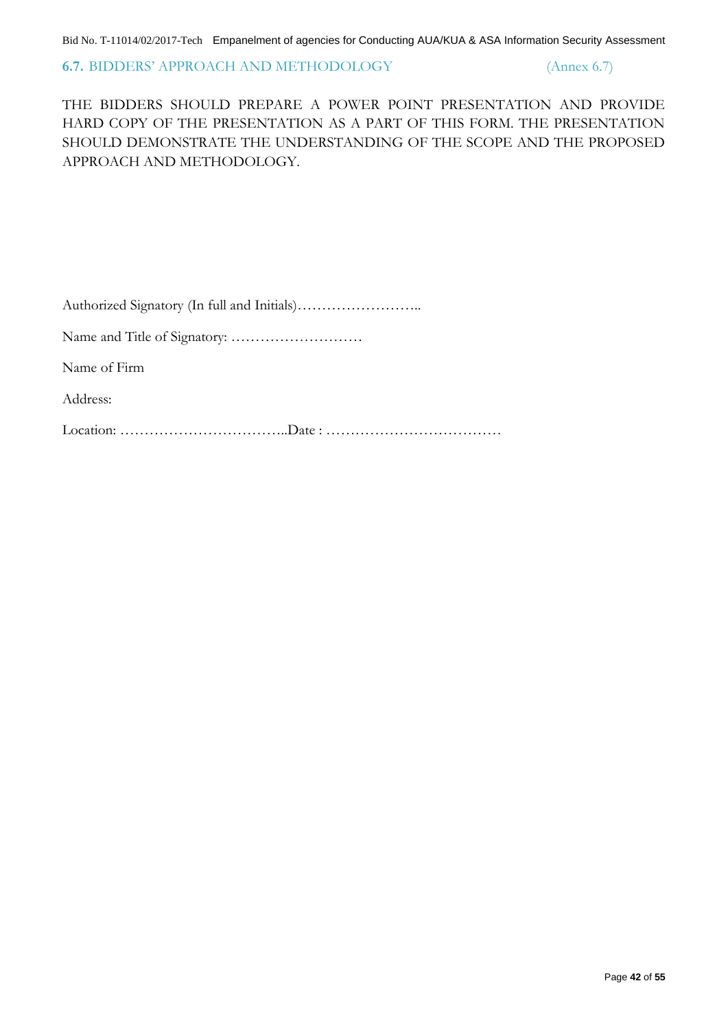## 6.7. BIDDERS' APPROACH AND METHODOLOGY (Annex 6.7)

THE BIDDERS SHOULD PREPARE A POWER POINT PRESENTATION AND PROVIDE HARD COPY OF THE PRESENTATION AS A PART OF THIS FORM. THE PRESENTATION SHOULD DEMONSTRATE THE UNDERSTANDING OF THE SCOPE AND THE PROPOSED APPROACH AND METHODOLOGY.

Authorized Signatory (In full and Initials)……………………..

Name and Title of Signatory: ………………………

Name of Firm

Address:

Location: ……………………………..Date : ………………………………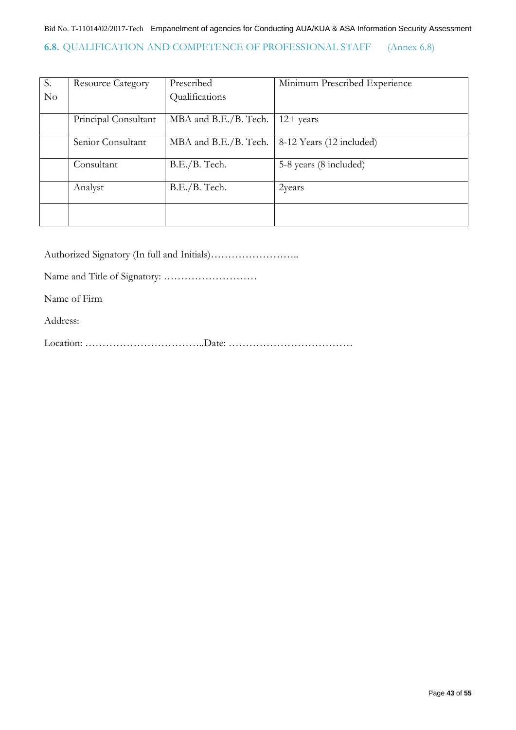### 6.8. QUALIFICATION AND COMPETENCE OF PROFESSIONAL STAFF (Annex 6.8)

| S. No | Resource Category | Prescribed Qualifications | Minimum Prescribed Experience |
|---|---|---|---|
| | Principal Consultant | MBA and B.E./B. Tech. | 12+ years |
| | Senior Consultant | MBA and B.E./B. Tech. | 8-12 Years (12 included) |
| | Consultant | B.E./B. Tech. | 5-8 years (8 included) |
| | Analyst | B.E./B. Tech. | 2years |
| | | | |

Authorized Signatory (In full and Initials)……………………..

Name and Title of Signatory: ………………………

Name of Firm

Address:

Location: ……………………………..Date: ………………………………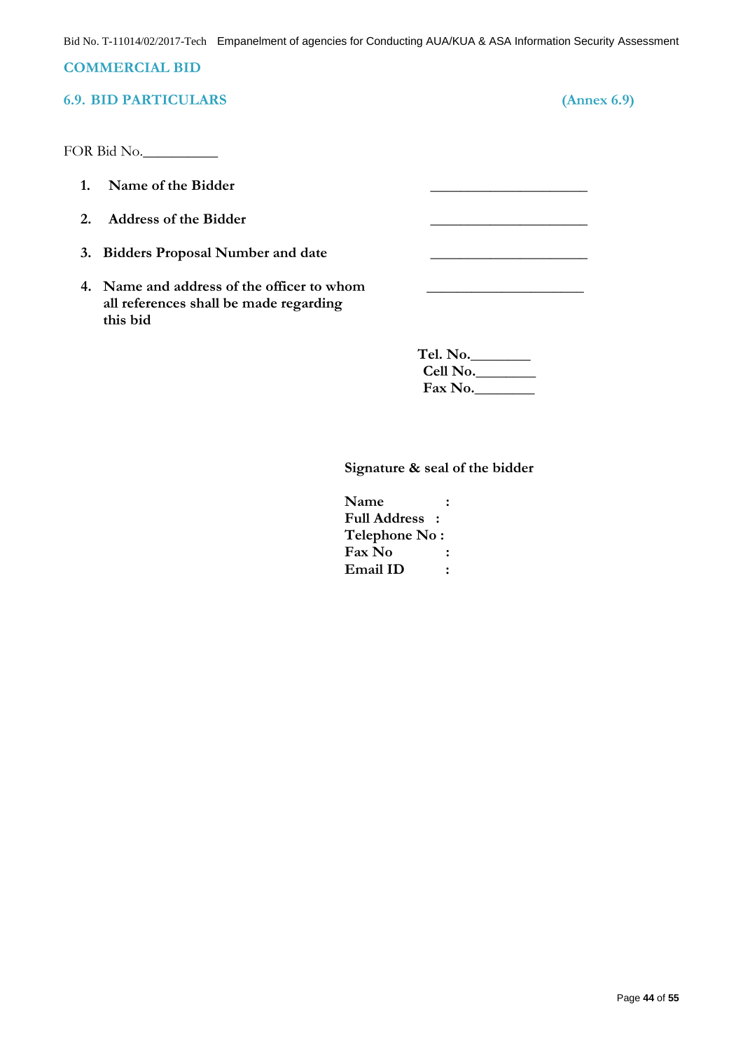## COMMERCIAL BID

### 6.9. BID PARTICULARS (Annex 6.9)

FOR Bid No.__________

1. **Name of the Bidder** ____________________
2. **Address of the Bidder** ____________________
3. **Bidders Proposal Number and date** ____________________
4. **Name and address of the officer to whom all references shall be made regarding this bid** ____________________

**Tel. No.________**
**Cell No.________**
**Fax No.________**

**Signature & seal of the bidder**

**Name :**
**Full Address :**
**Telephone No :**
**Fax No :**
**Email ID :**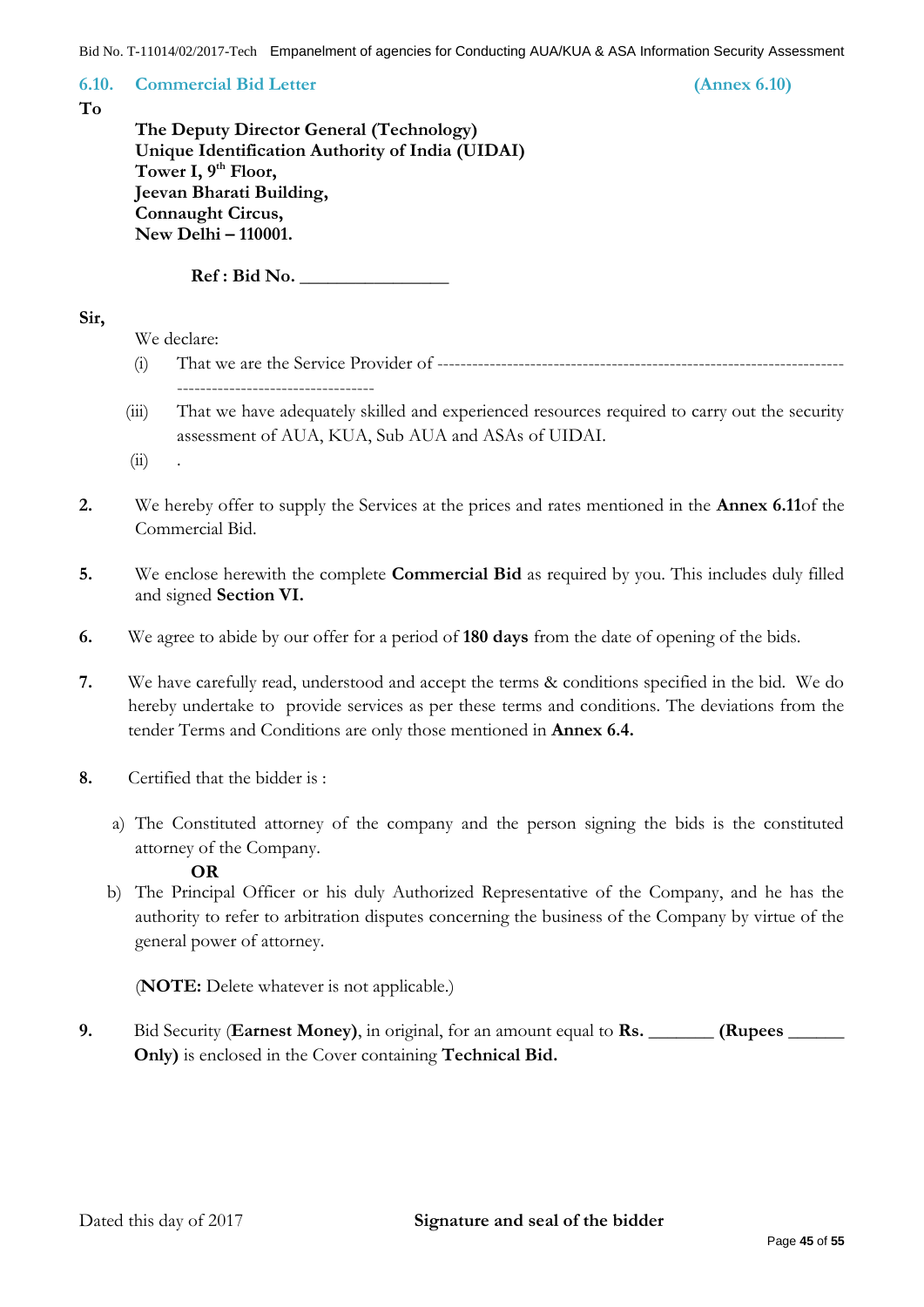## 6.10. Commercial Bid Letter (Annex 6.10)

**To**

**The Deputy Director General (Technology)**
**Unique Identification Authority of India (UIDAI)**
**Tower I, 9th Floor,**
**Jeevan Bharati Building,**
**Connaught Circus,**
**New Delhi – 110001.**

**Ref : Bid No. ________________**

**Sir,**

We declare:

(i) That we are the Service Provider of ---------------------------------------------------------------------- ----------------------------------

(iii) That we have adequately skilled and experienced resources required to carry out the security assessment of AUA, KUA, Sub AUA and ASAs of UIDAI.

(ii) .

**2.** We hereby offer to supply the Services at the prices and rates mentioned in the **Annex 6.11**of the Commercial Bid.

**5.** We enclose herewith the complete **Commercial Bid** as required by you. This includes duly filled and signed **Section VI.**

**6.** We agree to abide by our offer for a period of **180 days** from the date of opening of the bids.

**7.** We have carefully read, understood and accept the terms & conditions specified in the bid. We do hereby undertake to provide services as per these terms and conditions. The deviations from the tender Terms and Conditions are only those mentioned in **Annex 6.4.**

**8.** Certified that the bidder is :

a) The Constituted attorney of the company and the person signing the bids is the constituted attorney of the Company.

**OR**

b) The Principal Officer or his duly Authorized Representative of the Company, and he has the authority to refer to arbitration disputes concerning the business of the Company by virtue of the general power of attorney.

(**NOTE:** Delete whatever is not applicable.)

**9.** Bid Security (**Earnest Money)**, in original, for an amount equal to **Rs. _______ (Rupees ______ Only)** is enclosed in the Cover containing **Technical Bid.**

Dated this day of 2017 **Signature and seal of the bidder**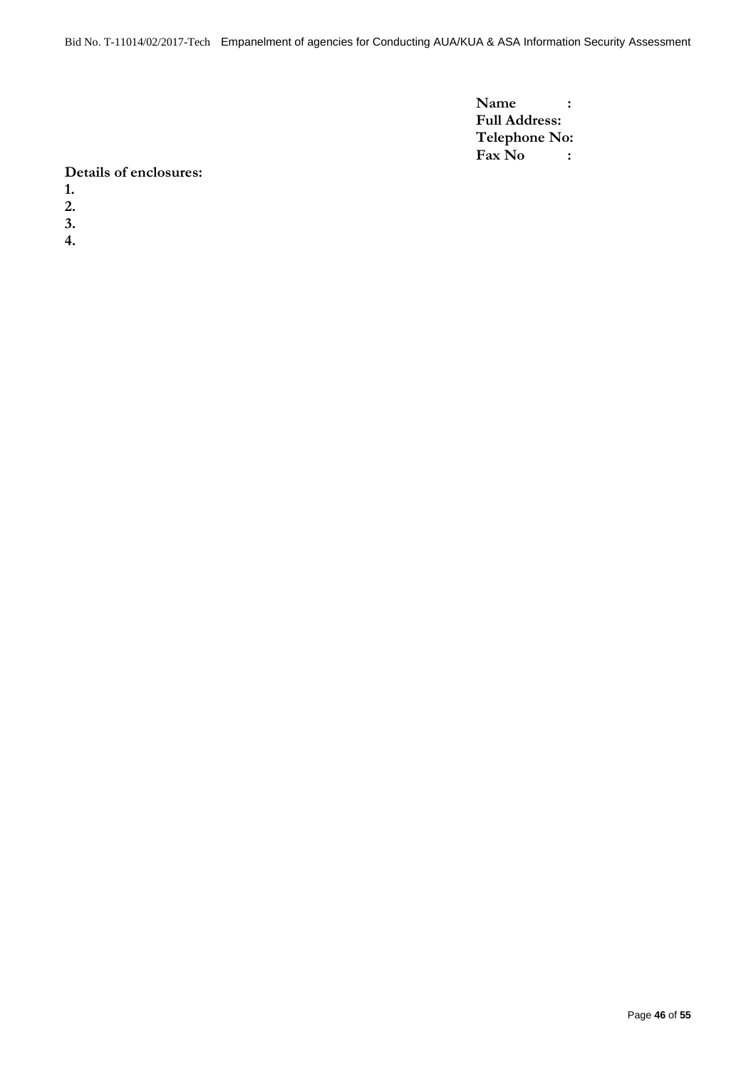**Name :**
**Full Address:**
**Telephone No:**
**Fax No :**

**Details of enclosures:**

**1.**
**2.**
**3.**
**4.**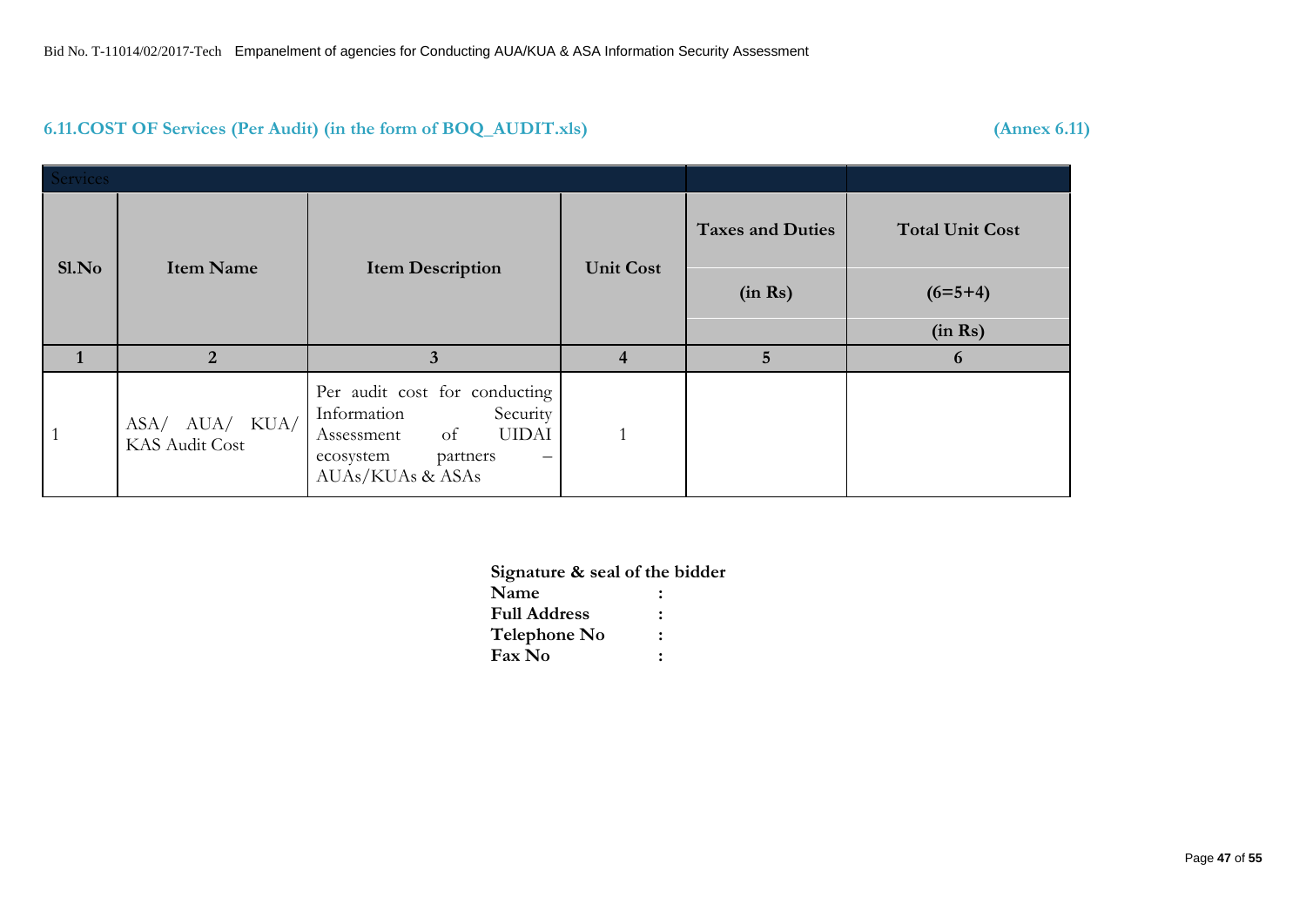## 6.11.COST OF Services (Per Audit) (in the form of BOQ_AUDIT.xls) (Annex 6.11)

| Services | | | | | |
|---|---|---|---|---|---|
| Sl.No | Item Name | Item Description | Unit Cost | Taxes and Duties (in Rs) | Total Unit Cost (6=5+4) (in Rs) |
| 1 | 2 | 3 | 4 | 5 | 6 |
| 1 | ASA/ AUA/ KUA/ KAS Audit Cost | Per audit cost for conducting Information Security Assessment of UIDAI ecosystem partners – AUAs/KUAs & ASAs | 1 | | |

**Signature & seal of the bidder**

**Name** :

**Full Address** :

**Telephone No** :

**Fax No** :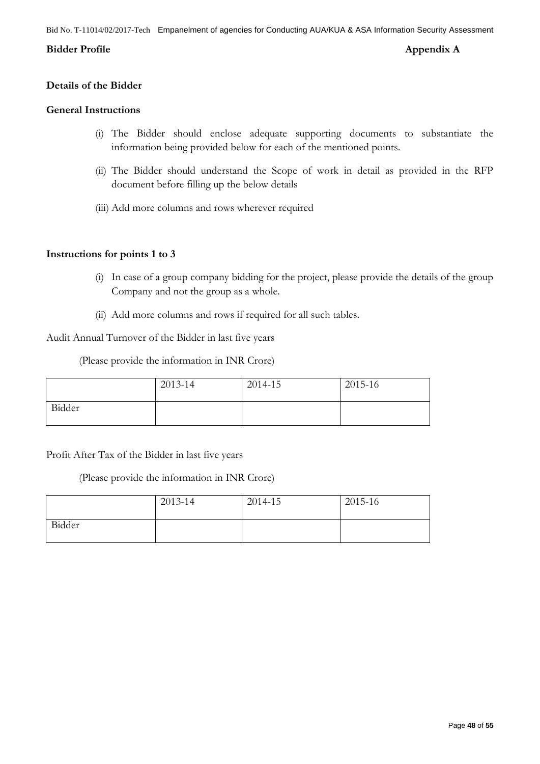**Bidder Profile** **Appendix A**

### Details of the Bidder

### General Instructions

(i) The Bidder should enclose adequate supporting documents to substantiate the information being provided below for each of the mentioned points.

(ii) The Bidder should understand the Scope of work in detail as provided in the RFP document before filling up the below details

(iii) Add more columns and rows wherever required

### Instructions for points 1 to 3

(i) In case of a group company bidding for the project, please provide the details of the group Company and not the group as a whole.

(ii) Add more columns and rows if required for all such tables.

Audit Annual Turnover of the Bidder in last five years

(Please provide the information in INR Crore)

| | 2013-14 | 2014-15 | 2015-16 |
|---|---|---|---|
| Bidder | | | |

Profit After Tax of the Bidder in last five years

(Please provide the information in INR Crore)

| | 2013-14 | 2014-15 | 2015-16 |
|---|---|---|---|
| Bidder | | | |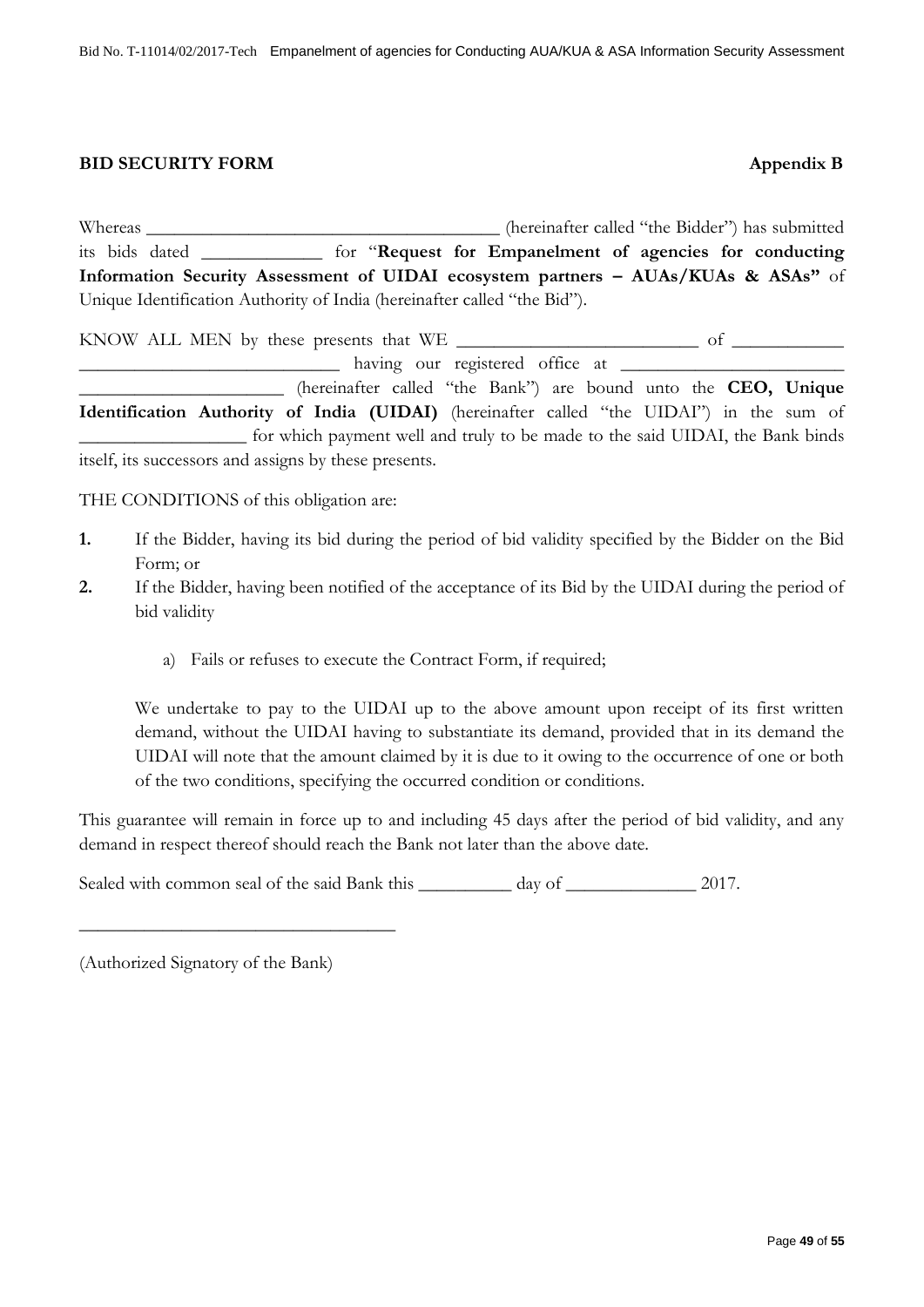**BID SECURITY FORM** **Appendix B**

Whereas ________________________________________ (hereinafter called "the Bidder") has submitted its bids dated _____________ for "**Request for Empanelment of agencies for conducting Information Security Assessment of UIDAI ecosystem partners – AUAs/KUAs & ASAs"** of Unique Identification Authority of India (hereinafter called "the Bid").

KNOW ALL MEN by these presents that WE ___________________________ of ____________ ____________________________ having our registered office at _________________________ ______________________ (hereinafter called "the Bank") are bound unto the **CEO, Unique Identification Authority of India (UIDAI)** (hereinafter called "the UIDAI") in the sum of __________________ for which payment well and truly to be made to the said UIDAI, the Bank binds itself, its successors and assigns by these presents.

THE CONDITIONS of this obligation are:

1. If the Bidder, having its bid during the period of bid validity specified by the Bidder on the Bid Form; or
2. If the Bidder, having been notified of the acceptance of its Bid by the UIDAI during the period of bid validity

    a) Fails or refuses to execute the Contract Form, if required;

    We undertake to pay to the UIDAI up to the above amount upon receipt of its first written demand, without the UIDAI having to substantiate its demand, provided that in its demand the UIDAI will note that the amount claimed by it is due to it owing to the occurrence of one or both of the two conditions, specifying the occurred condition or conditions.

This guarantee will remain in force up to and including 45 days after the period of bid validity, and any demand in respect thereof should reach the Bank not later than the above date.

Sealed with common seal of the said Bank this __________ day of ______________ 2017.

__________________________________

(Authorized Signatory of the Bank)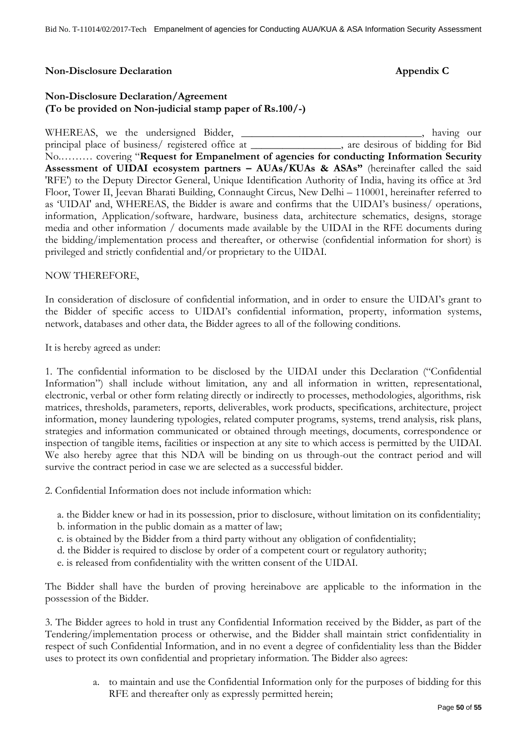**Non-Disclosure Declaration** **Appendix C**

**Non-Disclosure Declaration/Agreement**
**(To be provided on Non-judicial stamp paper of Rs.100/-)**

WHEREAS, we the undersigned Bidder, ___________________________________, having our principal place of business/ registered office at _________________, are desirous of bidding for Bid No.……… covering "**Request for Empanelment of agencies for conducting Information Security Assessment of UIDAI ecosystem partners – AUAs/KUAs & ASAs"** (hereinafter called the said 'RFE') to the Deputy Director General, Unique Identification Authority of India, having its office at 3rd Floor, Tower II, Jeevan Bharati Building, Connaught Circus, New Delhi – 110001, hereinafter referred to as 'UIDAI' and, WHEREAS, the Bidder is aware and confirms that the UIDAI's business/ operations, information, Application/software, hardware, business data, architecture schematics, designs, storage media and other information / documents made available by the UIDAI in the RFE documents during the bidding/implementation process and thereafter, or otherwise (confidential information for short) is privileged and strictly confidential and/or proprietary to the UIDAI.

NOW THEREFORE,

In consideration of disclosure of confidential information, and in order to ensure the UIDAI's grant to the Bidder of specific access to UIDAI's confidential information, property, information systems, network, databases and other data, the Bidder agrees to all of the following conditions.

It is hereby agreed as under:

1. The confidential information to be disclosed by the UIDAI under this Declaration ("Confidential Information") shall include without limitation, any and all information in written, representational, electronic, verbal or other form relating directly or indirectly to processes, methodologies, algorithms, risk matrices, thresholds, parameters, reports, deliverables, work products, specifications, architecture, project information, money laundering typologies, related computer programs, systems, trend analysis, risk plans, strategies and information communicated or obtained through meetings, documents, correspondence or inspection of tangible items, facilities or inspection at any site to which access is permitted by the UIDAI. We also hereby agree that this NDA will be binding on us through-out the contract period and will survive the contract period in case we are selected as a successful bidder.

2. Confidential Information does not include information which:

   a. the Bidder knew or had in its possession, prior to disclosure, without limitation on its confidentiality;
   b. information in the public domain as a matter of law;
   c. is obtained by the Bidder from a third party without any obligation of confidentiality;
   d. the Bidder is required to disclose by order of a competent court or regulatory authority;
   e. is released from confidentiality with the written consent of the UIDAI.

The Bidder shall have the burden of proving hereinabove are applicable to the information in the possession of the Bidder.

3. The Bidder agrees to hold in trust any Confidential Information received by the Bidder, as part of the Tendering/implementation process or otherwise, and the Bidder shall maintain strict confidentiality in respect of such Confidential Information, and in no event a degree of confidentiality less than the Bidder uses to protect its own confidential and proprietary information. The Bidder also agrees:

   a. to maintain and use the Confidential Information only for the purposes of bidding for this RFE and thereafter only as expressly permitted herein;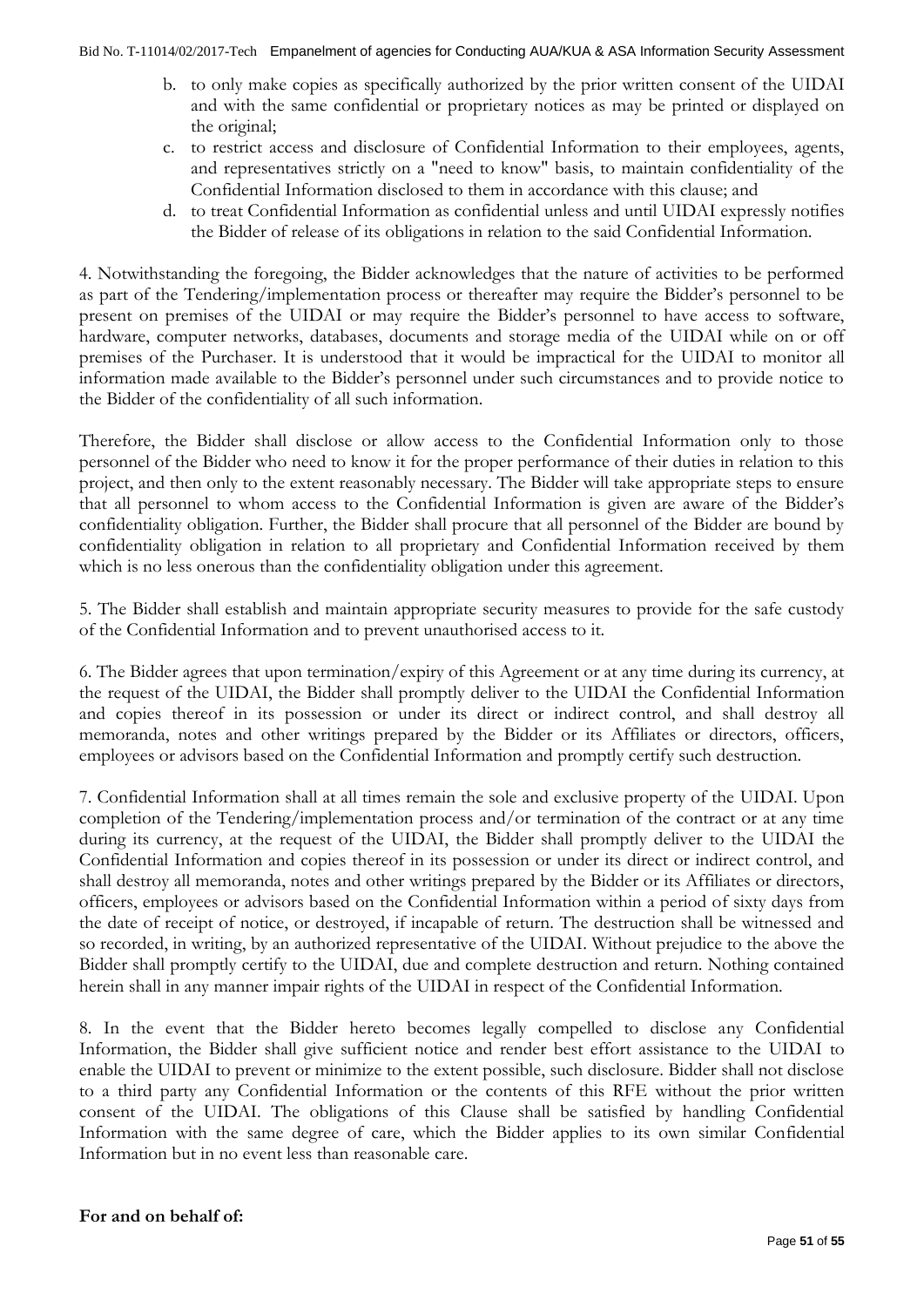b. to only make copies as specifically authorized by the prior written consent of the UIDAI and with the same confidential or proprietary notices as may be printed or displayed on the original;

c. to restrict access and disclosure of Confidential Information to their employees, agents, and representatives strictly on a "need to know" basis, to maintain confidentiality of the Confidential Information disclosed to them in accordance with this clause; and

d. to treat Confidential Information as confidential unless and until UIDAI expressly notifies the Bidder of release of its obligations in relation to the said Confidential Information.

4. Notwithstanding the foregoing, the Bidder acknowledges that the nature of activities to be performed as part of the Tendering/implementation process or thereafter may require the Bidder's personnel to be present on premises of the UIDAI or may require the Bidder's personnel to have access to software, hardware, computer networks, databases, documents and storage media of the UIDAI while on or off premises of the Purchaser. It is understood that it would be impractical for the UIDAI to monitor all information made available to the Bidder's personnel under such circumstances and to provide notice to the Bidder of the confidentiality of all such information.

Therefore, the Bidder shall disclose or allow access to the Confidential Information only to those personnel of the Bidder who need to know it for the proper performance of their duties in relation to this project, and then only to the extent reasonably necessary. The Bidder will take appropriate steps to ensure that all personnel to whom access to the Confidential Information is given are aware of the Bidder's confidentiality obligation. Further, the Bidder shall procure that all personnel of the Bidder are bound by confidentiality obligation in relation to all proprietary and Confidential Information received by them which is no less onerous than the confidentiality obligation under this agreement.

5. The Bidder shall establish and maintain appropriate security measures to provide for the safe custody of the Confidential Information and to prevent unauthorised access to it.

6. The Bidder agrees that upon termination/expiry of this Agreement or at any time during its currency, at the request of the UIDAI, the Bidder shall promptly deliver to the UIDAI the Confidential Information and copies thereof in its possession or under its direct or indirect control, and shall destroy all memoranda, notes and other writings prepared by the Bidder or its Affiliates or directors, officers, employees or advisors based on the Confidential Information and promptly certify such destruction.

7. Confidential Information shall at all times remain the sole and exclusive property of the UIDAI. Upon completion of the Tendering/implementation process and/or termination of the contract or at any time during its currency, at the request of the UIDAI, the Bidder shall promptly deliver to the UIDAI the Confidential Information and copies thereof in its possession or under its direct or indirect control, and shall destroy all memoranda, notes and other writings prepared by the Bidder or its Affiliates or directors, officers, employees or advisors based on the Confidential Information within a period of sixty days from the date of receipt of notice, or destroyed, if incapable of return. The destruction shall be witnessed and so recorded, in writing, by an authorized representative of the UIDAI. Without prejudice to the above the Bidder shall promptly certify to the UIDAI, due and complete destruction and return. Nothing contained herein shall in any manner impair rights of the UIDAI in respect of the Confidential Information.

8. In the event that the Bidder hereto becomes legally compelled to disclose any Confidential Information, the Bidder shall give sufficient notice and render best effort assistance to the UIDAI to enable the UIDAI to prevent or minimize to the extent possible, such disclosure. Bidder shall not disclose to a third party any Confidential Information or the contents of this RFE without the prior written consent of the UIDAI. The obligations of this Clause shall be satisfied by handling Confidential Information with the same degree of care, which the Bidder applies to its own similar Confidential Information but in no event less than reasonable care.

**For and on behalf of:**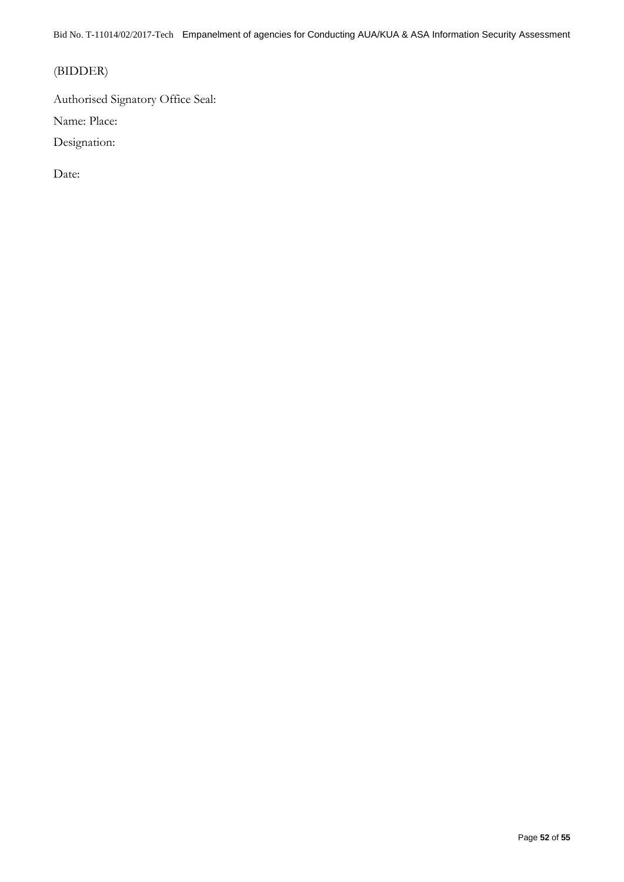(BIDDER)

Authorised Signatory Office Seal:

Name: Place:

Designation:

Date: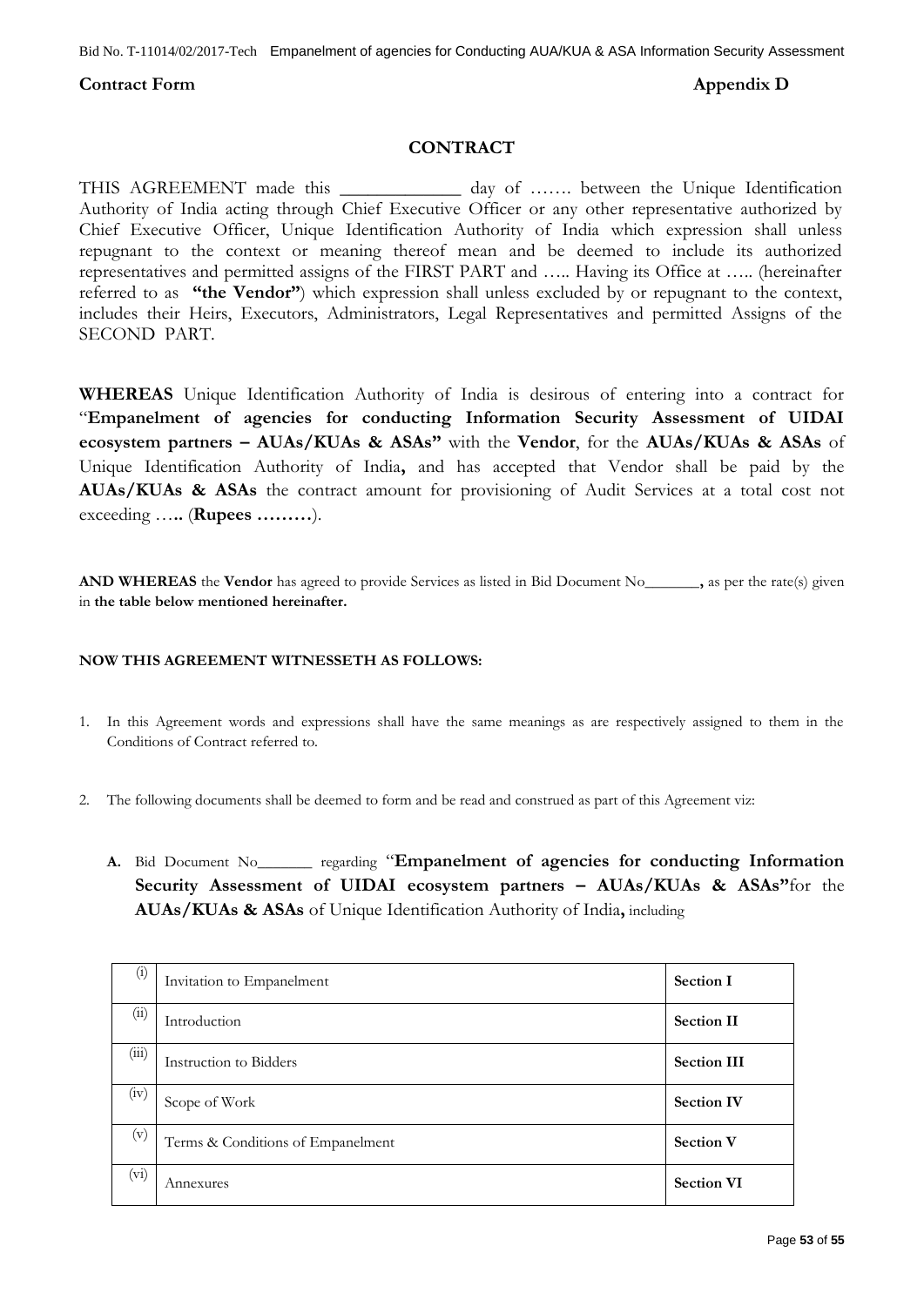**Contract Form** **Appendix D**

## CONTRACT

THIS AGREEMENT made this _____________ day of ……. between the Unique Identification Authority of India acting through Chief Executive Officer or any other representative authorized by Chief Executive Officer, Unique Identification Authority of India which expression shall unless repugnant to the context or meaning thereof mean and be deemed to include its authorized representatives and permitted assigns of the FIRST PART and ….. Having its Office at ….. (hereinafter referred to as **"the Vendor"**) which expression shall unless excluded by or repugnant to the context, includes their Heirs, Executors, Administrators, Legal Representatives and permitted Assigns of the SECOND PART.

**WHEREAS** Unique Identification Authority of India is desirous of entering into a contract for "**Empanelment of agencies for conducting Information Security Assessment of UIDAI ecosystem partners – AUAs/KUAs & ASAs"** with the **Vendor**, for the **AUAs/KUAs & ASAs** of Unique Identification Authority of India**,** and has accepted that Vendor shall be paid by the **AUAs/KUAs & ASAs** the contract amount for provisioning of Audit Services at a total cost not exceeding ….. (**Rupees ………**).

**AND WHEREAS** the **Vendor** has agreed to provide Services as listed in Bid Document No_______**,** as per the rate(s) given in **the table below mentioned hereinafter.**

**NOW THIS AGREEMENT WITNESSETH AS FOLLOWS:**

1. In this Agreement words and expressions shall have the same meanings as are respectively assigned to them in the Conditions of Contract referred to.

2. The following documents shall be deemed to form and be read and construed as part of this Agreement viz:

   **A.** Bid Document No_______ regarding "**Empanelment of agencies for conducting Information Security Assessment of UIDAI ecosystem partners – AUAs/KUAs & ASAs"**for the **AUAs/KUAs & ASAs** of Unique Identification Authority of India**,** including

| | | |
|---|---|---|
| (i) | Invitation to Empanelment | **Section I** |
| (ii) | Introduction | **Section II** |
| (iii) | Instruction to Bidders | **Section III** |
| (iv) | Scope of Work | **Section IV** |
| (v) | Terms & Conditions of Empanelment | **Section V** |
| (vi) | Annexures | **Section VI** |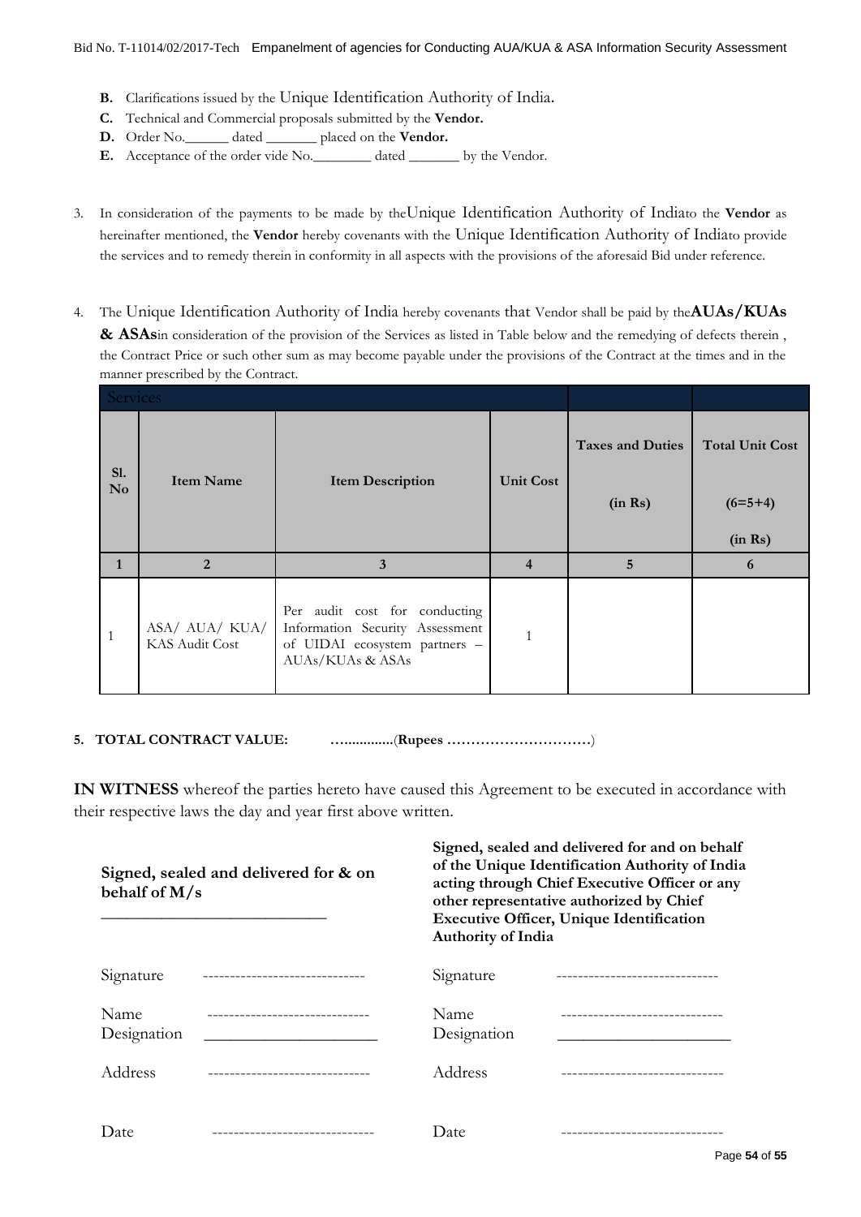- **B.** Clarifications issued by the Unique Identification Authority of India.
- **C.** Technical and Commercial proposals submitted by the **Vendor.**
- **D.** Order No.______ dated _______ placed on the **Vendor.**
- **E.** Acceptance of the order vide No.________ dated _______ by the Vendor.

3. In consideration of the payments to be made by theUnique Identification Authority of Indiato the **Vendor** as hereinafter mentioned, the **Vendor** hereby covenants with the Unique Identification Authority of Indiato provide the services and to remedy therein in conformity in all aspects with the provisions of the aforesaid Bid under reference.

4. The Unique Identification Authority of India hereby covenants that Vendor shall be paid by the**AUAs/KUAs & ASAs**in consideration of the provision of the Services as listed in Table below and the remedying of defects therein , the Contract Price or such other sum as may become payable under the provisions of the Contract at the times and in the manner prescribed by the Contract.

| Services | | | | | |
|---|---|---|---|---|---|
| **Sl. No** | **Item Name** | **Item Description** | **Unit Cost** | **Taxes and Duties (in Rs)** | **Total Unit Cost (6=5+4) (in Rs)** |
| **1** | **2** | **3** | **4** | **5** | **6** |
| 1 | ASA/ AUA/ KUA/ KAS Audit Cost | Per audit cost for conducting Information Security Assessment of UIDAI ecosystem partners – AUAs/KUAs & ASAs | 1 | | |

**5. TOTAL CONTRACT VALUE: …............**(**Rupees …………………………**)

**IN WITNESS** whereof the parties hereto have caused this Agreement to be executed in accordance with their respective laws the day and year first above written.

**Signed, sealed and delivered for & on behalf of M/s**
___________________________

Signature ------------------------------

Name ------------------------------
Designation _____________________

Address ------------------------------

Date ------------------------------

**Signed, sealed and delivered for and on behalf of the Unique Identification Authority of India acting through Chief Executive Officer or any other representative authorized by Chief Executive Officer, Unique Identification Authority of India**

Signature ------------------------------

Name ------------------------------
Designation _____________________

Address ------------------------------

Date ------------------------------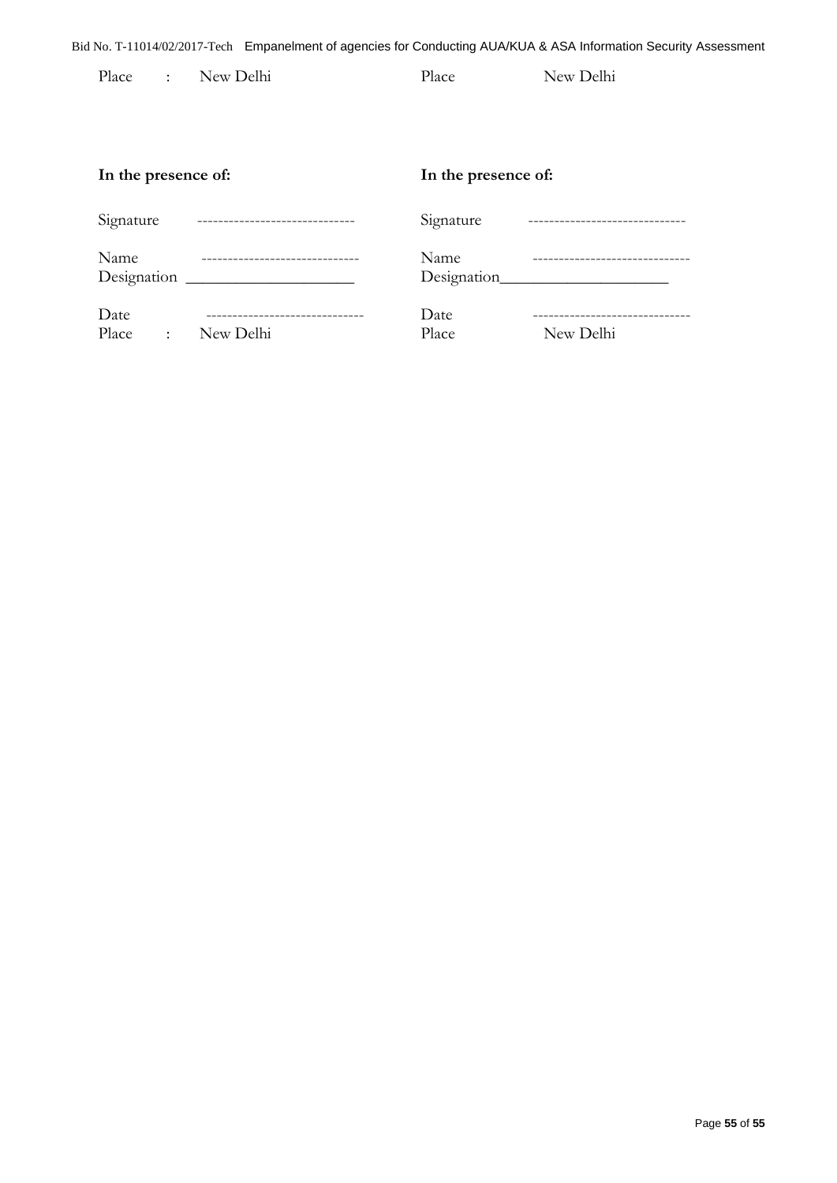Place : New Delhi

Place New Delhi

**In the presence of:**

Signature ------------------------------

Name ------------------------------

Designation ____________________

Date ------------------------------

Place : New Delhi

**In the presence of:**

Signature ------------------------------

Name ------------------------------

Designation____________________

Date ------------------------------

Place New Delhi